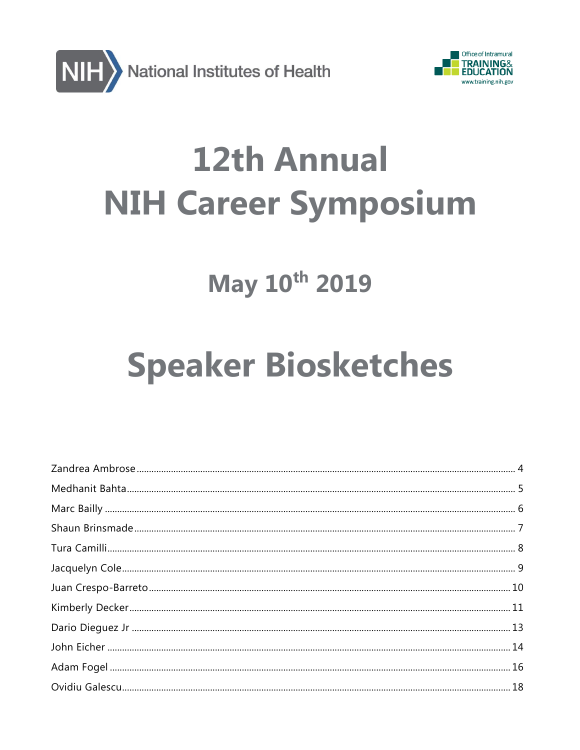National Institutes of Health

Office of Intramural TRAINING & EDUCATION
www.training.nih.gov

# 12th Annual NIH Career Symposium

## May 10th 2019

# Speaker Biosketches

- Zandrea Ambrose ........ 4
- Medhanit Bahta ........ 5
- Marc Bailly ........ 6
- Shaun Brinsmade ........ 7
- Tura Camilli ........ 8
- Jacquelyn Cole ........ 9
- Juan Crespo-Barreto ........ 10
- Kimberly Decker ........ 11
- Dario Dieguez Jr ........ 13
- John Eicher ........ 14
- Adam Fogel ........ 16
- Ovidiu Galescu ........ 18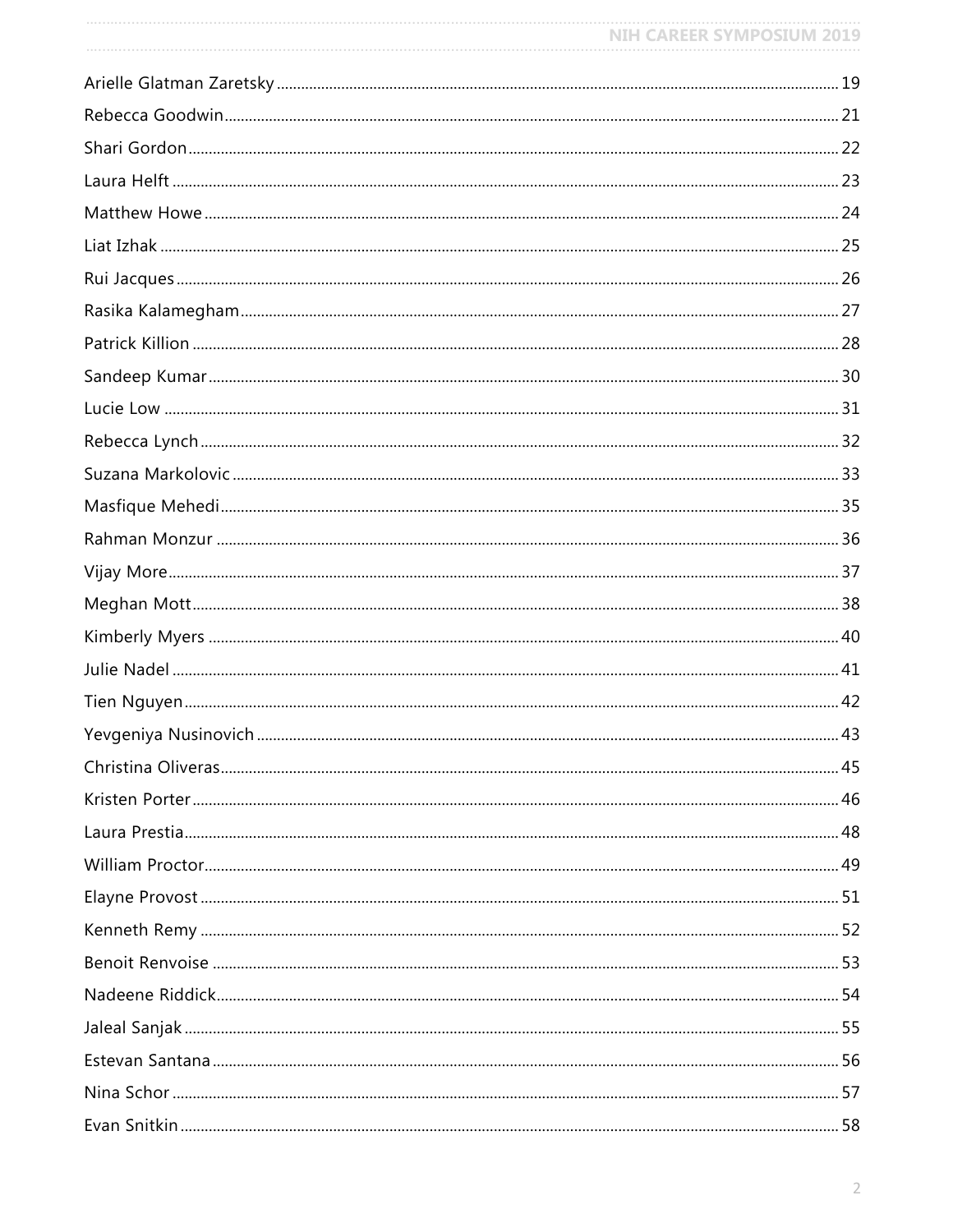Arielle Glatman Zaretsky ........ 19
Rebecca Goodwin ........ 21
Shari Gordon ........ 22
Laura Helft ........ 23
Matthew Howe ........ 24
Liat Izhak ........ 25
Rui Jacques ........ 26
Rasika Kalamegham ........ 27
Patrick Killion ........ 28
Sandeep Kumar ........ 30
Lucie Low ........ 31
Rebecca Lynch ........ 32
Suzana Markolovic ........ 33
Masfique Mehedi ........ 35
Rahman Monzur ........ 36
Vijay More ........ 37
Meghan Mott ........ 38
Kimberly Myers ........ 40
Julie Nadel ........ 41
Tien Nguyen ........ 42
Yevgeniya Nusinovich ........ 43
Christina Oliveras ........ 45
Kristen Porter ........ 46
Laura Prestia ........ 48
William Proctor ........ 49
Elayne Provost ........ 51
Kenneth Remy ........ 52
Benoit Renvoise ........ 53
Nadeene Riddick ........ 54
Jaleal Sanjak ........ 55
Estevan Santana ........ 56
Nina Schor ........ 57
Evan Snitkin ........ 58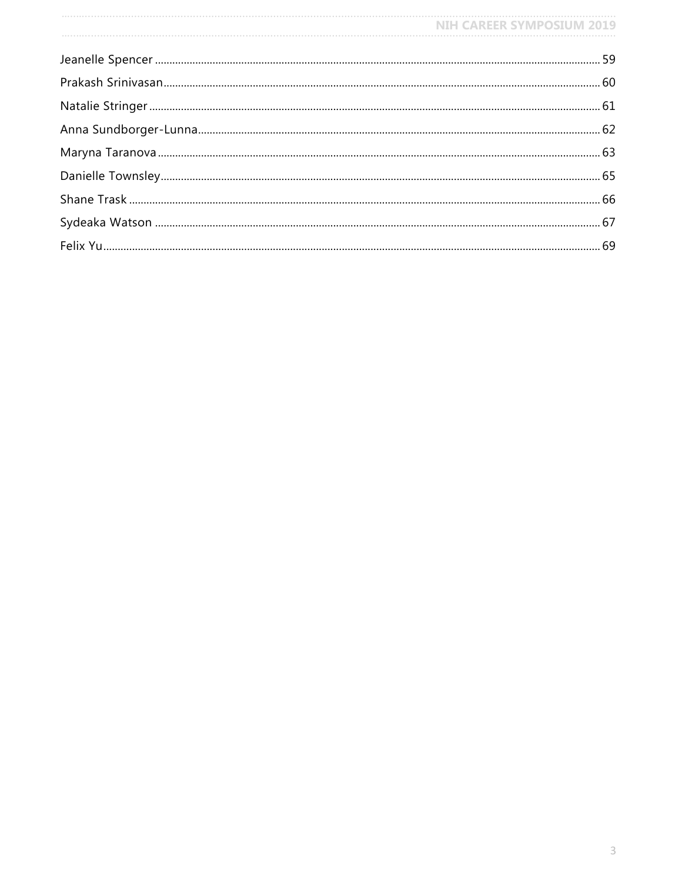Jeanelle Spencer ........................................................................ 59

Prakash Srinivasan...................................................................... 60

Natalie Stringer ......................................................................... 61

Anna Sundborger-Lunna............................................................. 62

Maryna Taranova ........................................................................ 63

Danielle Townsley....................................................................... 65

Shane Trask ................................................................................ 66

Sydeaka Watson ......................................................................... 67

Felix Yu....................................................................................... 69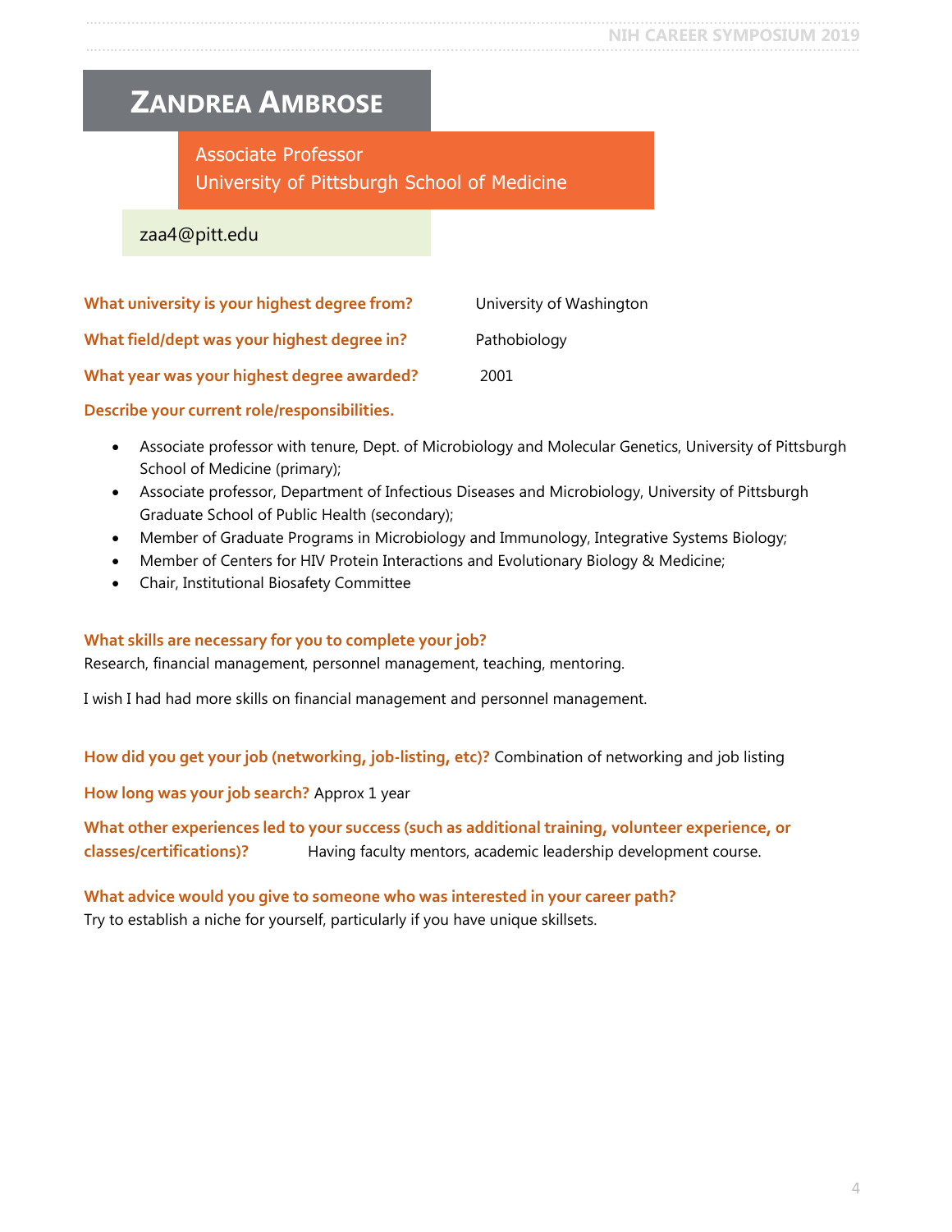# Zandrea Ambrose

Associate Professor
University of Pittsburgh School of Medicine

zaa4@pitt.edu

**What university is your highest degree from?** University of Washington

**What field/dept was your highest degree in?** Pathobiology

**What year was your highest degree awarded?** 2001

**Describe your current role/responsibilities.**

- Associate professor with tenure, Dept. of Microbiology and Molecular Genetics, University of Pittsburgh School of Medicine (primary);
- Associate professor, Department of Infectious Diseases and Microbiology, University of Pittsburgh Graduate School of Public Health (secondary);
- Member of Graduate Programs in Microbiology and Immunology, Integrative Systems Biology;
- Member of Centers for HIV Protein Interactions and Evolutionary Biology & Medicine;
- Chair, Institutional Biosafety Committee

**What skills are necessary for you to complete your job?**
Research, financial management, personnel management, teaching, mentoring.

I wish I had had more skills on financial management and personnel management.

**How did you get your job (networking, job-listing, etc)?** Combination of networking and job listing

**How long was your job search?** Approx 1 year

**What other experiences led to your success (such as additional training, volunteer experience, or classes/certifications)?** Having faculty mentors, academic leadership development course.

**What advice would you give to someone who was interested in your career path?**
Try to establish a niche for yourself, particularly if you have unique skillsets.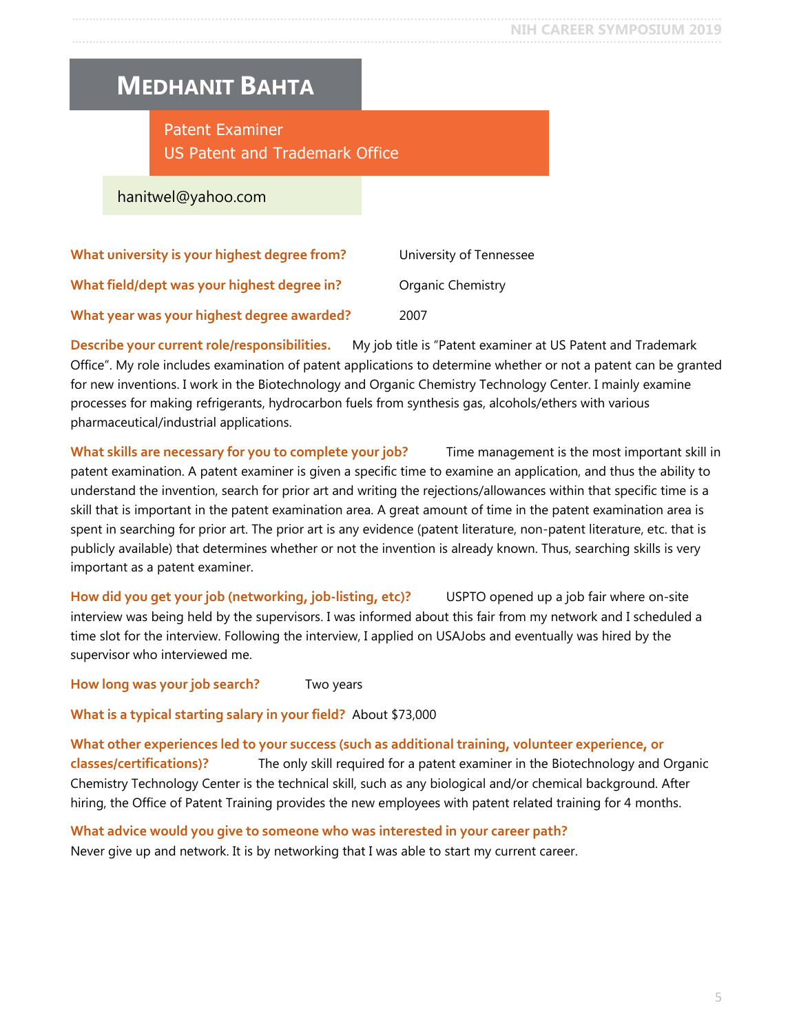# Medhanit Bahta

Patent Examiner
US Patent and Trademark Office

hanitwel@yahoo.com

**What university is your highest degree from?** University of Tennessee

**What field/dept was your highest degree in?** Organic Chemistry

**What year was your highest degree awarded?** 2007

**Describe your current role/responsibilities.** My job title is "Patent examiner at US Patent and Trademark Office". My role includes examination of patent applications to determine whether or not a patent can be granted for new inventions. I work in the Biotechnology and Organic Chemistry Technology Center. I mainly examine processes for making refrigerants, hydrocarbon fuels from synthesis gas, alcohols/ethers with various pharmaceutical/industrial applications.

**What skills are necessary for you to complete your job?** Time management is the most important skill in patent examination. A patent examiner is given a specific time to examine an application, and thus the ability to understand the invention, search for prior art and writing the rejections/allowances within that specific time is a skill that is important in the patent examination area. A great amount of time in the patent examination area is spent in searching for prior art. The prior art is any evidence (patent literature, non-patent literature, etc. that is publicly available) that determines whether or not the invention is already known. Thus, searching skills is very important as a patent examiner.

**How did you get your job (networking, job-listing, etc)?** USPTO opened up a job fair where on-site interview was being held by the supervisors. I was informed about this fair from my network and I scheduled a time slot for the interview. Following the interview, I applied on USAJobs and eventually was hired by the supervisor who interviewed me.

**How long was your job search?** Two years

**What is a typical starting salary in your field?** About $73,000

**What other experiences led to your success (such as additional training, volunteer experience, or classes/certifications)?** The only skill required for a patent examiner in the Biotechnology and Organic Chemistry Technology Center is the technical skill, such as any biological and/or chemical background. After hiring, the Office of Patent Training provides the new employees with patent related training for 4 months.

**What advice would you give to someone who was interested in your career path?**
Never give up and network. It is by networking that I was able to start my current career.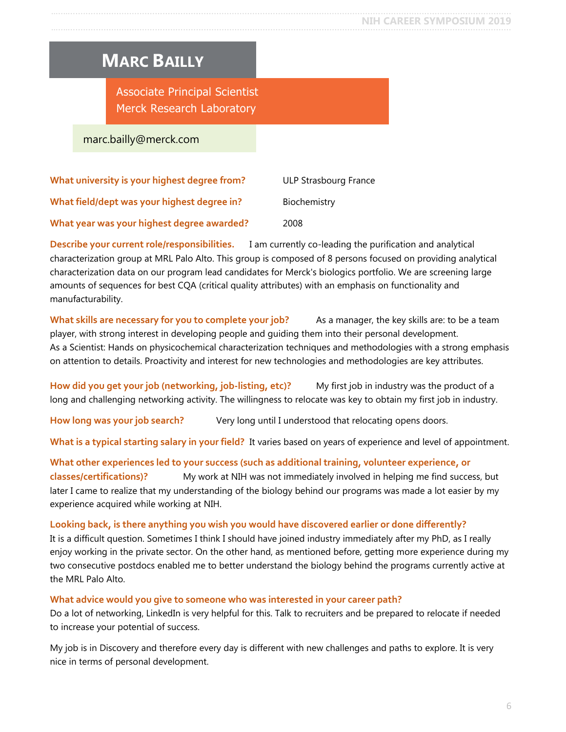# Marc Bailly

Associate Principal Scientist
Merck Research Laboratory

marc.bailly@merck.com

**What university is your highest degree from?** ULP Strasbourg France

**What field/dept was your highest degree in?** Biochemistry

**What year was your highest degree awarded?** 2008

**Describe your current role/responsibilities.** I am currently co-leading the purification and analytical characterization group at MRL Palo Alto. This group is composed of 8 persons focused on providing analytical characterization data on our program lead candidates for Merck's biologics portfolio. We are screening large amounts of sequences for best CQA (critical quality attributes) with an emphasis on functionality and manufacturability.

**What skills are necessary for you to complete your job?** As a manager, the key skills are: to be a team player, with strong interest in developing people and guiding them into their personal development.
As a Scientist: Hands on physicochemical characterization techniques and methodologies with a strong emphasis on attention to details. Proactivity and interest for new technologies and methodologies are key attributes.

**How did you get your job (networking, job-listing, etc)?** My first job in industry was the product of a long and challenging networking activity. The willingness to relocate was key to obtain my first job in industry.

**How long was your job search?** Very long until I understood that relocating opens doors.

**What is a typical starting salary in your field?** It varies based on years of experience and level of appointment.

**What other experiences led to your success (such as additional training, volunteer experience, or classes/certifications)?** My work at NIH was not immediately involved in helping me find success, but later I came to realize that my understanding of the biology behind our programs was made a lot easier by my experience acquired while working at NIH.

**Looking back, is there anything you wish you would have discovered earlier or done differently?**
It is a difficult question. Sometimes I think I should have joined industry immediately after my PhD, as I really enjoy working in the private sector. On the other hand, as mentioned before, getting more experience during my two consecutive postdocs enabled me to better understand the biology behind the programs currently active at the MRL Palo Alto.

**What advice would you give to someone who was interested in your career path?**
Do a lot of networking, LinkedIn is very helpful for this. Talk to recruiters and be prepared to relocate if needed to increase your potential of success.

My job is in Discovery and therefore every day is different with new challenges and paths to explore. It is very nice in terms of personal development.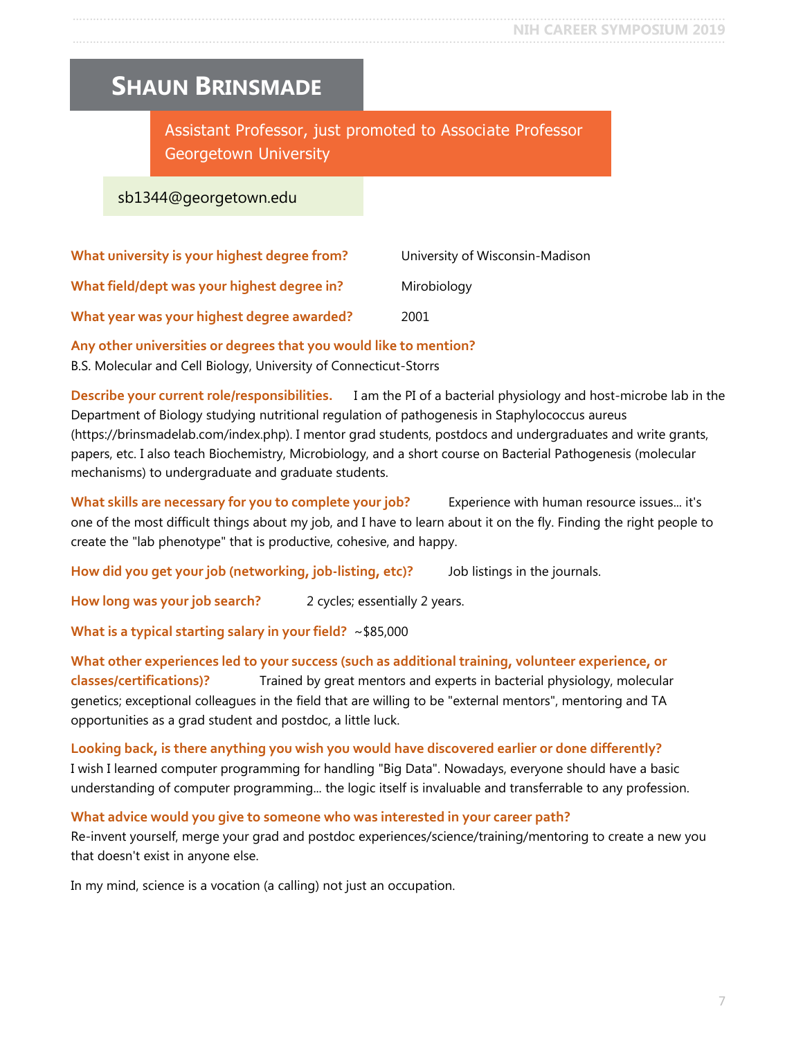# Shaun Brinsmade

Assistant Professor, just promoted to Associate Professor
Georgetown University

sb1344@georgetown.edu

**What university is your highest degree from?** University of Wisconsin-Madison

**What field/dept was your highest degree in?** Mirobiology

**What year was your highest degree awarded?** 2001

**Any other universities or degrees that you would like to mention?**
B.S. Molecular and Cell Biology, University of Connecticut-Storrs

**Describe your current role/responsibilities.** I am the PI of a bacterial physiology and host-microbe lab in the Department of Biology studying nutritional regulation of pathogenesis in Staphylococcus aureus (https://brinsmadelab.com/index.php). I mentor grad students, postdocs and undergraduates and write grants, papers, etc. I also teach Biochemistry, Microbiology, and a short course on Bacterial Pathogenesis (molecular mechanisms) to undergraduate and graduate students.

**What skills are necessary for you to complete your job?** Experience with human resource issues... it's one of the most difficult things about my job, and I have to learn about it on the fly. Finding the right people to create the "lab phenotype" that is productive, cohesive, and happy.

**How did you get your job (networking, job-listing, etc)?** Job listings in the journals.

**How long was your job search?** 2 cycles; essentially 2 years.

**What is a typical starting salary in your field?** ~$85,000

**What other experiences led to your success (such as additional training, volunteer experience, or classes/certifications)?** Trained by great mentors and experts in bacterial physiology, molecular genetics; exceptional colleagues in the field that are willing to be "external mentors", mentoring and TA opportunities as a grad student and postdoc, a little luck.

**Looking back, is there anything you wish you would have discovered earlier or done differently?**
I wish I learned computer programming for handling "Big Data". Nowadays, everyone should have a basic understanding of computer programming... the logic itself is invaluable and transferrable to any profession.

**What advice would you give to someone who was interested in your career path?**
Re-invent yourself, merge your grad and postdoc experiences/science/training/mentoring to create a new you that doesn't exist in anyone else.

In my mind, science is a vocation (a calling) not just an occupation.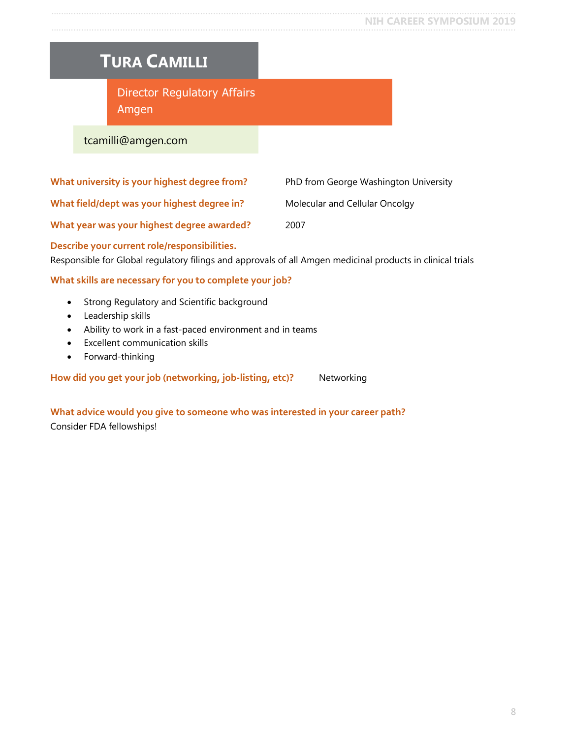# Tura Camilli

Director Regulatory Affairs
Amgen

tcamilli@amgen.com

**What university is your highest degree from?** PhD from George Washington University

**What field/dept was your highest degree in?** Molecular and Cellular Oncolgy

**What year was your highest degree awarded?** 2007

**Describe your current role/responsibilities.**

Responsible for Global regulatory filings and approvals of all Amgen medicinal products in clinical trials

**What skills are necessary for you to complete your job?**

- Strong Regulatory and Scientific background
- Leadership skills
- Ability to work in a fast-paced environment and in teams
- Excellent communication skills
- Forward-thinking

**How did you get your job (networking, job-listing, etc)?** Networking

**What advice would you give to someone who was interested in your career path?**

Consider FDA fellowships!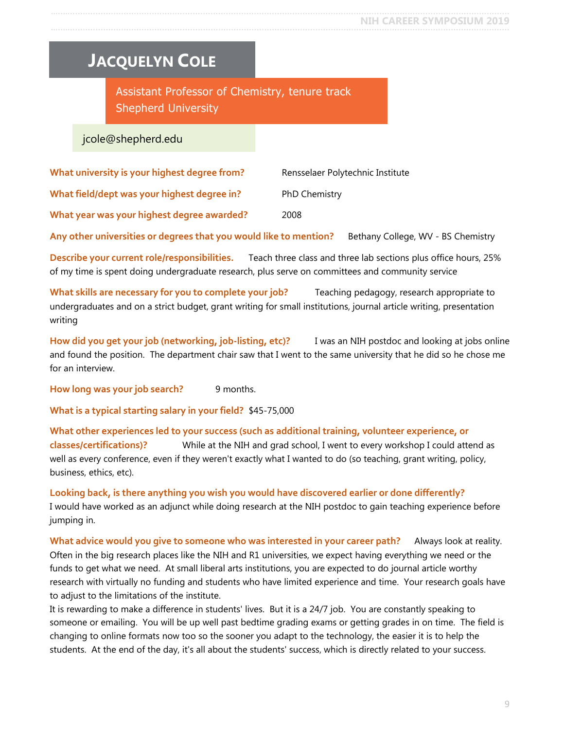# Jacquelyn Cole

Assistant Professor of Chemistry, tenure track
Shepherd University

jcole@shepherd.edu

**What university is your highest degree from?** Rensselaer Polytechnic Institute

**What field/dept was your highest degree in?** PhD Chemistry

**What year was your highest degree awarded?** 2008

**Any other universities or degrees that you would like to mention?** Bethany College, WV - BS Chemistry

**Describe your current role/responsibilities.** Teach three class and three lab sections plus office hours, 25% of my time is spent doing undergraduate research, plus serve on committees and community service

**What skills are necessary for you to complete your job?** Teaching pedagogy, research appropriate to undergraduates and on a strict budget, grant writing for small institutions, journal article writing, presentation writing

**How did you get your job (networking, job-listing, etc)?** I was an NIH postdoc and looking at jobs online and found the position. The department chair saw that I went to the same university that he did so he chose me for an interview.

**How long was your job search?** 9 months.

**What is a typical starting salary in your field?** $45-75,000

**What other experiences led to your success (such as additional training, volunteer experience, or classes/certifications)?** While at the NIH and grad school, I went to every workshop I could attend as well as every conference, even if they weren't exactly what I wanted to do (so teaching, grant writing, policy, business, ethics, etc).

**Looking back, is there anything you wish you would have discovered earlier or done differently?**
I would have worked as an adjunct while doing research at the NIH postdoc to gain teaching experience before jumping in.

**What advice would you give to someone who was interested in your career path?** Always look at reality. Often in the big research places like the NIH and R1 universities, we expect having everything we need or the funds to get what we need. At small liberal arts institutions, you are expected to do journal article worthy research with virtually no funding and students who have limited experience and time. Your research goals have to adjust to the limitations of the institute.
It is rewarding to make a difference in students' lives. But it is a 24/7 job. You are constantly speaking to someone or emailing. You will be up well past bedtime grading exams or getting grades in on time. The field is changing to online formats now too so the sooner you adapt to the technology, the easier it is to help the students. At the end of the day, it's all about the students' success, which is directly related to your success.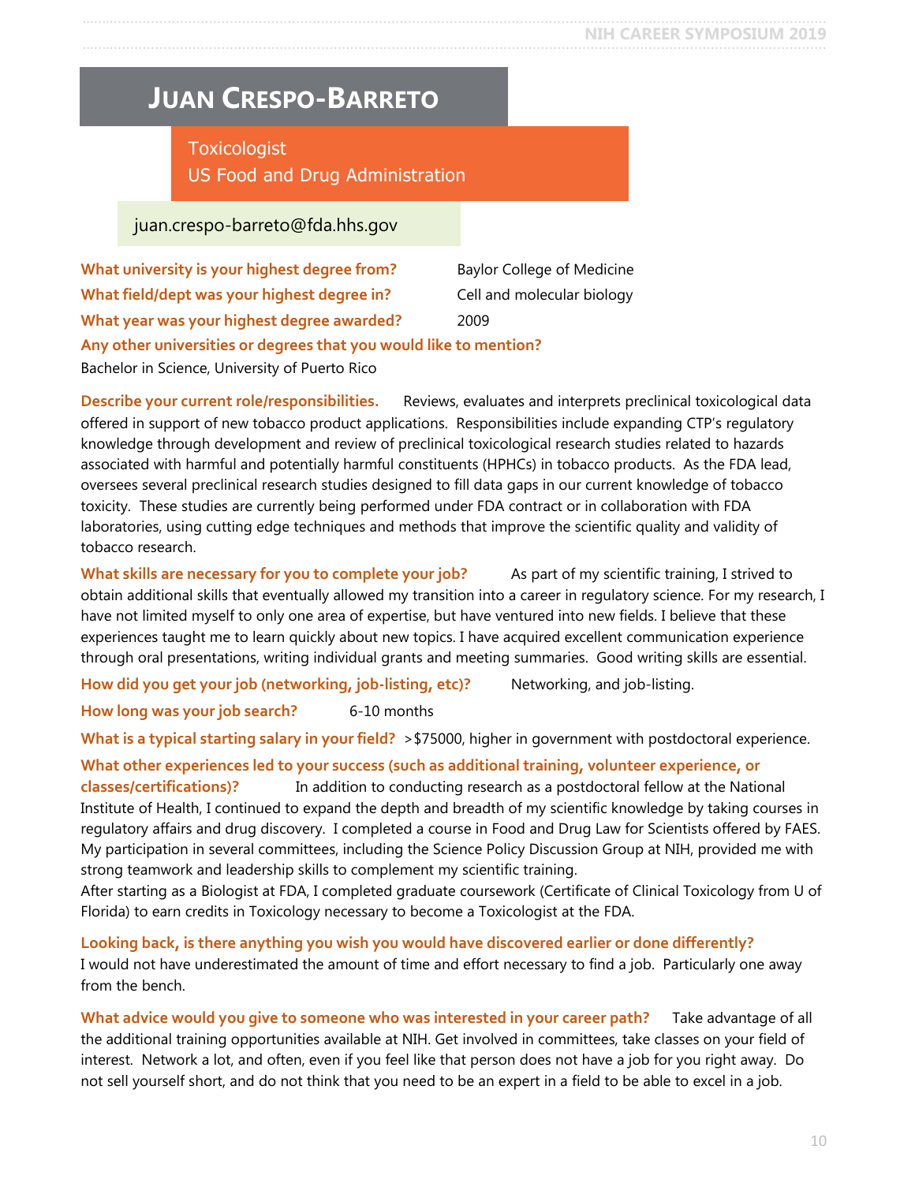# Juan Crespo-Barreto

Toxicologist
US Food and Drug Administration

juan.crespo-barreto@fda.hhs.gov

**What university is your highest degree from?** Baylor College of Medicine

**What field/dept was your highest degree in?** Cell and molecular biology

**What year was your highest degree awarded?** 2009

**Any other universities or degrees that you would like to mention?**
Bachelor in Science, University of Puerto Rico

**Describe your current role/responsibilities.** Reviews, evaluates and interprets preclinical toxicological data offered in support of new tobacco product applications. Responsibilities include expanding CTP's regulatory knowledge through development and review of preclinical toxicological research studies related to hazards associated with harmful and potentially harmful constituents (HPHCs) in tobacco products. As the FDA lead, oversees several preclinical research studies designed to fill data gaps in our current knowledge of tobacco toxicity. These studies are currently being performed under FDA contract or in collaboration with FDA laboratories, using cutting edge techniques and methods that improve the scientific quality and validity of tobacco research.

**What skills are necessary for you to complete your job?** As part of my scientific training, I strived to obtain additional skills that eventually allowed my transition into a career in regulatory science. For my research, I have not limited myself to only one area of expertise, but have ventured into new fields. I believe that these experiences taught me to learn quickly about new topics. I have acquired excellent communication experience through oral presentations, writing individual grants and meeting summaries. Good writing skills are essential.

**How did you get your job (networking, job-listing, etc)?** Networking, and job-listing.

**How long was your job search?** 6-10 months

**What is a typical starting salary in your field?** >$75000, higher in government with postdoctoral experience.

**What other experiences led to your success (such as additional training, volunteer experience, or classes/certifications)?** In addition to conducting research as a postdoctoral fellow at the National Institute of Health, I continued to expand the depth and breadth of my scientific knowledge by taking courses in regulatory affairs and drug discovery. I completed a course in Food and Drug Law for Scientists offered by FAES. My participation in several committees, including the Science Policy Discussion Group at NIH, provided me with strong teamwork and leadership skills to complement my scientific training.
After starting as a Biologist at FDA, I completed graduate coursework (Certificate of Clinical Toxicology from U of Florida) to earn credits in Toxicology necessary to become a Toxicologist at the FDA.

**Looking back, is there anything you wish you would have discovered earlier or done differently?**
I would not have underestimated the amount of time and effort necessary to find a job. Particularly one away from the bench.

**What advice would you give to someone who was interested in your career path?** Take advantage of all the additional training opportunities available at NIH. Get involved in committees, take classes on your field of interest. Network a lot, and often, even if you feel like that person does not have a job for you right away. Do not sell yourself short, and do not think that you need to be an expert in a field to be able to excel in a job.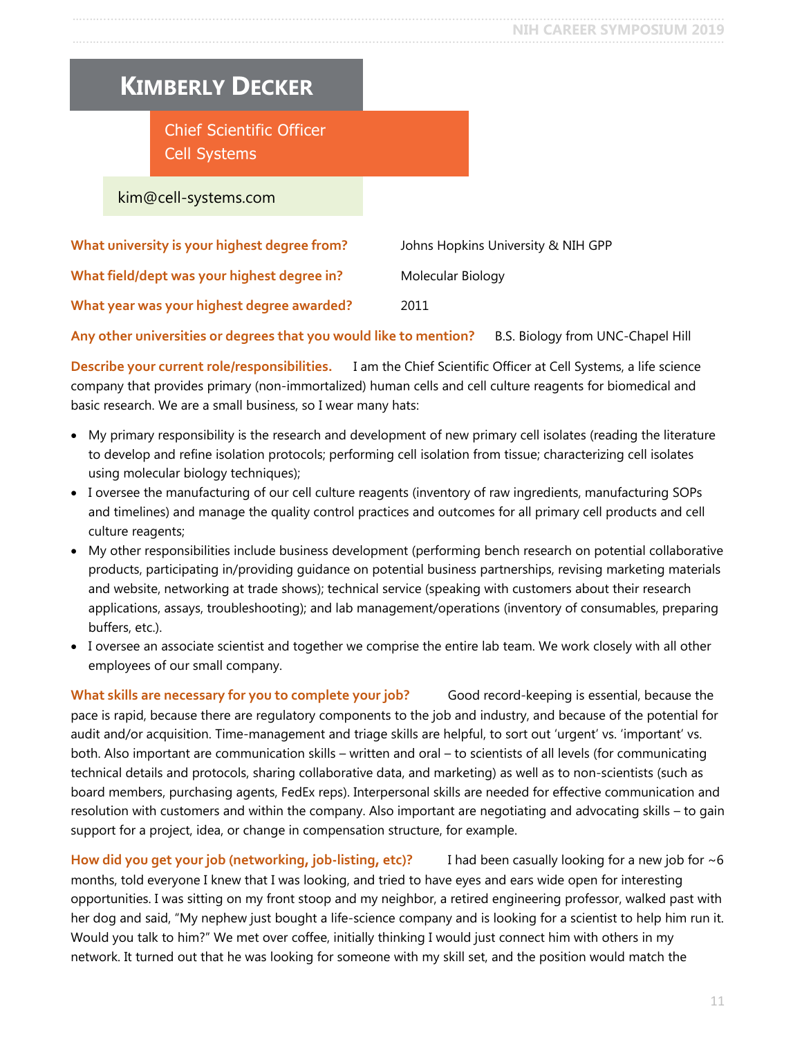# Kimberly Decker

Chief Scientific Officer
Cell Systems

kim@cell-systems.com

**What university is your highest degree from?** Johns Hopkins University & NIH GPP

**What field/dept was your highest degree in?** Molecular Biology

**What year was your highest degree awarded?** 2011

**Any other universities or degrees that you would like to mention?** B.S. Biology from UNC-Chapel Hill

**Describe your current role/responsibilities.** I am the Chief Scientific Officer at Cell Systems, a life science company that provides primary (non-immortalized) human cells and cell culture reagents for biomedical and basic research. We are a small business, so I wear many hats:

- My primary responsibility is the research and development of new primary cell isolates (reading the literature to develop and refine isolation protocols; performing cell isolation from tissue; characterizing cell isolates using molecular biology techniques);
- I oversee the manufacturing of our cell culture reagents (inventory of raw ingredients, manufacturing SOPs and timelines) and manage the quality control practices and outcomes for all primary cell products and cell culture reagents;
- My other responsibilities include business development (performing bench research on potential collaborative products, participating in/providing guidance on potential business partnerships, revising marketing materials and website, networking at trade shows); technical service (speaking with customers about their research applications, assays, troubleshooting); and lab management/operations (inventory of consumables, preparing buffers, etc.).
- I oversee an associate scientist and together we comprise the entire lab team. We work closely with all other employees of our small company.

**What skills are necessary for you to complete your job?** Good record-keeping is essential, because the pace is rapid, because there are regulatory components to the job and industry, and because of the potential for audit and/or acquisition. Time-management and triage skills are helpful, to sort out 'urgent' vs. 'important' vs. both. Also important are communication skills – written and oral – to scientists of all levels (for communicating technical details and protocols, sharing collaborative data, and marketing) as well as to non-scientists (such as board members, purchasing agents, FedEx reps). Interpersonal skills are needed for effective communication and resolution with customers and within the company. Also important are negotiating and advocating skills – to gain support for a project, idea, or change in compensation structure, for example.

**How did you get your job (networking, job-listing, etc)?** I had been casually looking for a new job for ~6 months, told everyone I knew that I was looking, and tried to have eyes and ears wide open for interesting opportunities. I was sitting on my front stoop and my neighbor, a retired engineering professor, walked past with her dog and said, "My nephew just bought a life-science company and is looking for a scientist to help him run it. Would you talk to him?" We met over coffee, initially thinking I would just connect him with others in my network. It turned out that he was looking for someone with my skill set, and the position would match the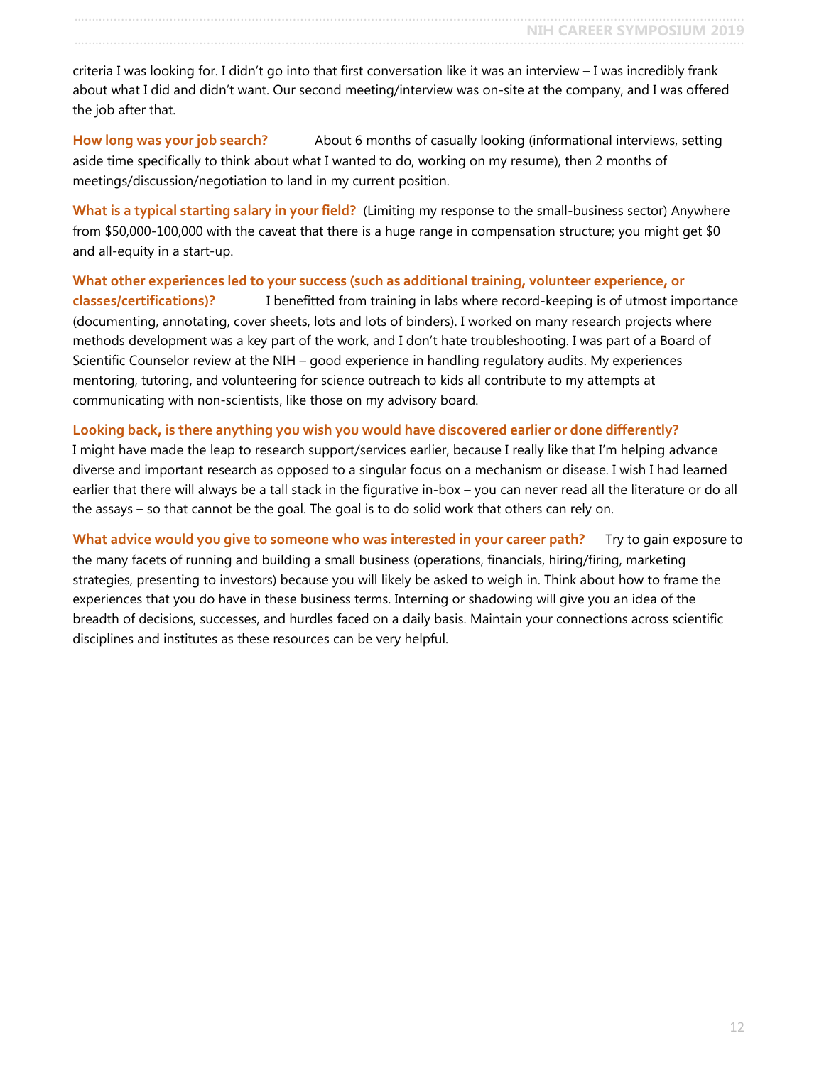criteria I was looking for. I didn't go into that first conversation like it was an interview – I was incredibly frank about what I did and didn't want. Our second meeting/interview was on-site at the company, and I was offered the job after that.

**How long was your job search?** About 6 months of casually looking (informational interviews, setting aside time specifically to think about what I wanted to do, working on my resume), then 2 months of meetings/discussion/negotiation to land in my current position.

**What is a typical starting salary in your field?** (Limiting my response to the small-business sector) Anywhere from $50,000-100,000 with the caveat that there is a huge range in compensation structure; you might get $0 and all-equity in a start-up.

**What other experiences led to your success (such as additional training, volunteer experience, or classes/certifications)?** I benefitted from training in labs where record-keeping is of utmost importance (documenting, annotating, cover sheets, lots and lots of binders). I worked on many research projects where methods development was a key part of the work, and I don't hate troubleshooting. I was part of a Board of Scientific Counselor review at the NIH – good experience in handling regulatory audits. My experiences mentoring, tutoring, and volunteering for science outreach to kids all contribute to my attempts at communicating with non-scientists, like those on my advisory board.

**Looking back, is there anything you wish you would have discovered earlier or done differently?**
I might have made the leap to research support/services earlier, because I really like that I'm helping advance diverse and important research as opposed to a singular focus on a mechanism or disease. I wish I had learned earlier that there will always be a tall stack in the figurative in-box – you can never read all the literature or do all the assays – so that cannot be the goal. The goal is to do solid work that others can rely on.

**What advice would you give to someone who was interested in your career path?** Try to gain exposure to the many facets of running and building a small business (operations, financials, hiring/firing, marketing strategies, presenting to investors) because you will likely be asked to weigh in. Think about how to frame the experiences that you do have in these business terms. Interning or shadowing will give you an idea of the breadth of decisions, successes, and hurdles faced on a daily basis. Maintain your connections across scientific disciplines and institutes as these resources can be very helpful.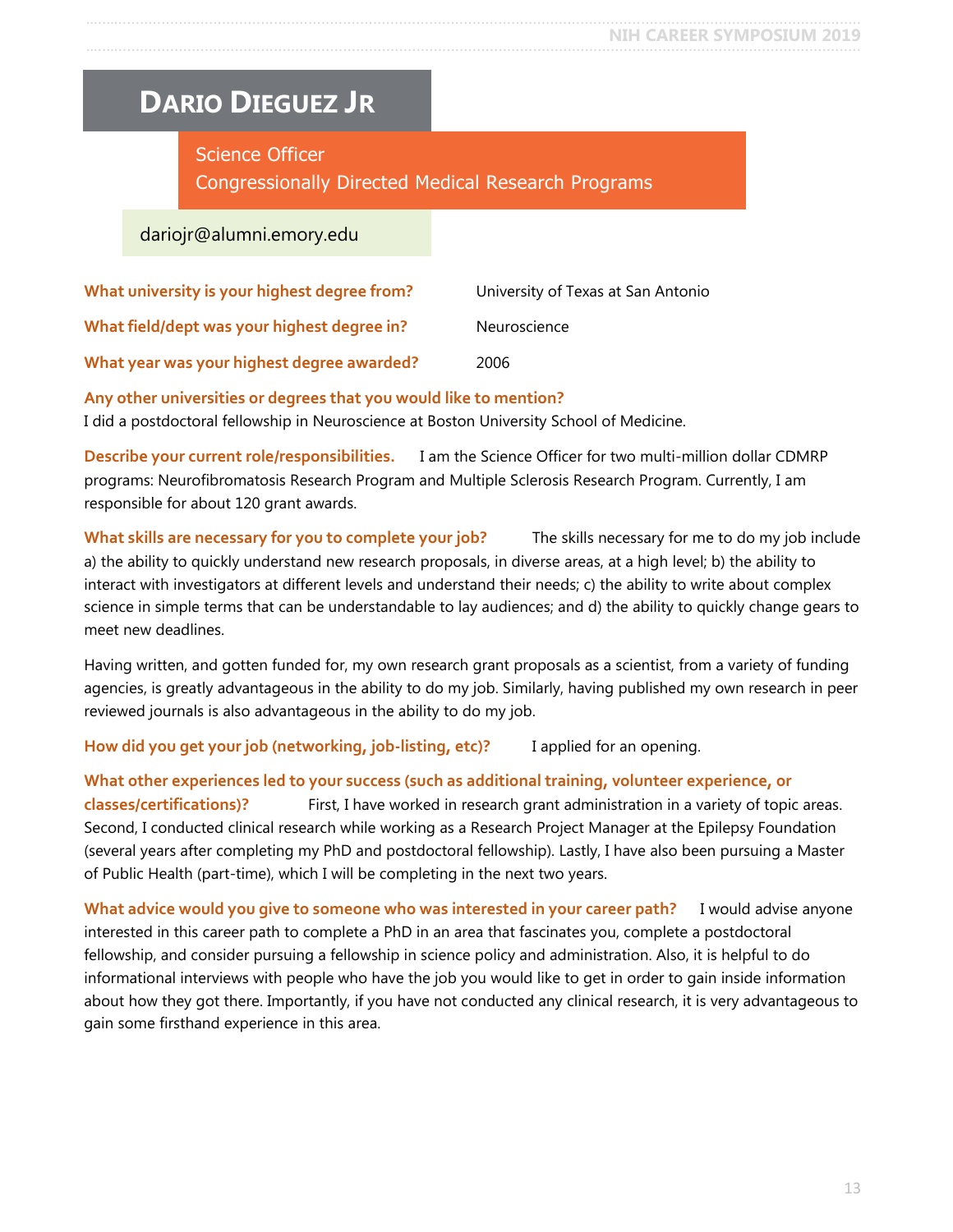# Dario Dieguez Jr

Science Officer
Congressionally Directed Medical Research Programs

dariojr@alumni.emory.edu

**What university is your highest degree from?** University of Texas at San Antonio

**What field/dept was your highest degree in?** Neuroscience

**What year was your highest degree awarded?** 2006

**Any other universities or degrees that you would like to mention?**
I did a postdoctoral fellowship in Neuroscience at Boston University School of Medicine.

**Describe your current role/responsibilities.** I am the Science Officer for two multi-million dollar CDMRP programs: Neurofibromatosis Research Program and Multiple Sclerosis Research Program. Currently, I am responsible for about 120 grant awards.

**What skills are necessary for you to complete your job?** The skills necessary for me to do my job include a) the ability to quickly understand new research proposals, in diverse areas, at a high level; b) the ability to interact with investigators at different levels and understand their needs; c) the ability to write about complex science in simple terms that can be understandable to lay audiences; and d) the ability to quickly change gears to meet new deadlines.

Having written, and gotten funded for, my own research grant proposals as a scientist, from a variety of funding agencies, is greatly advantageous in the ability to do my job. Similarly, having published my own research in peer reviewed journals is also advantageous in the ability to do my job.

**How did you get your job (networking, job-listing, etc)?** I applied for an opening.

**What other experiences led to your success (such as additional training, volunteer experience, or classes/certifications)?** First, I have worked in research grant administration in a variety of topic areas. Second, I conducted clinical research while working as a Research Project Manager at the Epilepsy Foundation (several years after completing my PhD and postdoctoral fellowship). Lastly, I have also been pursuing a Master of Public Health (part-time), which I will be completing in the next two years.

**What advice would you give to someone who was interested in your career path?** I would advise anyone interested in this career path to complete a PhD in an area that fascinates you, complete a postdoctoral fellowship, and consider pursuing a fellowship in science policy and administration. Also, it is helpful to do informational interviews with people who have the job you would like to get in order to gain inside information about how they got there. Importantly, if you have not conducted any clinical research, it is very advantageous to gain some firsthand experience in this area.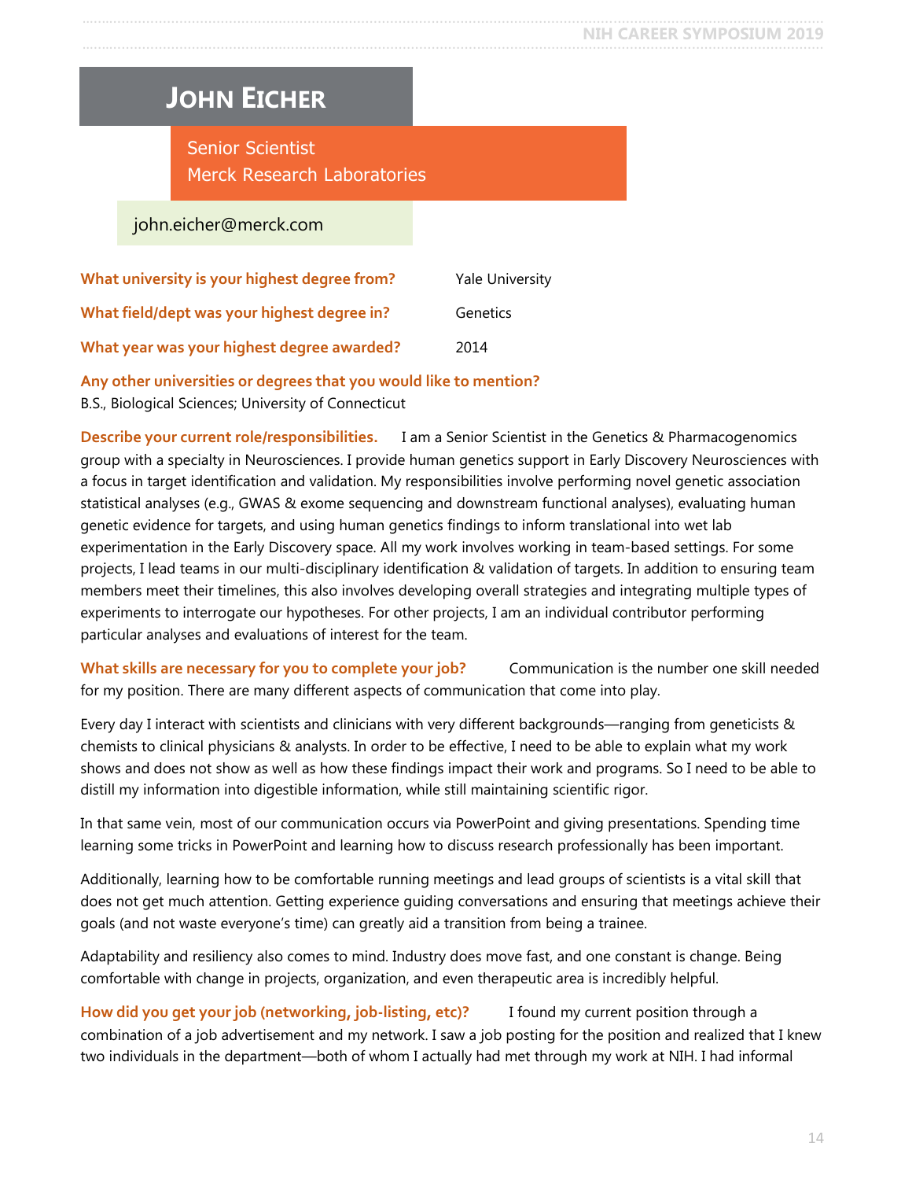# John Eicher

Senior Scientist
Merck Research Laboratories

john.eicher@merck.com

**What university is your highest degree from?** Yale University

**What field/dept was your highest degree in?** Genetics

**What year was your highest degree awarded?** 2014

**Any other universities or degrees that you would like to mention?**
B.S., Biological Sciences; University of Connecticut

**Describe your current role/responsibilities.** I am a Senior Scientist in the Genetics & Pharmacogenomics group with a specialty in Neurosciences. I provide human genetics support in Early Discovery Neurosciences with a focus in target identification and validation. My responsibilities involve performing novel genetic association statistical analyses (e.g., GWAS & exome sequencing and downstream functional analyses), evaluating human genetic evidence for targets, and using human genetics findings to inform translational into wet lab experimentation in the Early Discovery space. All my work involves working in team-based settings. For some projects, I lead teams in our multi-disciplinary identification & validation of targets. In addition to ensuring team members meet their timelines, this also involves developing overall strategies and integrating multiple types of experiments to interrogate our hypotheses. For other projects, I am an individual contributor performing particular analyses and evaluations of interest for the team.

**What skills are necessary for you to complete your job?** Communication is the number one skill needed for my position. There are many different aspects of communication that come into play.

Every day I interact with scientists and clinicians with very different backgrounds—ranging from geneticists & chemists to clinical physicians & analysts. In order to be effective, I need to be able to explain what my work shows and does not show as well as how these findings impact their work and programs. So I need to be able to distill my information into digestible information, while still maintaining scientific rigor.

In that same vein, most of our communication occurs via PowerPoint and giving presentations. Spending time learning some tricks in PowerPoint and learning how to discuss research professionally has been important.

Additionally, learning how to be comfortable running meetings and lead groups of scientists is a vital skill that does not get much attention. Getting experience guiding conversations and ensuring that meetings achieve their goals (and not waste everyone's time) can greatly aid a transition from being a trainee.

Adaptability and resiliency also comes to mind. Industry does move fast, and one constant is change. Being comfortable with change in projects, organization, and even therapeutic area is incredibly helpful.

**How did you get your job (networking, job-listing, etc)?** I found my current position through a combination of a job advertisement and my network. I saw a job posting for the position and realized that I knew two individuals in the department—both of whom I actually had met through my work at NIH. I had informal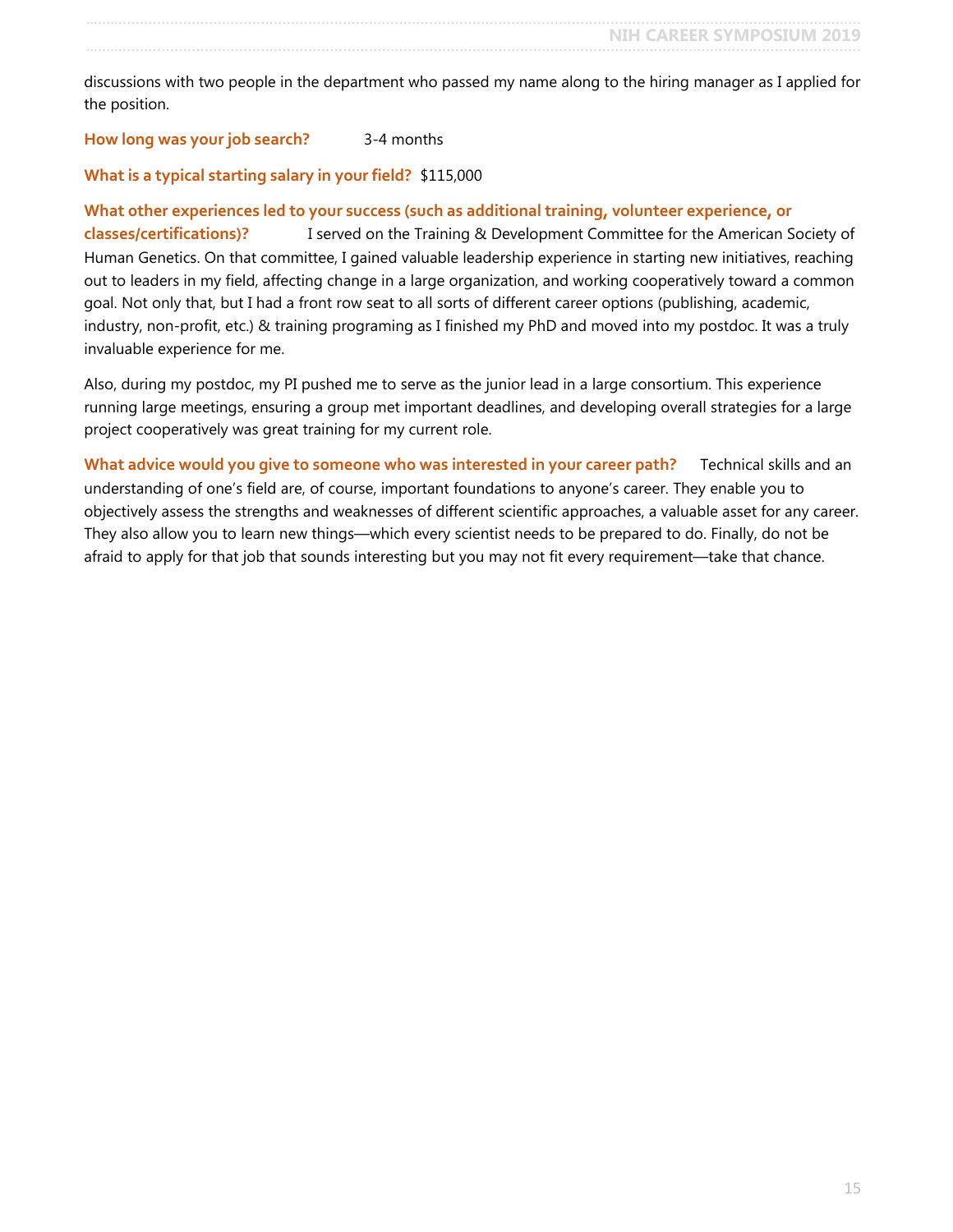discussions with two people in the department who passed my name along to the hiring manager as I applied for the position.

**How long was your job search?** 3-4 months

**What is a typical starting salary in your field?** $115,000

**What other experiences led to your success (such as additional training, volunteer experience, or classes/certifications)?** I served on the Training & Development Committee for the American Society of Human Genetics. On that committee, I gained valuable leadership experience in starting new initiatives, reaching out to leaders in my field, affecting change in a large organization, and working cooperatively toward a common goal. Not only that, but I had a front row seat to all sorts of different career options (publishing, academic, industry, non-profit, etc.) & training programing as I finished my PhD and moved into my postdoc. It was a truly invaluable experience for me.

Also, during my postdoc, my PI pushed me to serve as the junior lead in a large consortium. This experience running large meetings, ensuring a group met important deadlines, and developing overall strategies for a large project cooperatively was great training for my current role.

**What advice would you give to someone who was interested in your career path?** Technical skills and an understanding of one's field are, of course, important foundations to anyone's career. They enable you to objectively assess the strengths and weaknesses of different scientific approaches, a valuable asset for any career. They also allow you to learn new things—which every scientist needs to be prepared to do. Finally, do not be afraid to apply for that job that sounds interesting but you may not fit every requirement—take that chance.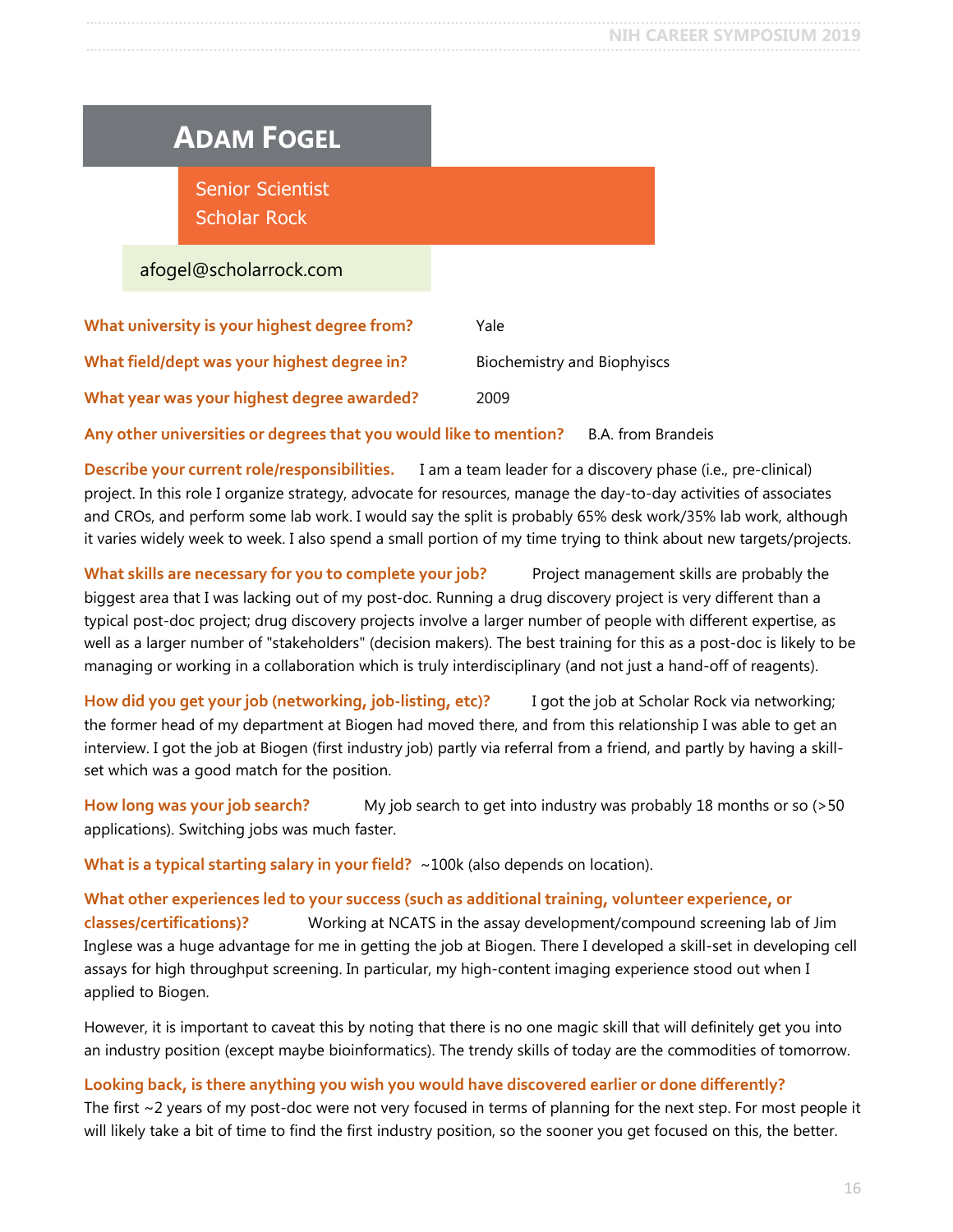# Adam Fogel

Senior Scientist
Scholar Rock

afogel@scholarrock.com

**What university is your highest degree from?** Yale

**What field/dept was your highest degree in?** Biochemistry and Biophyiscs

**What year was your highest degree awarded?** 2009

**Any other universities or degrees that you would like to mention?** B.A. from Brandeis

**Describe your current role/responsibilities.** I am a team leader for a discovery phase (i.e., pre-clinical) project. In this role I organize strategy, advocate for resources, manage the day-to-day activities of associates and CROs, and perform some lab work. I would say the split is probably 65% desk work/35% lab work, although it varies widely week to week. I also spend a small portion of my time trying to think about new targets/projects.

**What skills are necessary for you to complete your job?** Project management skills are probably the biggest area that I was lacking out of my post-doc. Running a drug discovery project is very different than a typical post-doc project; drug discovery projects involve a larger number of people with different expertise, as well as a larger number of "stakeholders" (decision makers). The best training for this as a post-doc is likely to be managing or working in a collaboration which is truly interdisciplinary (and not just a hand-off of reagents).

**How did you get your job (networking, job-listing, etc)?** I got the job at Scholar Rock via networking; the former head of my department at Biogen had moved there, and from this relationship I was able to get an interview. I got the job at Biogen (first industry job) partly via referral from a friend, and partly by having a skill-set which was a good match for the position.

**How long was your job search?** My job search to get into industry was probably 18 months or so (>50 applications). Switching jobs was much faster.

**What is a typical starting salary in your field?** ~100k (also depends on location).

**What other experiences led to your success (such as additional training, volunteer experience, or classes/certifications)?** Working at NCATS in the assay development/compound screening lab of Jim Inglese was a huge advantage for me in getting the job at Biogen. There I developed a skill-set in developing cell assays for high throughput screening. In particular, my high-content imaging experience stood out when I applied to Biogen.

However, it is important to caveat this by noting that there is no one magic skill that will definitely get you into an industry position (except maybe bioinformatics). The trendy skills of today are the commodities of tomorrow.

**Looking back, is there anything you wish you would have discovered earlier or done differently?**
The first ~2 years of my post-doc were not very focused in terms of planning for the next step. For most people it will likely take a bit of time to find the first industry position, so the sooner you get focused on this, the better.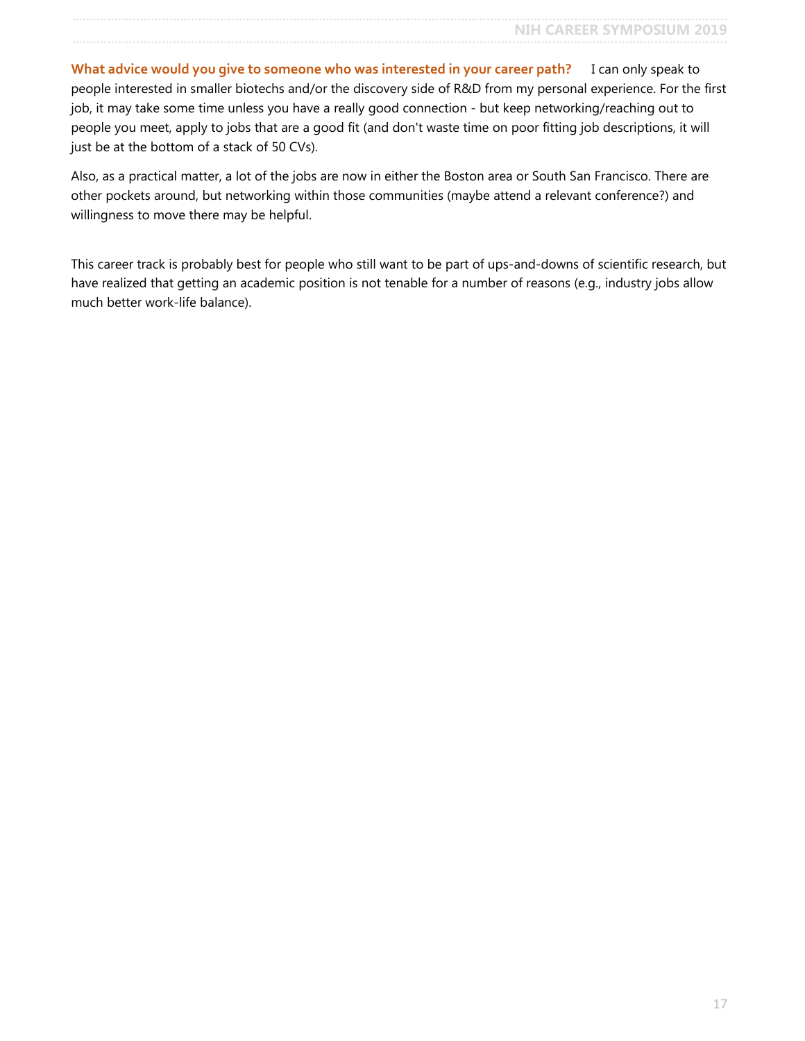**What advice would you give to someone who was interested in your career path?** I can only speak to people interested in smaller biotechs and/or the discovery side of R&D from my personal experience. For the first job, it may take some time unless you have a really good connection - but keep networking/reaching out to people you meet, apply to jobs that are a good fit (and don't waste time on poor fitting job descriptions, it will just be at the bottom of a stack of 50 CVs).

Also, as a practical matter, a lot of the jobs are now in either the Boston area or South San Francisco. There are other pockets around, but networking within those communities (maybe attend a relevant conference?) and willingness to move there may be helpful.

This career track is probably best for people who still want to be part of ups-and-downs of scientific research, but have realized that getting an academic position is not tenable for a number of reasons (e.g., industry jobs allow much better work-life balance).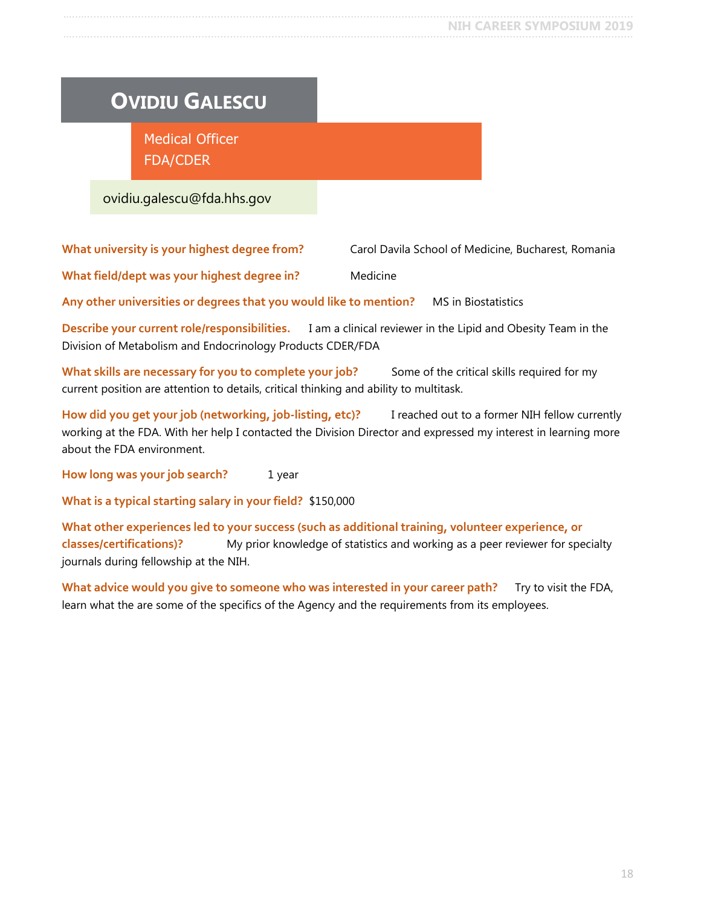# Ovidiu Galescu

Medical Officer
FDA/CDER

ovidiu.galescu@fda.hhs.gov

**What university is your highest degree from?** Carol Davila School of Medicine, Bucharest, Romania

**What field/dept was your highest degree in?** Medicine

**Any other universities or degrees that you would like to mention?** MS in Biostatistics

**Describe your current role/responsibilities.** I am a clinical reviewer in the Lipid and Obesity Team in the Division of Metabolism and Endocrinology Products CDER/FDA

**What skills are necessary for you to complete your job?** Some of the critical skills required for my current position are attention to details, critical thinking and ability to multitask.

**How did you get your job (networking, job-listing, etc)?** I reached out to a former NIH fellow currently working at the FDA. With her help I contacted the Division Director and expressed my interest in learning more about the FDA environment.

**How long was your job search?** 1 year

**What is a typical starting salary in your field?** $150,000

**What other experiences led to your success (such as additional training, volunteer experience, or classes/certifications)?** My prior knowledge of statistics and working as a peer reviewer for specialty journals during fellowship at the NIH.

**What advice would you give to someone who was interested in your career path?** Try to visit the FDA, learn what the are some of the specifics of the Agency and the requirements from its employees.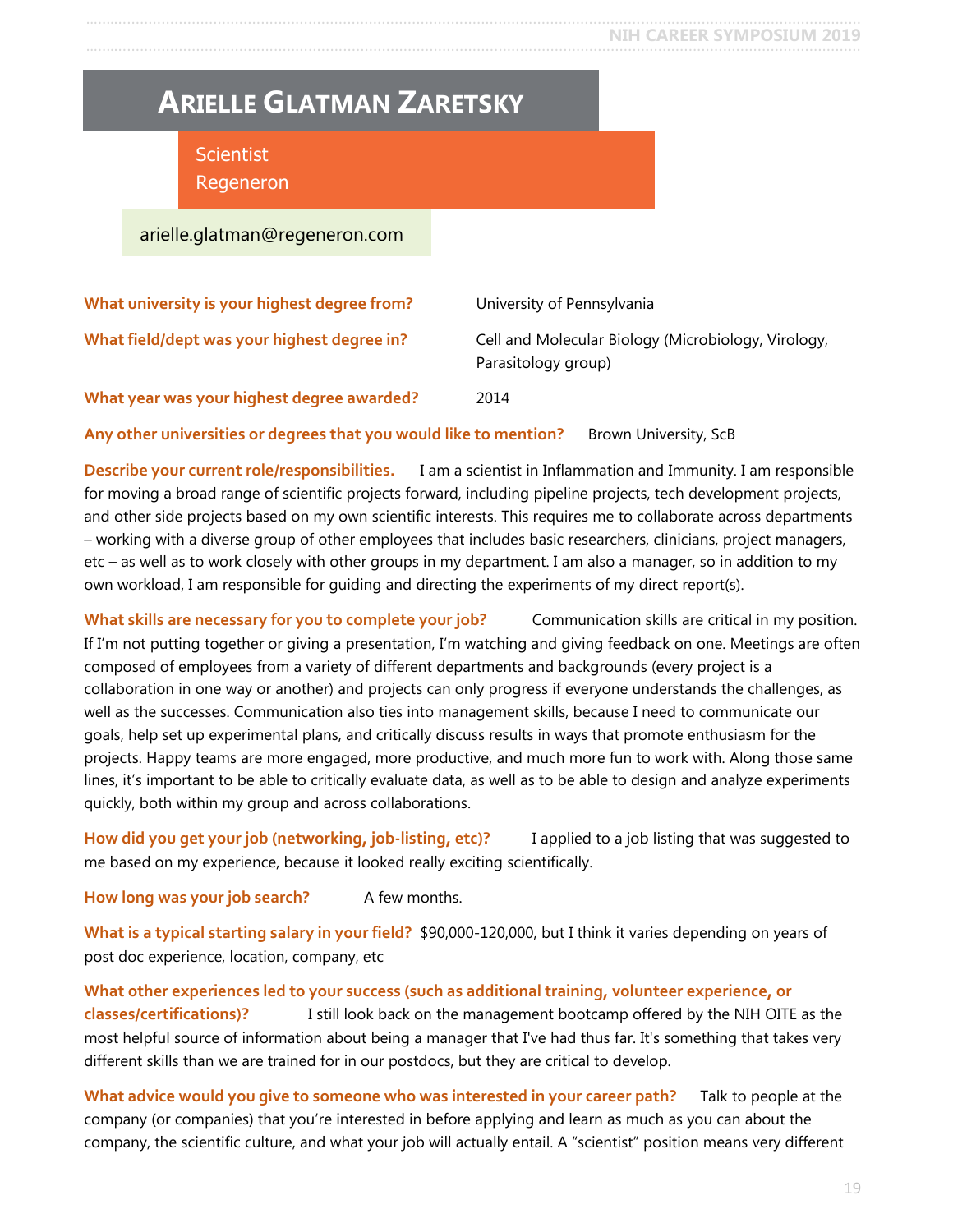# Arielle Glatman Zaretsky

Scientist
Regeneron

arielle.glatman@regeneron.com

**What university is your highest degree from?** University of Pennsylvania

**What field/dept was your highest degree in?** Cell and Molecular Biology (Microbiology, Virology, Parasitology group)

**What year was your highest degree awarded?** 2014

**Any other universities or degrees that you would like to mention?** Brown University, ScB

**Describe your current role/responsibilities.** I am a scientist in Inflammation and Immunity. I am responsible for moving a broad range of scientific projects forward, including pipeline projects, tech development projects, and other side projects based on my own scientific interests. This requires me to collaborate across departments – working with a diverse group of other employees that includes basic researchers, clinicians, project managers, etc – as well as to work closely with other groups in my department. I am also a manager, so in addition to my own workload, I am responsible for guiding and directing the experiments of my direct report(s).

**What skills are necessary for you to complete your job?** Communication skills are critical in my position. If I'm not putting together or giving a presentation, I'm watching and giving feedback on one. Meetings are often composed of employees from a variety of different departments and backgrounds (every project is a collaboration in one way or another) and projects can only progress if everyone understands the challenges, as well as the successes. Communication also ties into management skills, because I need to communicate our goals, help set up experimental plans, and critically discuss results in ways that promote enthusiasm for the projects. Happy teams are more engaged, more productive, and much more fun to work with. Along those same lines, it's important to be able to critically evaluate data, as well as to be able to design and analyze experiments quickly, both within my group and across collaborations.

**How did you get your job (networking, job-listing, etc)?** I applied to a job listing that was suggested to me based on my experience, because it looked really exciting scientifically.

**How long was your job search?** A few months.

**What is a typical starting salary in your field?** $90,000-120,000, but I think it varies depending on years of post doc experience, location, company, etc

**What other experiences led to your success (such as additional training, volunteer experience, or classes/certifications)?** I still look back on the management bootcamp offered by the NIH OITE as the most helpful source of information about being a manager that I've had thus far. It's something that takes very different skills than we are trained for in our postdocs, but they are critical to develop.

**What advice would you give to someone who was interested in your career path?** Talk to people at the company (or companies) that you're interested in before applying and learn as much as you can about the company, the scientific culture, and what your job will actually entail. A "scientist" position means very different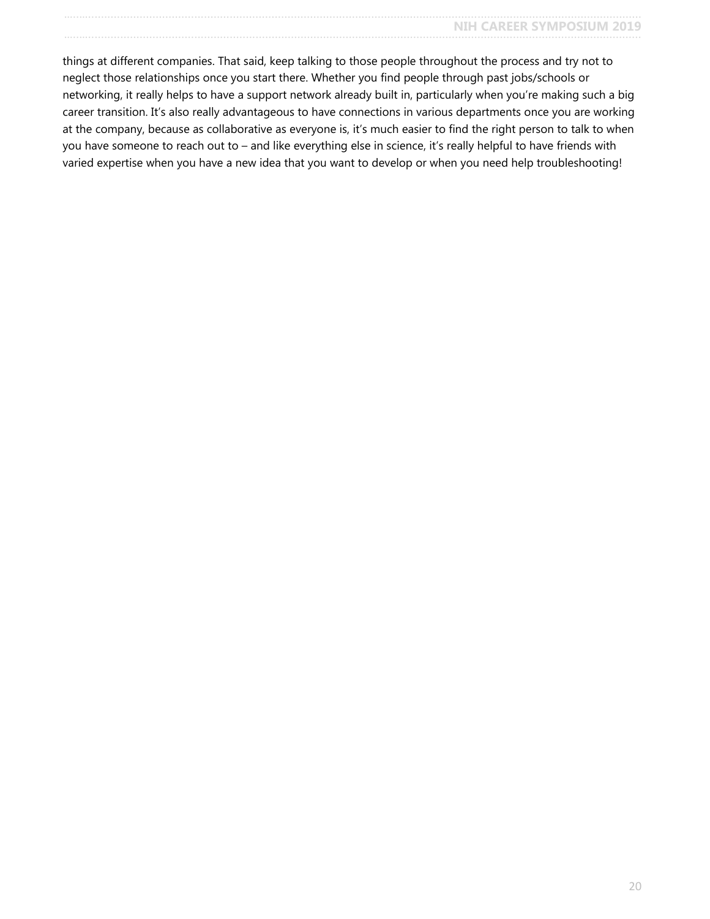things at different companies. That said, keep talking to those people throughout the process and try not to neglect those relationships once you start there. Whether you find people through past jobs/schools or networking, it really helps to have a support network already built in, particularly when you're making such a big career transition. It's also really advantageous to have connections in various departments once you are working at the company, because as collaborative as everyone is, it's much easier to find the right person to talk to when you have someone to reach out to – and like everything else in science, it's really helpful to have friends with varied expertise when you have a new idea that you want to develop or when you need help troubleshooting!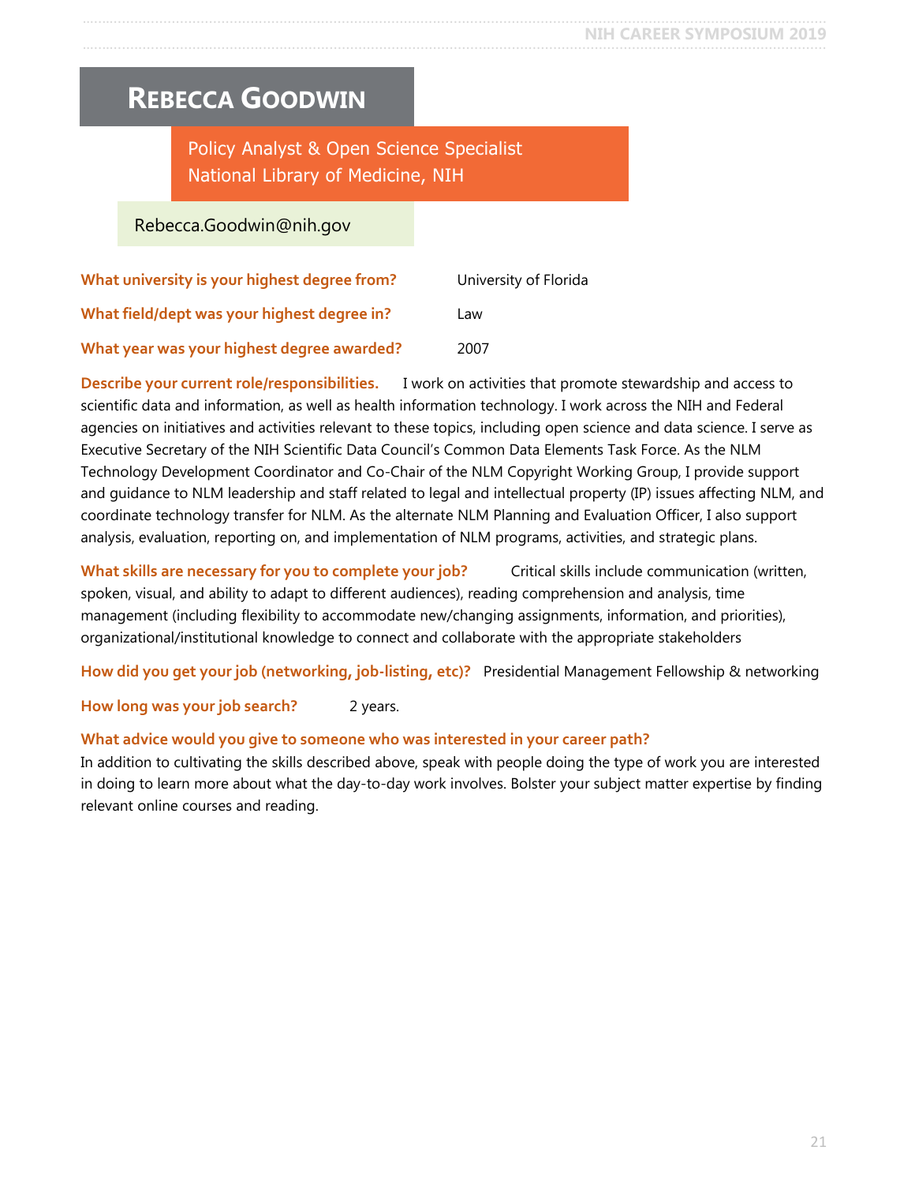# Rebecca Goodwin

Policy Analyst & Open Science Specialist
National Library of Medicine, NIH

Rebecca.Goodwin@nih.gov

**What university is your highest degree from?** University of Florida

**What field/dept was your highest degree in?** Law

**What year was your highest degree awarded?** 2007

**Describe your current role/responsibilities.** I work on activities that promote stewardship and access to scientific data and information, as well as health information technology. I work across the NIH and Federal agencies on initiatives and activities relevant to these topics, including open science and data science. I serve as Executive Secretary of the NIH Scientific Data Council's Common Data Elements Task Force. As the NLM Technology Development Coordinator and Co-Chair of the NLM Copyright Working Group, I provide support and guidance to NLM leadership and staff related to legal and intellectual property (IP) issues affecting NLM, and coordinate technology transfer for NLM. As the alternate NLM Planning and Evaluation Officer, I also support analysis, evaluation, reporting on, and implementation of NLM programs, activities, and strategic plans.

**What skills are necessary for you to complete your job?** Critical skills include communication (written, spoken, visual, and ability to adapt to different audiences), reading comprehension and analysis, time management (including flexibility to accommodate new/changing assignments, information, and priorities), organizational/institutional knowledge to connect and collaborate with the appropriate stakeholders

**How did you get your job (networking, job-listing, etc)?** Presidential Management Fellowship & networking

**How long was your job search?** 2 years.

**What advice would you give to someone who was interested in your career path?**
In addition to cultivating the skills described above, speak with people doing the type of work you are interested in doing to learn more about what the day-to-day work involves. Bolster your subject matter expertise by finding relevant online courses and reading.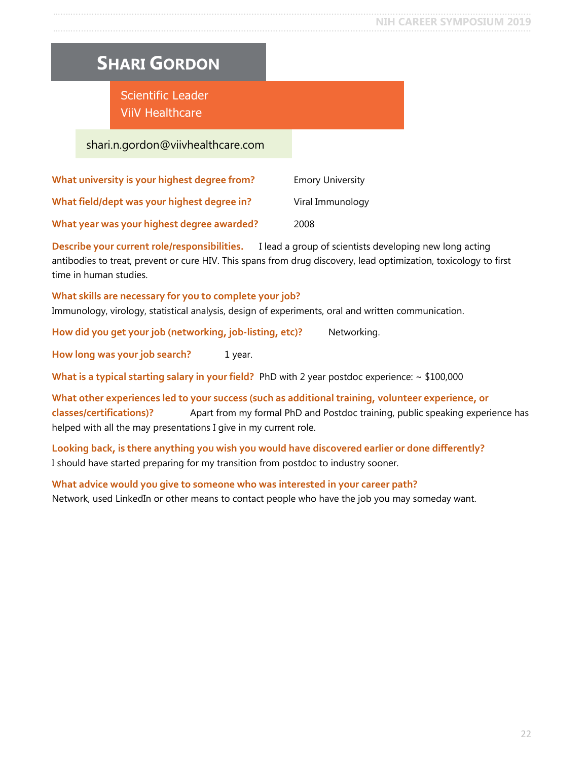# Shari Gordon

Scientific Leader
ViiV Healthcare

shari.n.gordon@viivhealthcare.com

**What university is your highest degree from?** Emory University

**What field/dept was your highest degree in?** Viral Immunology

**What year was your highest degree awarded?** 2008

**Describe your current role/responsibilities.** I lead a group of scientists developing new long acting antibodies to treat, prevent or cure HIV. This spans from drug discovery, lead optimization, toxicology to first time in human studies.

**What skills are necessary for you to complete your job?**
Immunology, virology, statistical analysis, design of experiments, oral and written communication.

**How did you get your job (networking, job-listing, etc)?** Networking.

**How long was your job search?** 1 year.

**What is a typical starting salary in your field?** PhD with 2 year postdoc experience: ~ $100,000

**What other experiences led to your success (such as additional training, volunteer experience, or classes/certifications)?** Apart from my formal PhD and Postdoc training, public speaking experience has helped with all the may presentations I give in my current role.

**Looking back, is there anything you wish you would have discovered earlier or done differently?**
I should have started preparing for my transition from postdoc to industry sooner.

**What advice would you give to someone who was interested in your career path?**
Network, used LinkedIn or other means to contact people who have the job you may someday want.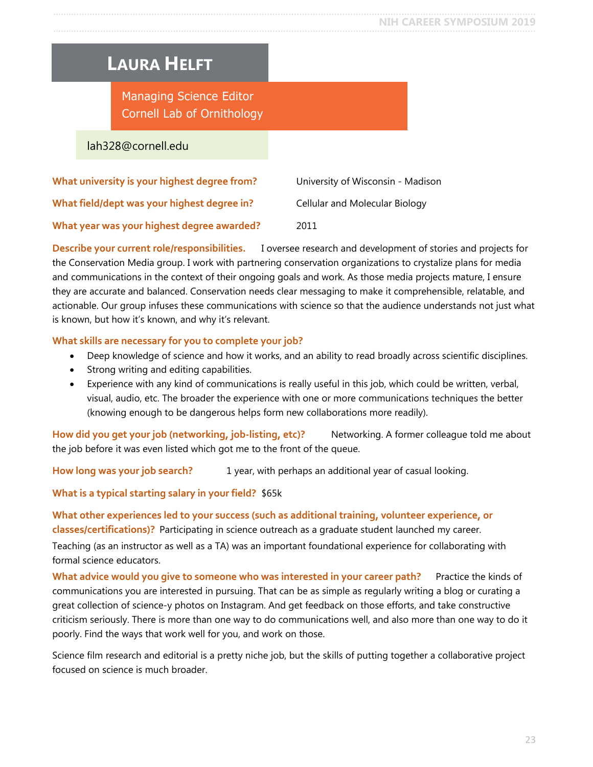# Laura Helft

Managing Science Editor
Cornell Lab of Ornithology

lah328@cornell.edu

**What university is your highest degree from?** University of Wisconsin - Madison

**What field/dept was your highest degree in?** Cellular and Molecular Biology

**What year was your highest degree awarded?** 2011

**Describe your current role/responsibilities.** I oversee research and development of stories and projects for the Conservation Media group. I work with partnering conservation organizations to crystalize plans for media and communications in the context of their ongoing goals and work. As those media projects mature, I ensure they are accurate and balanced. Conservation needs clear messaging to make it comprehensible, relatable, and actionable. Our group infuses these communications with science so that the audience understands not just what is known, but how it's known, and why it's relevant.

**What skills are necessary for you to complete your job?**

- Deep knowledge of science and how it works, and an ability to read broadly across scientific disciplines.
- Strong writing and editing capabilities.
- Experience with any kind of communications is really useful in this job, which could be written, verbal, visual, audio, etc. The broader the experience with one or more communications techniques the better (knowing enough to be dangerous helps form new collaborations more readily).

**How did you get your job (networking, job-listing, etc)?** Networking. A former colleague told me about the job before it was even listed which got me to the front of the queue.

**How long was your job search?** 1 year, with perhaps an additional year of casual looking.

**What is a typical starting salary in your field?** $65k

**What other experiences led to your success (such as additional training, volunteer experience, or classes/certifications)?** Participating in science outreach as a graduate student launched my career.

Teaching (as an instructor as well as a TA) was an important foundational experience for collaborating with formal science educators.

**What advice would you give to someone who was interested in your career path?** Practice the kinds of communications you are interested in pursuing. That can be as simple as regularly writing a blog or curating a great collection of science-y photos on Instagram. And get feedback on those efforts, and take constructive criticism seriously. There is more than one way to do communications well, and also more than one way to do it poorly. Find the ways that work well for you, and work on those.

Science film research and editorial is a pretty niche job, but the skills of putting together a collaborative project focused on science is much broader.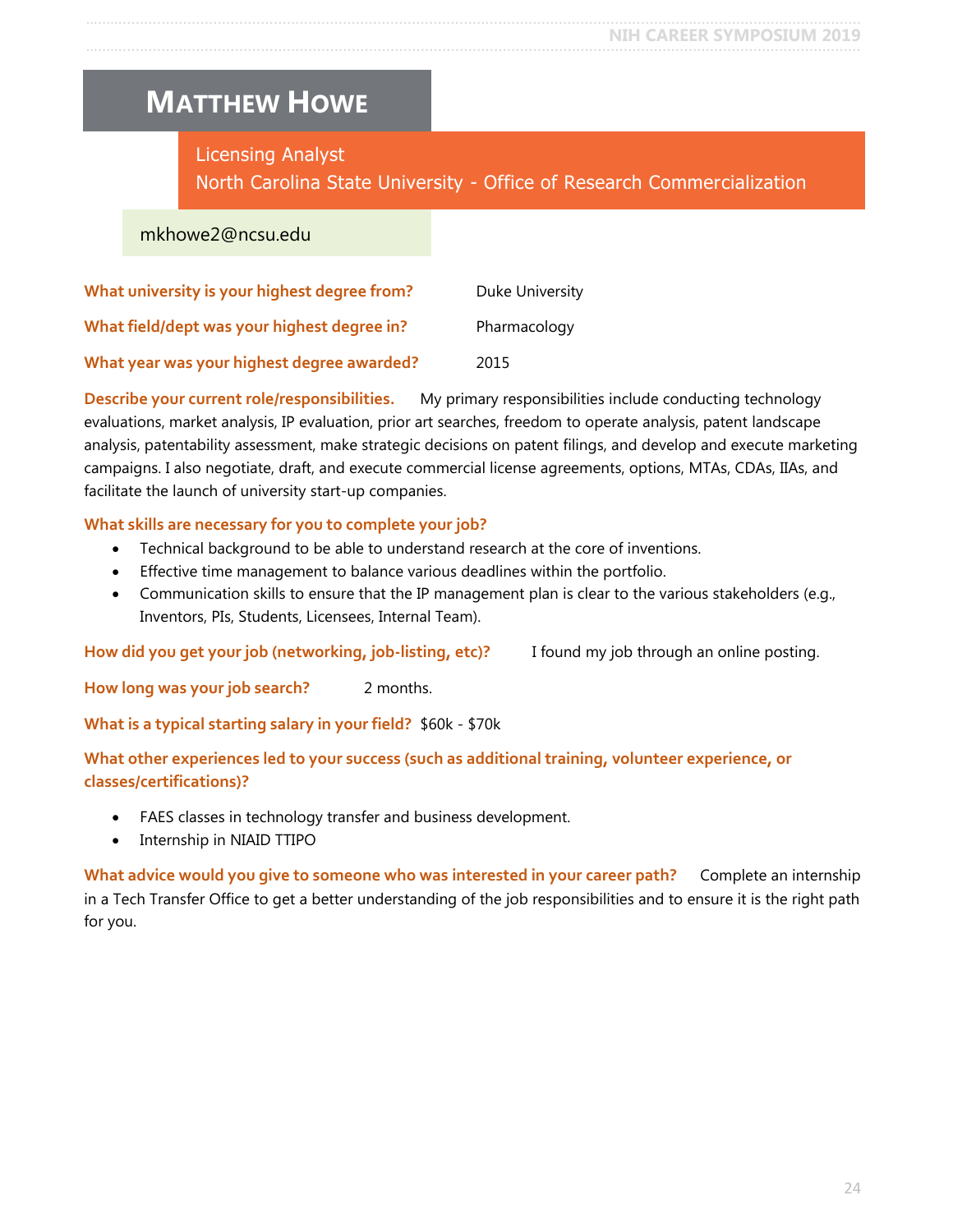# Matthew Howe

Licensing Analyst
North Carolina State University - Office of Research Commercialization

mkhowe2@ncsu.edu

**What university is your highest degree from?** Duke University

**What field/dept was your highest degree in?** Pharmacology

**What year was your highest degree awarded?** 2015

**Describe your current role/responsibilities.** My primary responsibilities include conducting technology evaluations, market analysis, IP evaluation, prior art searches, freedom to operate analysis, patent landscape analysis, patentability assessment, make strategic decisions on patent filings, and develop and execute marketing campaigns. I also negotiate, draft, and execute commercial license agreements, options, MTAs, CDAs, IIAs, and facilitate the launch of university start-up companies.

**What skills are necessary for you to complete your job?**

- Technical background to be able to understand research at the core of inventions.
- Effective time management to balance various deadlines within the portfolio.
- Communication skills to ensure that the IP management plan is clear to the various stakeholders (e.g., Inventors, PIs, Students, Licensees, Internal Team).

**How did you get your job (networking, job-listing, etc)?** I found my job through an online posting.

**How long was your job search?** 2 months.

**What is a typical starting salary in your field?** $60k - $70k

**What other experiences led to your success (such as additional training, volunteer experience, or classes/certifications)?**

- FAES classes in technology transfer and business development.
- Internship in NIAID TTIPO

**What advice would you give to someone who was interested in your career path?** Complete an internship in a Tech Transfer Office to get a better understanding of the job responsibilities and to ensure it is the right path for you.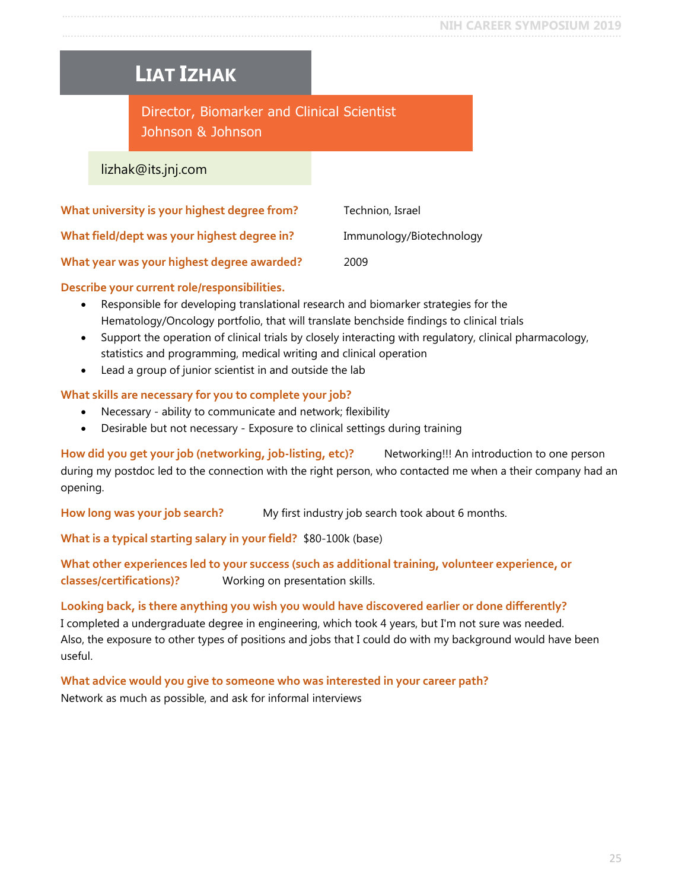# Liat Izhak

**Director, Biomarker and Clinical Scientist**
**Johnson & Johnson**

lizhak@its.jnj.com

**What university is your highest degree from?** Technion, Israel

**What field/dept was your highest degree in?** Immunology/Biotechnology

**What year was your highest degree awarded?** 2009

**Describe your current role/responsibilities.**

- Responsible for developing translational research and biomarker strategies for the Hematology/Oncology portfolio, that will translate benchside findings to clinical trials
- Support the operation of clinical trials by closely interacting with regulatory, clinical pharmacology, statistics and programming, medical writing and clinical operation
- Lead a group of junior scientist in and outside the lab

**What skills are necessary for you to complete your job?**

- Necessary - ability to communicate and network; flexibility
- Desirable but not necessary - Exposure to clinical settings during training

**How did you get your job (networking, job-listing, etc)?** Networking!!! An introduction to one person during my postdoc led to the connection with the right person, who contacted me when a their company had an opening.

**How long was your job search?** My first industry job search took about 6 months.

**What is a typical starting salary in your field?** $80-100k (base)

**What other experiences led to your success (such as additional training, volunteer experience, or classes/certifications)?** Working on presentation skills.

**Looking back, is there anything you wish you would have discovered earlier or done differently?**
I completed a undergraduate degree in engineering, which took 4 years, but I'm not sure was needed. Also, the exposure to other types of positions and jobs that I could do with my background would have been useful.

**What advice would you give to someone who was interested in your career path?**
Network as much as possible, and ask for informal interviews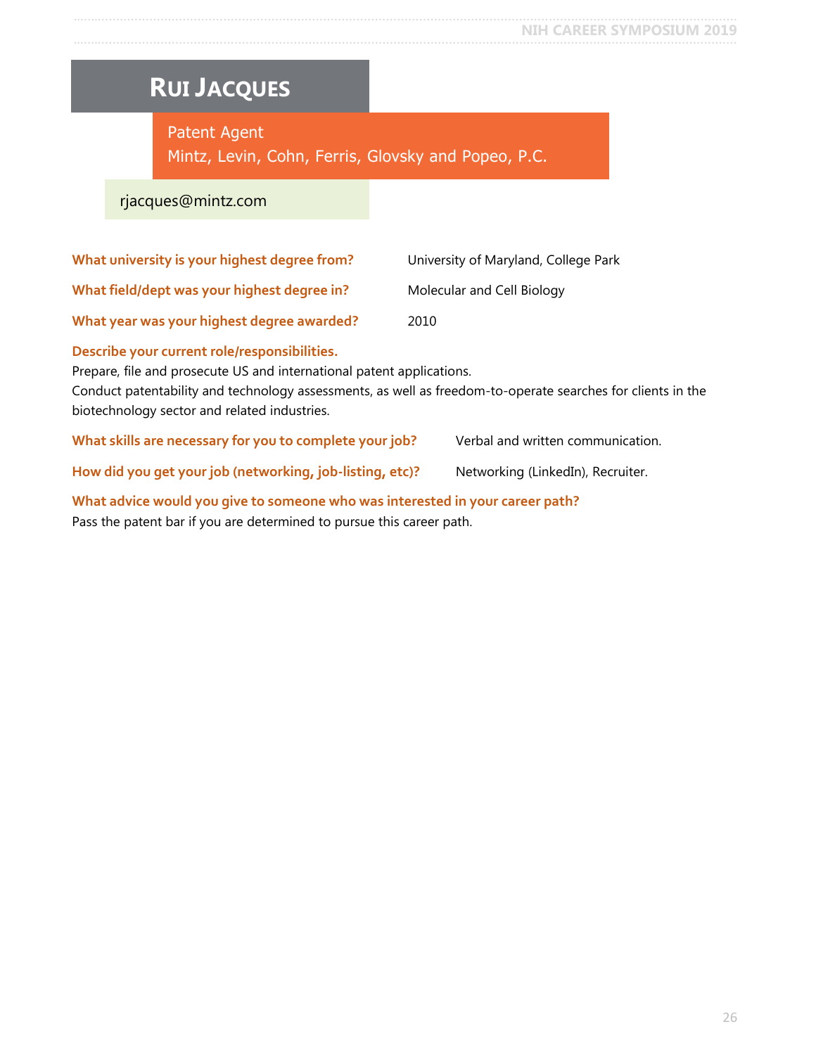# Rui Jacques

Patent Agent
Mintz, Levin, Cohn, Ferris, Glovsky and Popeo, P.C.

rjacques@mintz.com

**What university is your highest degree from?** University of Maryland, College Park

**What field/dept was your highest degree in?** Molecular and Cell Biology

**What year was your highest degree awarded?** 2010

**Describe your current role/responsibilities.**
Prepare, file and prosecute US and international patent applications.
Conduct patentability and technology assessments, as well as freedom-to-operate searches for clients in the biotechnology sector and related industries.

**What skills are necessary for you to complete your job?** Verbal and written communication.

**How did you get your job (networking, job-listing, etc)?** Networking (LinkedIn), Recruiter.

**What advice would you give to someone who was interested in your career path?**
Pass the patent bar if you are determined to pursue this career path.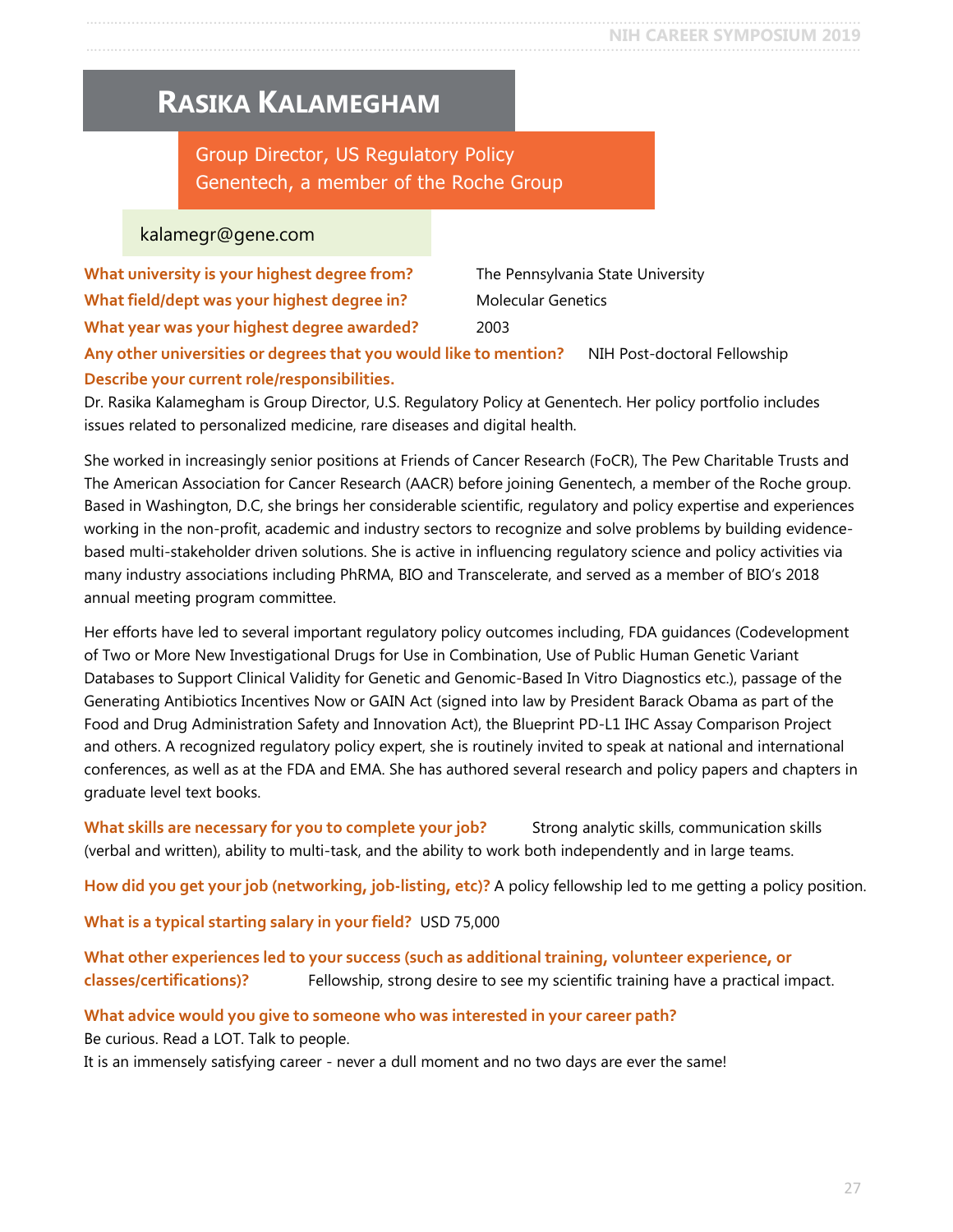# Rasika Kalamegham

Group Director, US Regulatory Policy
Genentech, a member of the Roche Group

kalamegr@gene.com

**What university is your highest degree from?** The Pennsylvania State University

**What field/dept was your highest degree in?** Molecular Genetics

**What year was your highest degree awarded?** 2003

**Any other universities or degrees that you would like to mention?** NIH Post-doctoral Fellowship

**Describe your current role/responsibilities.**

Dr. Rasika Kalamegham is Group Director, U.S. Regulatory Policy at Genentech. Her policy portfolio includes issues related to personalized medicine, rare diseases and digital health.

She worked in increasingly senior positions at Friends of Cancer Research (FoCR), The Pew Charitable Trusts and The American Association for Cancer Research (AACR) before joining Genentech, a member of the Roche group. Based in Washington, D.C, she brings her considerable scientific, regulatory and policy expertise and experiences working in the non-profit, academic and industry sectors to recognize and solve problems by building evidence-based multi-stakeholder driven solutions. She is active in influencing regulatory science and policy activities via many industry associations including PhRMA, BIO and Transcelerate, and served as a member of BIO's 2018 annual meeting program committee.

Her efforts have led to several important regulatory policy outcomes including, FDA guidances (Codevelopment of Two or More New Investigational Drugs for Use in Combination, Use of Public Human Genetic Variant Databases to Support Clinical Validity for Genetic and Genomic-Based In Vitro Diagnostics etc.), passage of the Generating Antibiotics Incentives Now or GAIN Act (signed into law by President Barack Obama as part of the Food and Drug Administration Safety and Innovation Act), the Blueprint PD-L1 IHC Assay Comparison Project and others. A recognized regulatory policy expert, she is routinely invited to speak at national and international conferences, as well as at the FDA and EMA. She has authored several research and policy papers and chapters in graduate level text books.

**What skills are necessary for you to complete your job?** Strong analytic skills, communication skills (verbal and written), ability to multi-task, and the ability to work both independently and in large teams.

**How did you get your job (networking, job-listing, etc)?** A policy fellowship led to me getting a policy position.

**What is a typical starting salary in your field?** USD 75,000

**What other experiences led to your success (such as additional training, volunteer experience, or classes/certifications)?** Fellowship, strong desire to see my scientific training have a practical impact.

**What advice would you give to someone who was interested in your career path?**

Be curious. Read a LOT. Talk to people.
It is an immensely satisfying career - never a dull moment and no two days are ever the same!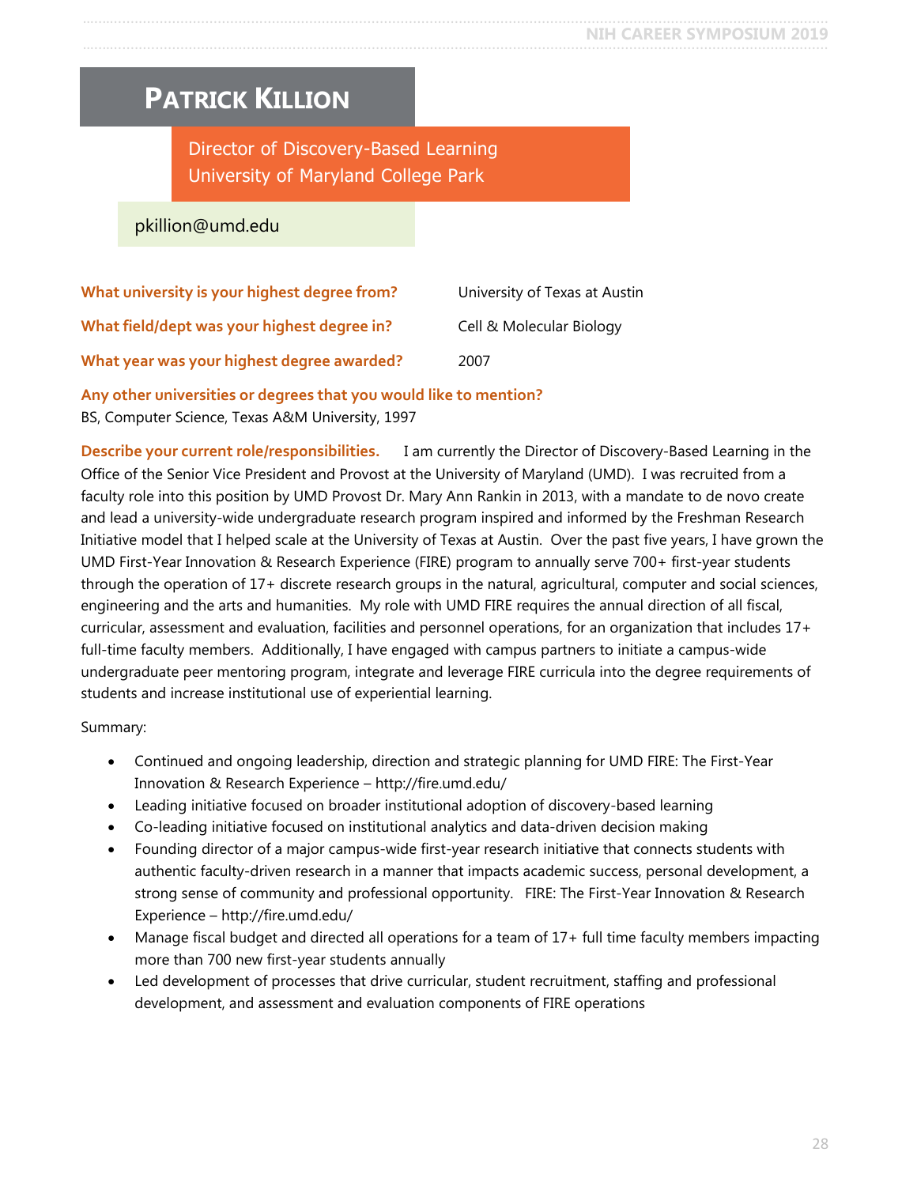# Patrick Killion

**Director of Discovery-Based Learning**
**University of Maryland College Park**

pkillion@umd.edu

**What university is your highest degree from?** University of Texas at Austin

**What field/dept was your highest degree in?** Cell & Molecular Biology

**What year was your highest degree awarded?** 2007

**Any other universities or degrees that you would like to mention?**
BS, Computer Science, Texas A&M University, 1997

**Describe your current role/responsibilities.** I am currently the Director of Discovery-Based Learning in the Office of the Senior Vice President and Provost at the University of Maryland (UMD). I was recruited from a faculty role into this position by UMD Provost Dr. Mary Ann Rankin in 2013, with a mandate to de novo create and lead a university-wide undergraduate research program inspired and informed by the Freshman Research Initiative model that I helped scale at the University of Texas at Austin. Over the past five years, I have grown the UMD First-Year Innovation & Research Experience (FIRE) program to annually serve 700+ first-year students through the operation of 17+ discrete research groups in the natural, agricultural, computer and social sciences, engineering and the arts and humanities. My role with UMD FIRE requires the annual direction of all fiscal, curricular, assessment and evaluation, facilities and personnel operations, for an organization that includes 17+ full-time faculty members. Additionally, I have engaged with campus partners to initiate a campus-wide undergraduate peer mentoring program, integrate and leverage FIRE curricula into the degree requirements of students and increase institutional use of experiential learning.

Summary:

- Continued and ongoing leadership, direction and strategic planning for UMD FIRE: The First-Year Innovation & Research Experience – http://fire.umd.edu/
- Leading initiative focused on broader institutional adoption of discovery-based learning
- Co-leading initiative focused on institutional analytics and data-driven decision making
- Founding director of a major campus-wide first-year research initiative that connects students with authentic faculty-driven research in a manner that impacts academic success, personal development, a strong sense of community and professional opportunity. FIRE: The First-Year Innovation & Research Experience – http://fire.umd.edu/
- Manage fiscal budget and directed all operations for a team of 17+ full time faculty members impacting more than 700 new first-year students annually
- Led development of processes that drive curricular, student recruitment, staffing and professional development, and assessment and evaluation components of FIRE operations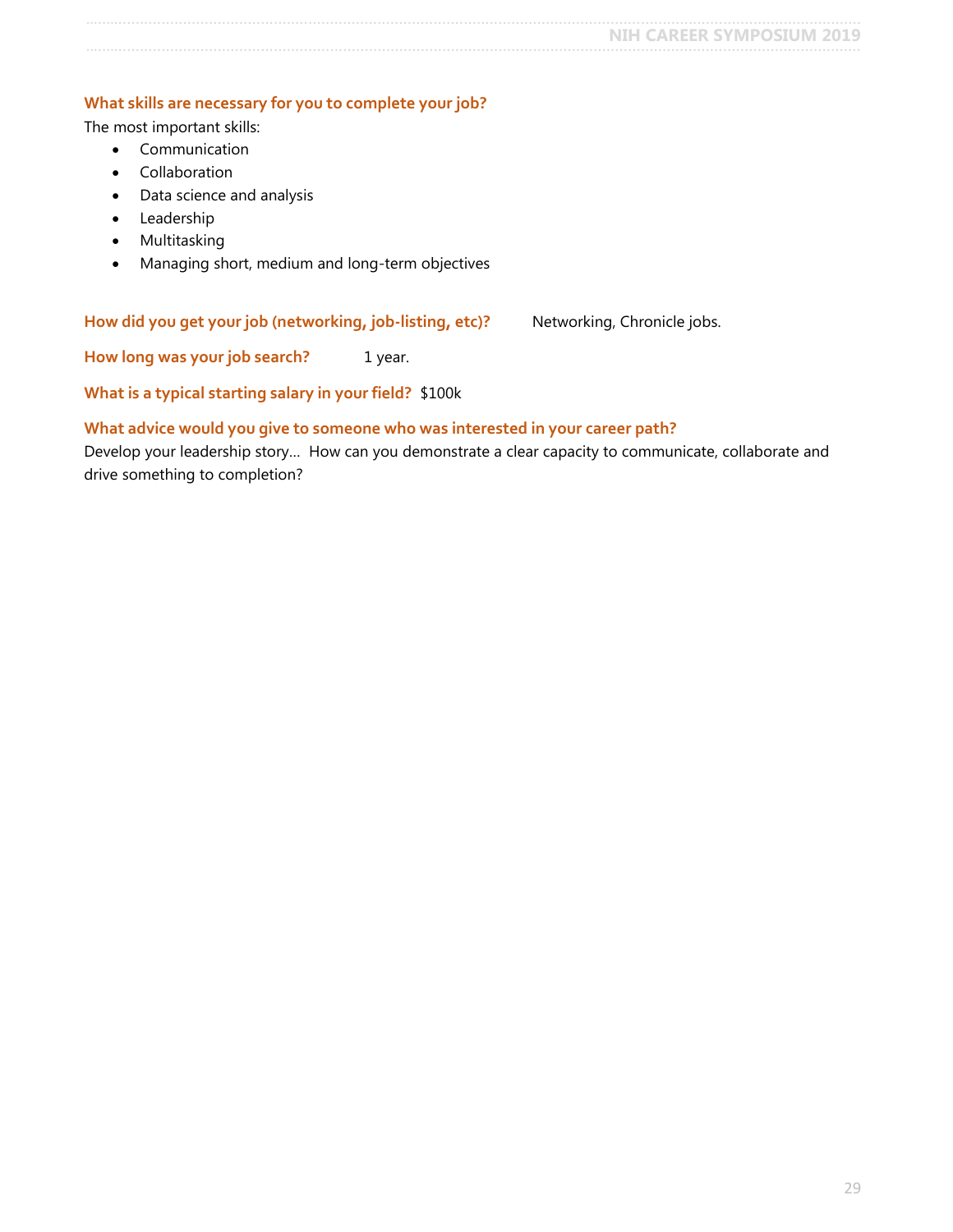**What skills are necessary for you to complete your job?**

The most important skills:

- Communication
- Collaboration
- Data science and analysis
- Leadership
- Multitasking
- Managing short, medium and long-term objectives

**How did you get your job (networking, job-listing, etc)?** Networking, Chronicle jobs.

**How long was your job search?** 1 year.

**What is a typical starting salary in your field?** $100k

**What advice would you give to someone who was interested in your career path?**

Develop your leadership story… How can you demonstrate a clear capacity to communicate, collaborate and drive something to completion?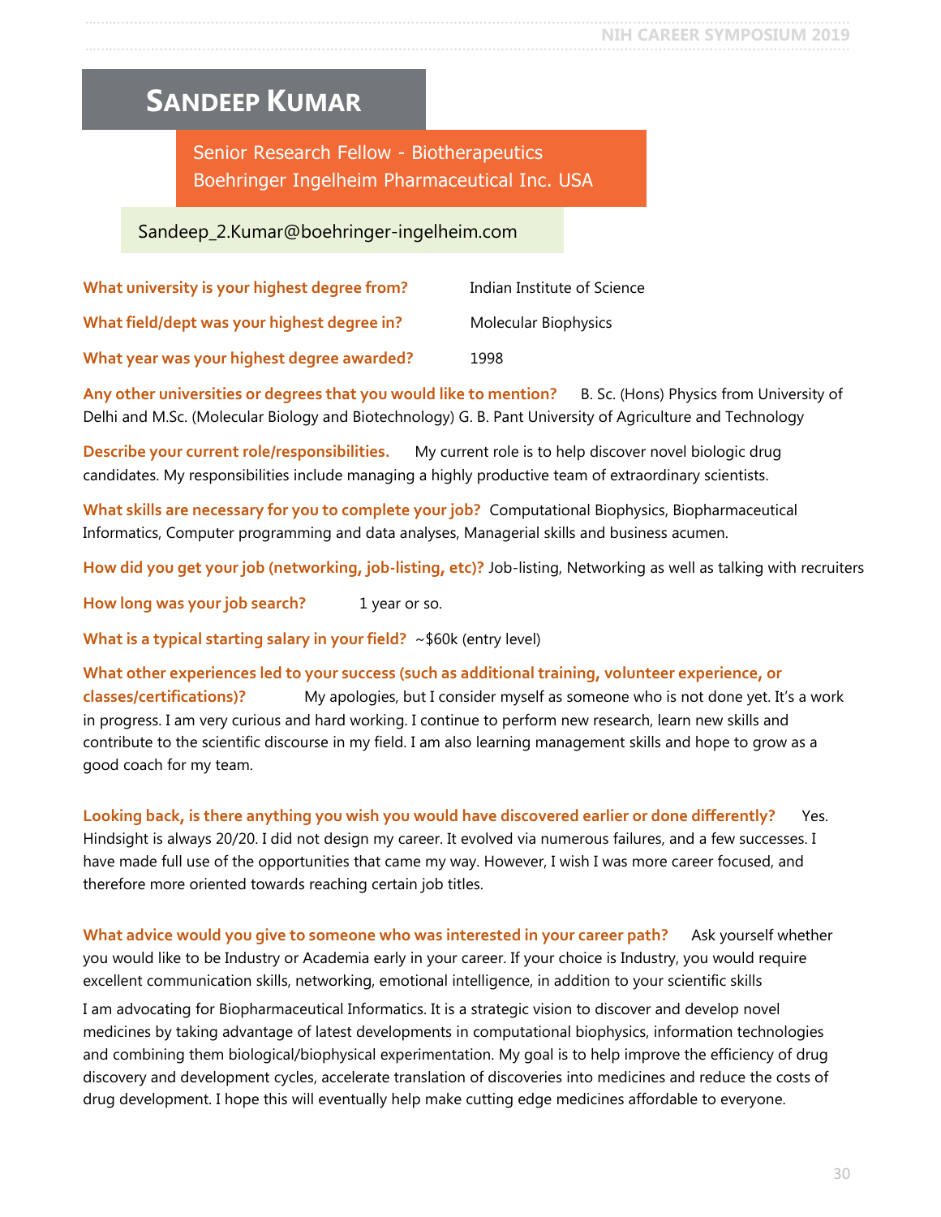# Sandeep Kumar

Senior Research Fellow - Biotherapeutics
Boehringer Ingelheim Pharmaceutical Inc. USA

Sandeep_2.Kumar@boehringer-ingelheim.com

**What university is your highest degree from?** Indian Institute of Science

**What field/dept was your highest degree in?** Molecular Biophysics

**What year was your highest degree awarded?** 1998

**Any other universities or degrees that you would like to mention?** B. Sc. (Hons) Physics from University of Delhi and M.Sc. (Molecular Biology and Biotechnology) G. B. Pant University of Agriculture and Technology

**Describe your current role/responsibilities.** My current role is to help discover novel biologic drug candidates. My responsibilities include managing a highly productive team of extraordinary scientists.

**What skills are necessary for you to complete your job?** Computational Biophysics, Biopharmaceutical Informatics, Computer programming and data analyses, Managerial skills and business acumen.

**How did you get your job (networking, job-listing, etc)?** Job-listing, Networking as well as talking with recruiters

**How long was your job search?** 1 year or so.

**What is a typical starting salary in your field?** ~$60k (entry level)

**What other experiences led to your success (such as additional training, volunteer experience, or classes/certifications)?** My apologies, but I consider myself as someone who is not done yet. It's a work in progress. I am very curious and hard working. I continue to perform new research, learn new skills and contribute to the scientific discourse in my field. I am also learning management skills and hope to grow as a good coach for my team.

**Looking back, is there anything you wish you would have discovered earlier or done differently?** Yes. Hindsight is always 20/20. I did not design my career. It evolved via numerous failures, and a few successes. I have made full use of the opportunities that came my way. However, I wish I was more career focused, and therefore more oriented towards reaching certain job titles.

**What advice would you give to someone who was interested in your career path?** Ask yourself whether you would like to be Industry or Academia early in your career. If your choice is Industry, you would require excellent communication skills, networking, emotional intelligence, in addition to your scientific skills

I am advocating for Biopharmaceutical Informatics. It is a strategic vision to discover and develop novel medicines by taking advantage of latest developments in computational biophysics, information technologies and combining them biological/biophysical experimentation. My goal is to help improve the efficiency of drug discovery and development cycles, accelerate translation of discoveries into medicines and reduce the costs of drug development. I hope this will eventually help make cutting edge medicines affordable to everyone.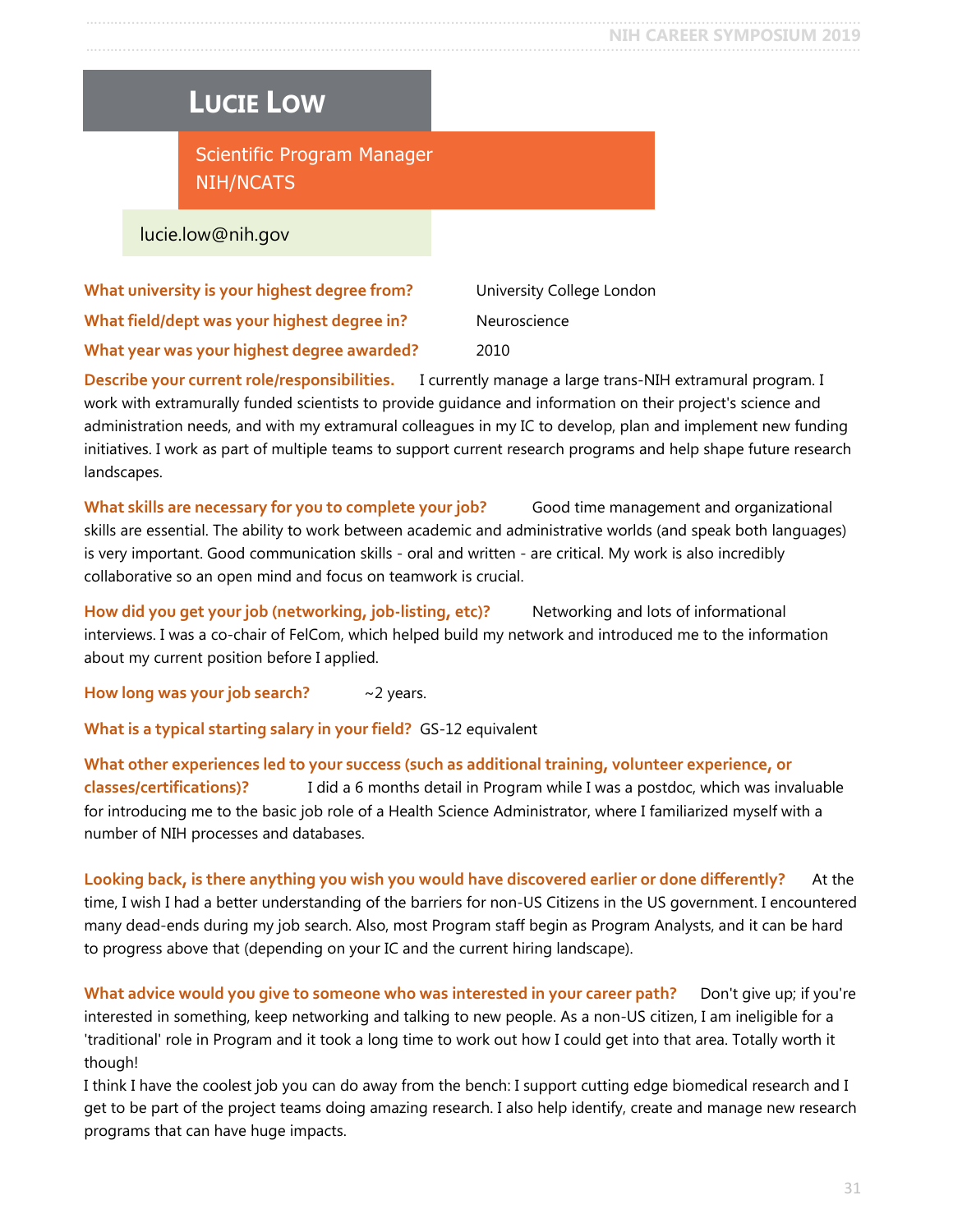# LUCIE LOW

Scientific Program Manager
NIH/NCATS

lucie.low@nih.gov

**What university is your highest degree from?** University College London

**What field/dept was your highest degree in?** Neuroscience

**What year was your highest degree awarded?** 2010

**Describe your current role/responsibilities.** I currently manage a large trans-NIH extramural program. I work with extramurally funded scientists to provide guidance and information on their project's science and administration needs, and with my extramural colleagues in my IC to develop, plan and implement new funding initiatives. I work as part of multiple teams to support current research programs and help shape future research landscapes.

**What skills are necessary for you to complete your job?** Good time management and organizational skills are essential. The ability to work between academic and administrative worlds (and speak both languages) is very important. Good communication skills - oral and written - are critical. My work is also incredibly collaborative so an open mind and focus on teamwork is crucial.

**How did you get your job (networking, job-listing, etc)?** Networking and lots of informational interviews. I was a co-chair of FelCom, which helped build my network and introduced me to the information about my current position before I applied.

**How long was your job search?** ~2 years.

**What is a typical starting salary in your field?** GS-12 equivalent

**What other experiences led to your success (such as additional training, volunteer experience, or classes/certifications)?** I did a 6 months detail in Program while I was a postdoc, which was invaluable for introducing me to the basic job role of a Health Science Administrator, where I familiarized myself with a number of NIH processes and databases.

**Looking back, is there anything you wish you would have discovered earlier or done differently?** At the time, I wish I had a better understanding of the barriers for non-US Citizens in the US government. I encountered many dead-ends during my job search. Also, most Program staff begin as Program Analysts, and it can be hard to progress above that (depending on your IC and the current hiring landscape).

**What advice would you give to someone who was interested in your career path?** Don't give up; if you're interested in something, keep networking and talking to new people. As a non-US citizen, I am ineligible for a 'traditional' role in Program and it took a long time to work out how I could get into that area. Totally worth it though!
I think I have the coolest job you can do away from the bench: I support cutting edge biomedical research and I get to be part of the project teams doing amazing research. I also help identify, create and manage new research programs that can have huge impacts.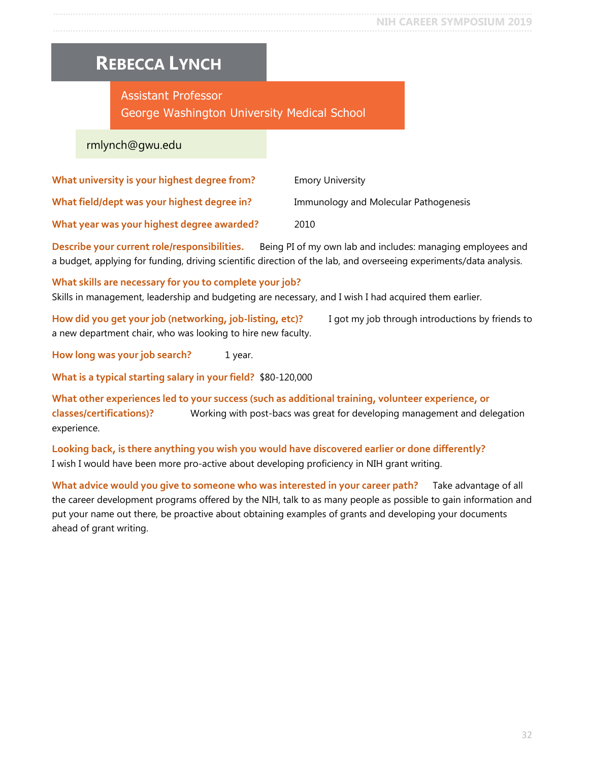# REBECCA LYNCH

Assistant Professor
George Washington University Medical School

rmlynch@gwu.edu

**What university is your highest degree from?** Emory University

**What field/dept was your highest degree in?** Immunology and Molecular Pathogenesis

**What year was your highest degree awarded?** 2010

**Describe your current role/responsibilities.** Being PI of my own lab and includes: managing employees and a budget, applying for funding, driving scientific direction of the lab, and overseeing experiments/data analysis.

**What skills are necessary for you to complete your job?**
Skills in management, leadership and budgeting are necessary, and I wish I had acquired them earlier.

**How did you get your job (networking, job-listing, etc)?** I got my job through introductions by friends to a new department chair, who was looking to hire new faculty.

**How long was your job search?** 1 year.

**What is a typical starting salary in your field?** $80-120,000

**What other experiences led to your success (such as additional training, volunteer experience, or classes/certifications)?** Working with post-bacs was great for developing management and delegation experience.

**Looking back, is there anything you wish you would have discovered earlier or done differently?**
I wish I would have been more pro-active about developing proficiency in NIH grant writing.

**What advice would you give to someone who was interested in your career path?** Take advantage of all the career development programs offered by the NIH, talk to as many people as possible to gain information and put your name out there, be proactive about obtaining examples of grants and developing your documents ahead of grant writing.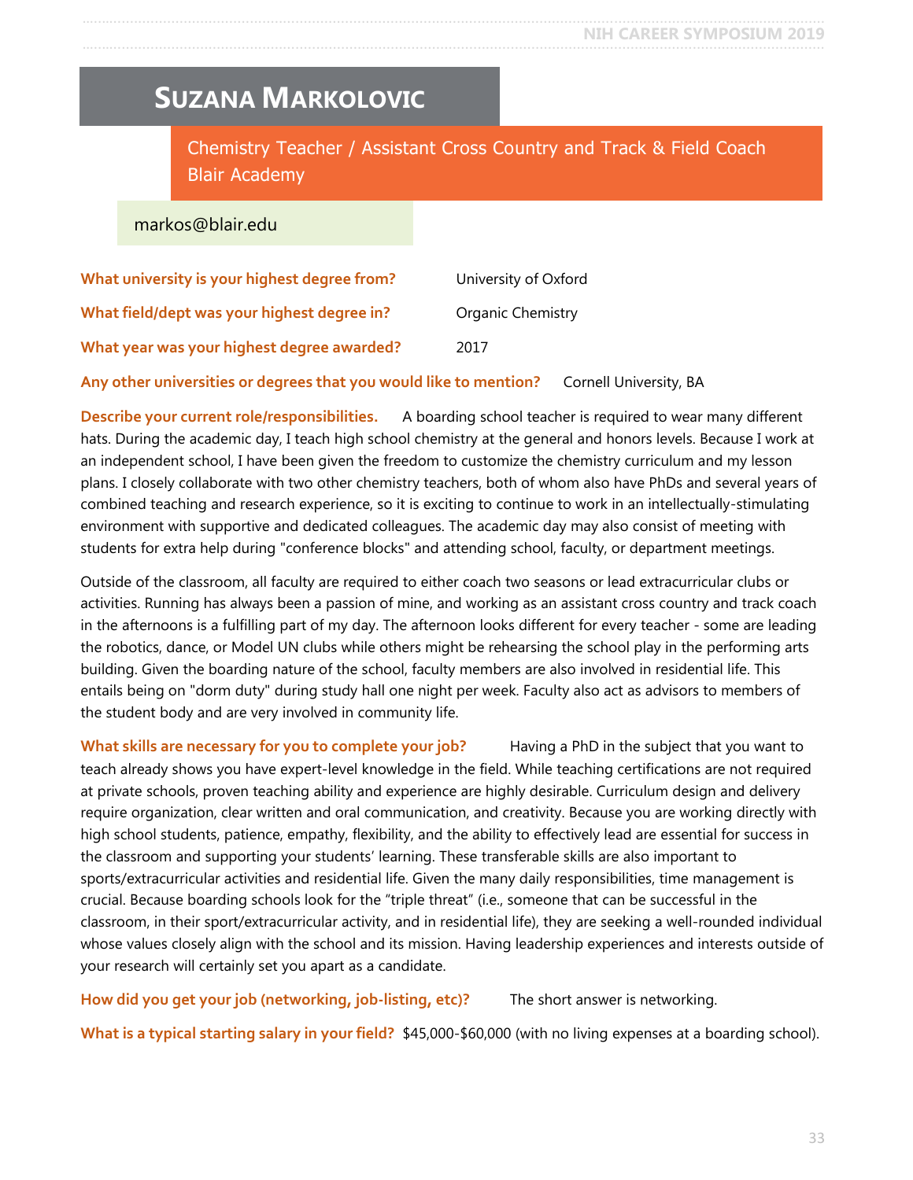# Suzana Markolovic

**Chemistry Teacher / Assistant Cross Country and Track & Field Coach**
**Blair Academy**

markos@blair.edu

**What university is your highest degree from?** University of Oxford

**What field/dept was your highest degree in?** Organic Chemistry

**What year was your highest degree awarded?** 2017

**Any other universities or degrees that you would like to mention?** Cornell University, BA

**Describe your current role/responsibilities.** A boarding school teacher is required to wear many different hats. During the academic day, I teach high school chemistry at the general and honors levels. Because I work at an independent school, I have been given the freedom to customize the chemistry curriculum and my lesson plans. I closely collaborate with two other chemistry teachers, both of whom also have PhDs and several years of combined teaching and research experience, so it is exciting to continue to work in an intellectually-stimulating environment with supportive and dedicated colleagues. The academic day may also consist of meeting with students for extra help during "conference blocks" and attending school, faculty, or department meetings.

Outside of the classroom, all faculty are required to either coach two seasons or lead extracurricular clubs or activities. Running has always been a passion of mine, and working as an assistant cross country and track coach in the afternoons is a fulfilling part of my day. The afternoon looks different for every teacher - some are leading the robotics, dance, or Model UN clubs while others might be rehearsing the school play in the performing arts building. Given the boarding nature of the school, faculty members are also involved in residential life. This entails being on "dorm duty" during study hall one night per week. Faculty also act as advisors to members of the student body and are very involved in community life.

**What skills are necessary for you to complete your job?** Having a PhD in the subject that you want to teach already shows you have expert-level knowledge in the field. While teaching certifications are not required at private schools, proven teaching ability and experience are highly desirable. Curriculum design and delivery require organization, clear written and oral communication, and creativity. Because you are working directly with high school students, patience, empathy, flexibility, and the ability to effectively lead are essential for success in the classroom and supporting your students' learning. These transferable skills are also important to sports/extracurricular activities and residential life. Given the many daily responsibilities, time management is crucial. Because boarding schools look for the "triple threat" (i.e., someone that can be successful in the classroom, in their sport/extracurricular activity, and in residential life), they are seeking a well-rounded individual whose values closely align with the school and its mission. Having leadership experiences and interests outside of your research will certainly set you apart as a candidate.

**How did you get your job (networking, job-listing, etc)?** The short answer is networking.

**What is a typical starting salary in your field?** $45,000-$60,000 (with no living expenses at a boarding school).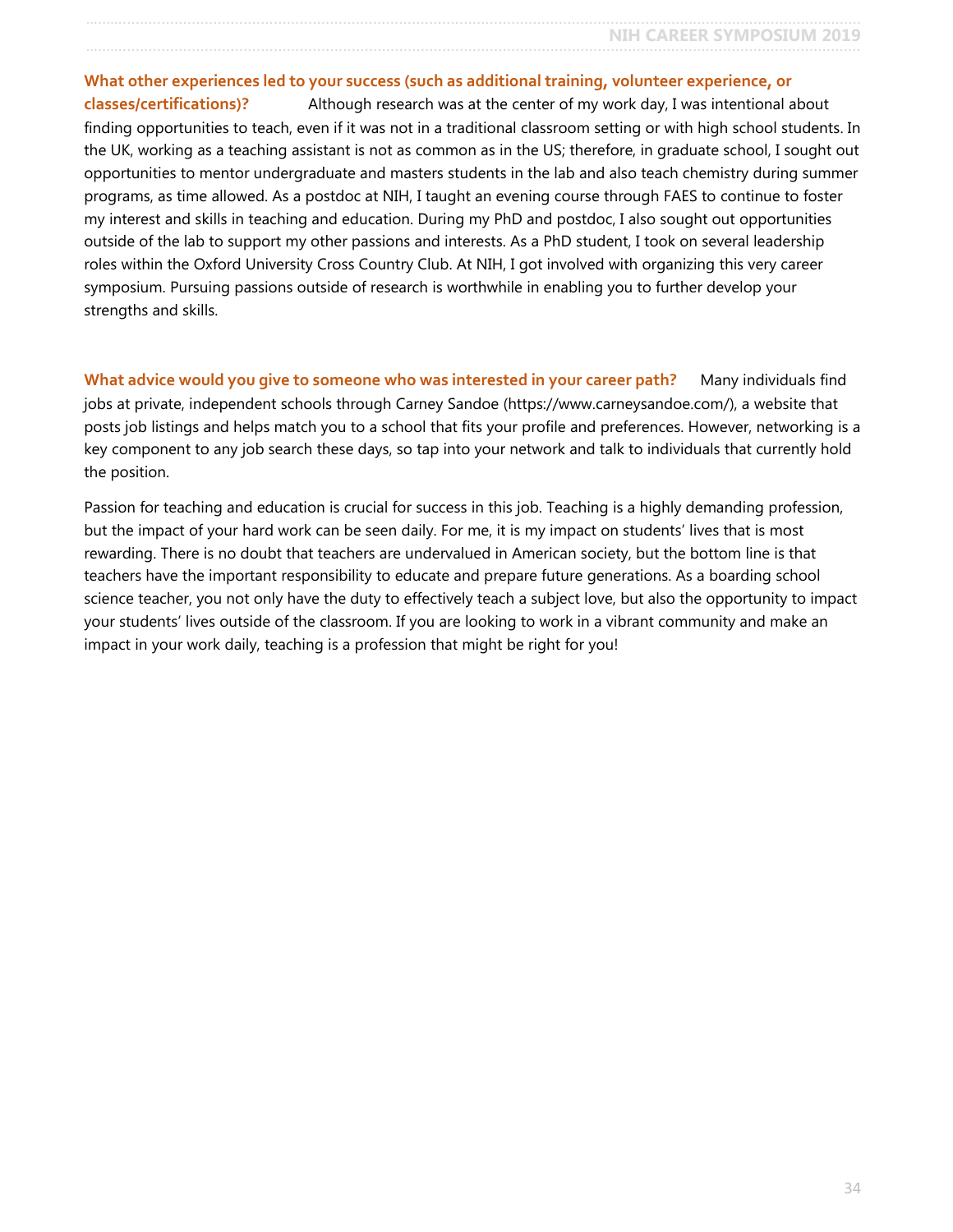**What other experiences led to your success (such as additional training, volunteer experience, or classes/certifications)?** Although research was at the center of my work day, I was intentional about finding opportunities to teach, even if it was not in a traditional classroom setting or with high school students. In the UK, working as a teaching assistant is not as common as in the US; therefore, in graduate school, I sought out opportunities to mentor undergraduate and masters students in the lab and also teach chemistry during summer programs, as time allowed. As a postdoc at NIH, I taught an evening course through FAES to continue to foster my interest and skills in teaching and education. During my PhD and postdoc, I also sought out opportunities outside of the lab to support my other passions and interests. As a PhD student, I took on several leadership roles within the Oxford University Cross Country Club. At NIH, I got involved with organizing this very career symposium. Pursuing passions outside of research is worthwhile in enabling you to further develop your strengths and skills.

**What advice would you give to someone who was interested in your career path?** Many individuals find jobs at private, independent schools through Carney Sandoe (https://www.carneysandoe.com/), a website that posts job listings and helps match you to a school that fits your profile and preferences. However, networking is a key component to any job search these days, so tap into your network and talk to individuals that currently hold the position.

Passion for teaching and education is crucial for success in this job. Teaching is a highly demanding profession, but the impact of your hard work can be seen daily. For me, it is my impact on students' lives that is most rewarding. There is no doubt that teachers are undervalued in American society, but the bottom line is that teachers have the important responsibility to educate and prepare future generations. As a boarding school science teacher, you not only have the duty to effectively teach a subject love, but also the opportunity to impact your students' lives outside of the classroom. If you are looking to work in a vibrant community and make an impact in your work daily, teaching is a profession that might be right for you!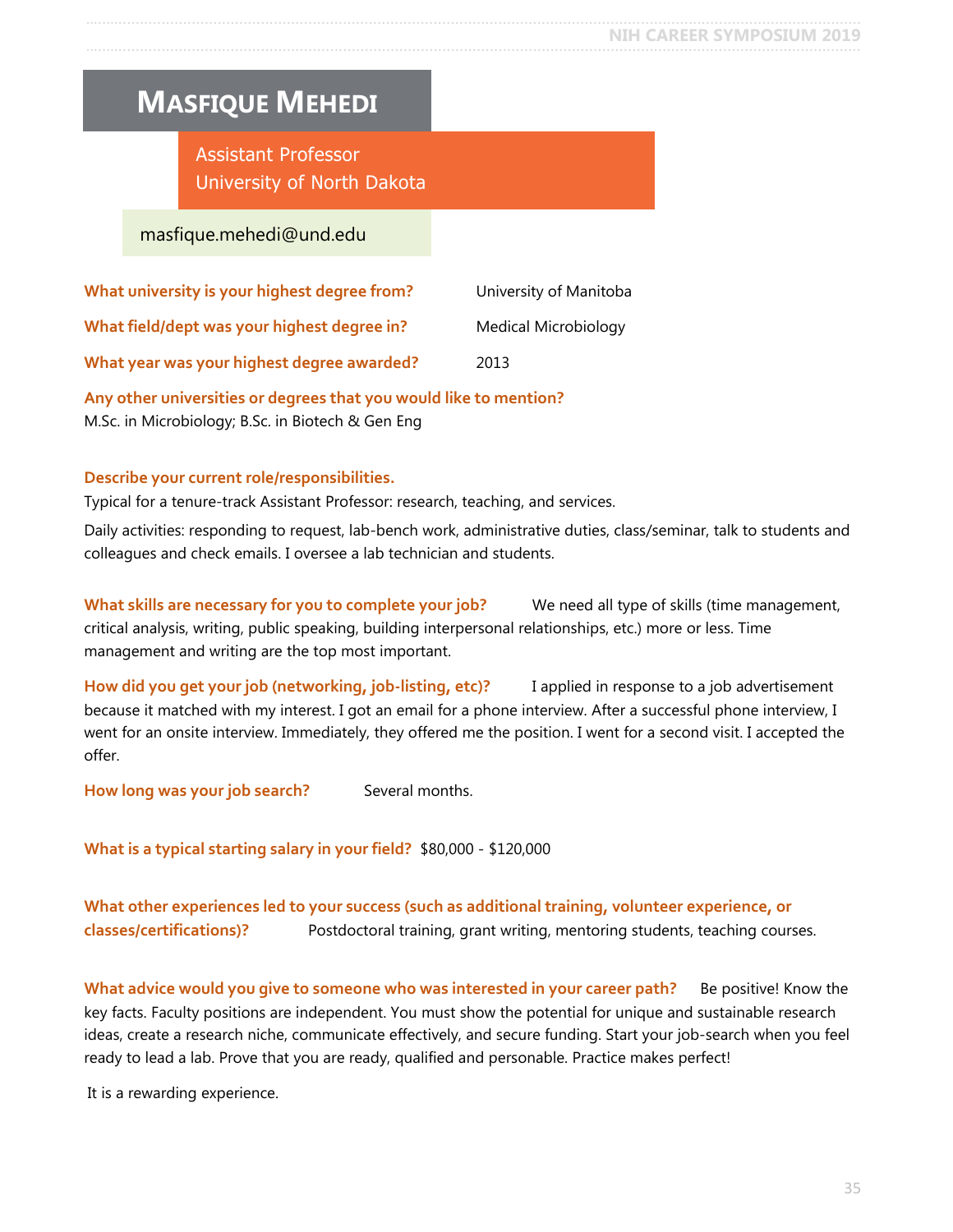# Masfique Mehedi

Assistant Professor
University of North Dakota

masfique.mehedi@und.edu

**What university is your highest degree from?** University of Manitoba

**What field/dept was your highest degree in?** Medical Microbiology

**What year was your highest degree awarded?** 2013

**Any other universities or degrees that you would like to mention?**
M.Sc. in Microbiology; B.Sc. in Biotech & Gen Eng

**Describe your current role/responsibilities.**
Typical for a tenure-track Assistant Professor: research, teaching, and services.

Daily activities: responding to request, lab-bench work, administrative duties, class/seminar, talk to students and colleagues and check emails. I oversee a lab technician and students.

**What skills are necessary for you to complete your job?** We need all type of skills (time management, critical analysis, writing, public speaking, building interpersonal relationships, etc.) more or less. Time management and writing are the top most important.

**How did you get your job (networking, job-listing, etc)?** I applied in response to a job advertisement because it matched with my interest. I got an email for a phone interview. After a successful phone interview, I went for an onsite interview. Immediately, they offered me the position. I went for a second visit. I accepted the offer.

**How long was your job search?** Several months.

**What is a typical starting salary in your field?** $80,000 - $120,000

**What other experiences led to your success (such as additional training, volunteer experience, or classes/certifications)?** Postdoctoral training, grant writing, mentoring students, teaching courses.

**What advice would you give to someone who was interested in your career path?** Be positive! Know the key facts. Faculty positions are independent. You must show the potential for unique and sustainable research ideas, create a research niche, communicate effectively, and secure funding. Start your job-search when you feel ready to lead a lab. Prove that you are ready, qualified and personable. Practice makes perfect!

It is a rewarding experience.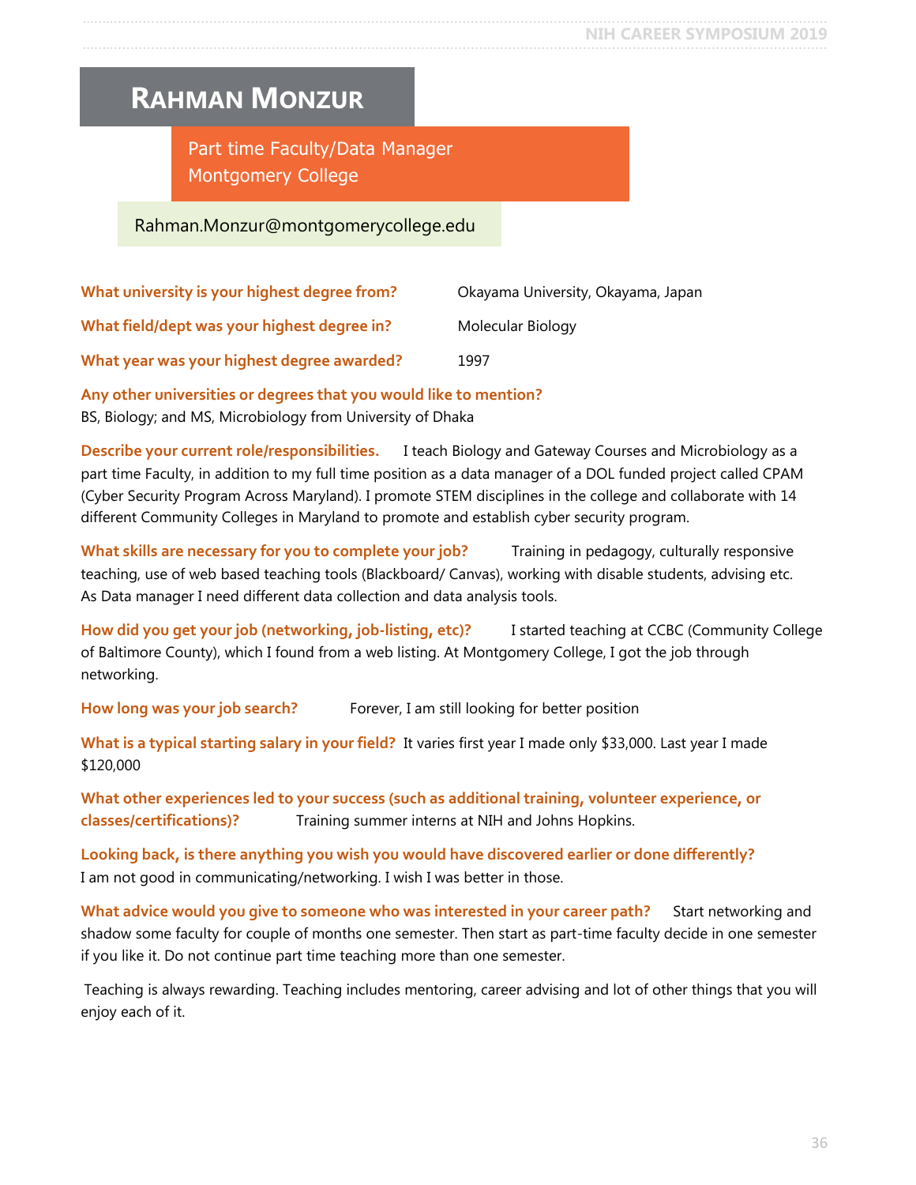# Rahman Monzur

Part time Faculty/Data Manager
Montgomery College

Rahman.Monzur@montgomerycollege.edu

**What university is your highest degree from?** Okayama University, Okayama, Japan

**What field/dept was your highest degree in?** Molecular Biology

**What year was your highest degree awarded?** 1997

**Any other universities or degrees that you would like to mention?**
BS, Biology; and MS, Microbiology from University of Dhaka

**Describe your current role/responsibilities.** I teach Biology and Gateway Courses and Microbiology as a part time Faculty, in addition to my full time position as a data manager of a DOL funded project called CPAM (Cyber Security Program Across Maryland). I promote STEM disciplines in the college and collaborate with 14 different Community Colleges in Maryland to promote and establish cyber security program.

**What skills are necessary for you to complete your job?** Training in pedagogy, culturally responsive teaching, use of web based teaching tools (Blackboard/ Canvas), working with disable students, advising etc. As Data manager I need different data collection and data analysis tools.

**How did you get your job (networking, job-listing, etc)?** I started teaching at CCBC (Community College of Baltimore County), which I found from a web listing. At Montgomery College, I got the job through networking.

**How long was your job search?** Forever, I am still looking for better position

**What is a typical starting salary in your field?** It varies first year I made only $33,000. Last year I made $120,000

**What other experiences led to your success (such as additional training, volunteer experience, or classes/certifications)?** Training summer interns at NIH and Johns Hopkins.

**Looking back, is there anything you wish you would have discovered earlier or done differently?**
I am not good in communicating/networking. I wish I was better in those.

**What advice would you give to someone who was interested in your career path?** Start networking and shadow some faculty for couple of months one semester. Then start as part-time faculty decide in one semester if you like it. Do not continue part time teaching more than one semester.

Teaching is always rewarding. Teaching includes mentoring, career advising and lot of other things that you will enjoy each of it.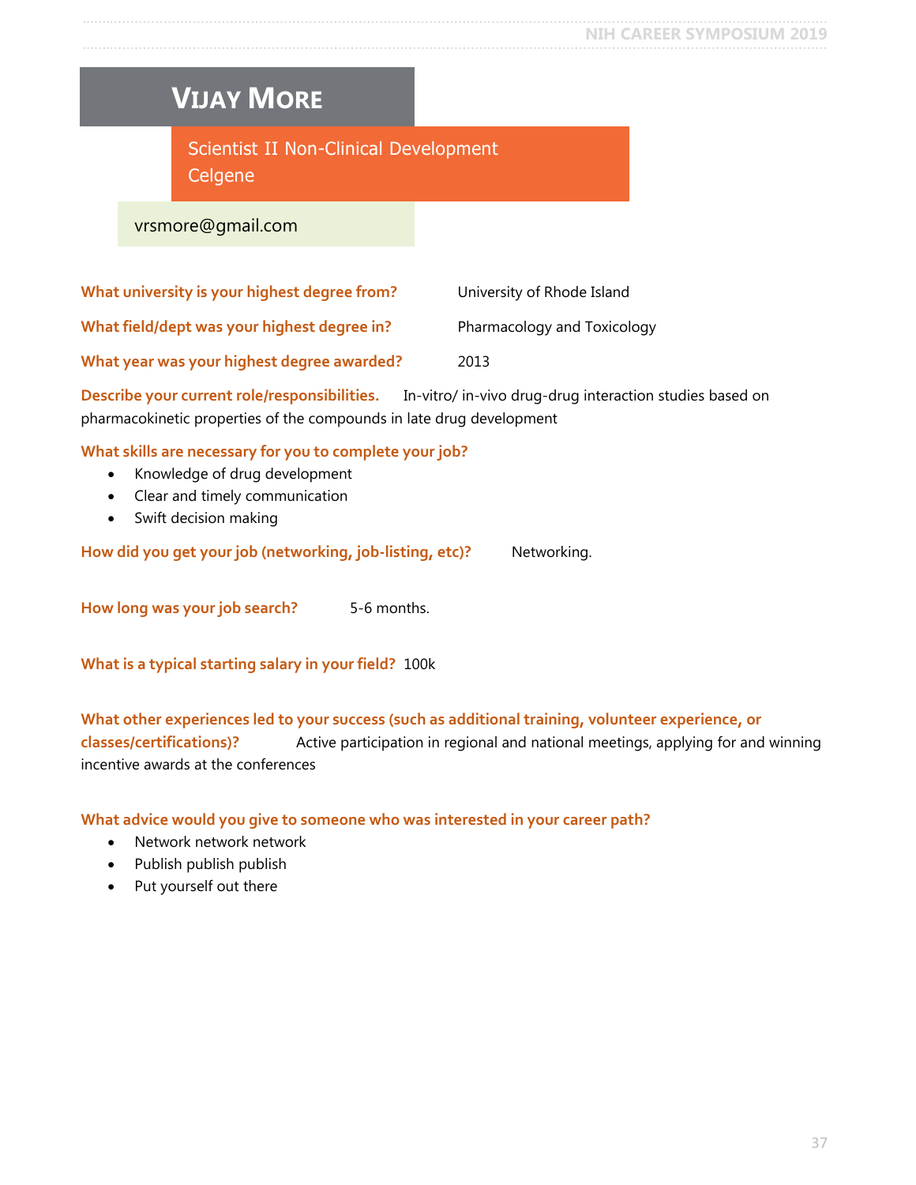# VIJAY MORE

Scientist II Non-Clinical Development
Celgene

vrsmore@gmail.com

**What university is your highest degree from?** University of Rhode Island

**What field/dept was your highest degree in?** Pharmacology and Toxicology

**What year was your highest degree awarded?** 2013

**Describe your current role/responsibilities.** In-vitro/ in-vivo drug-drug interaction studies based on pharmacokinetic properties of the compounds in late drug development

**What skills are necessary for you to complete your job?**

- Knowledge of drug development
- Clear and timely communication
- Swift decision making

**How did you get your job (networking, job-listing, etc)?** Networking.

**How long was your job search?** 5-6 months.

**What is a typical starting salary in your field?** 100k

**What other experiences led to your success (such as additional training, volunteer experience, or classes/certifications)?** Active participation in regional and national meetings, applying for and winning incentive awards at the conferences

**What advice would you give to someone who was interested in your career path?**

- Network network network
- Publish publish publish
- Put yourself out there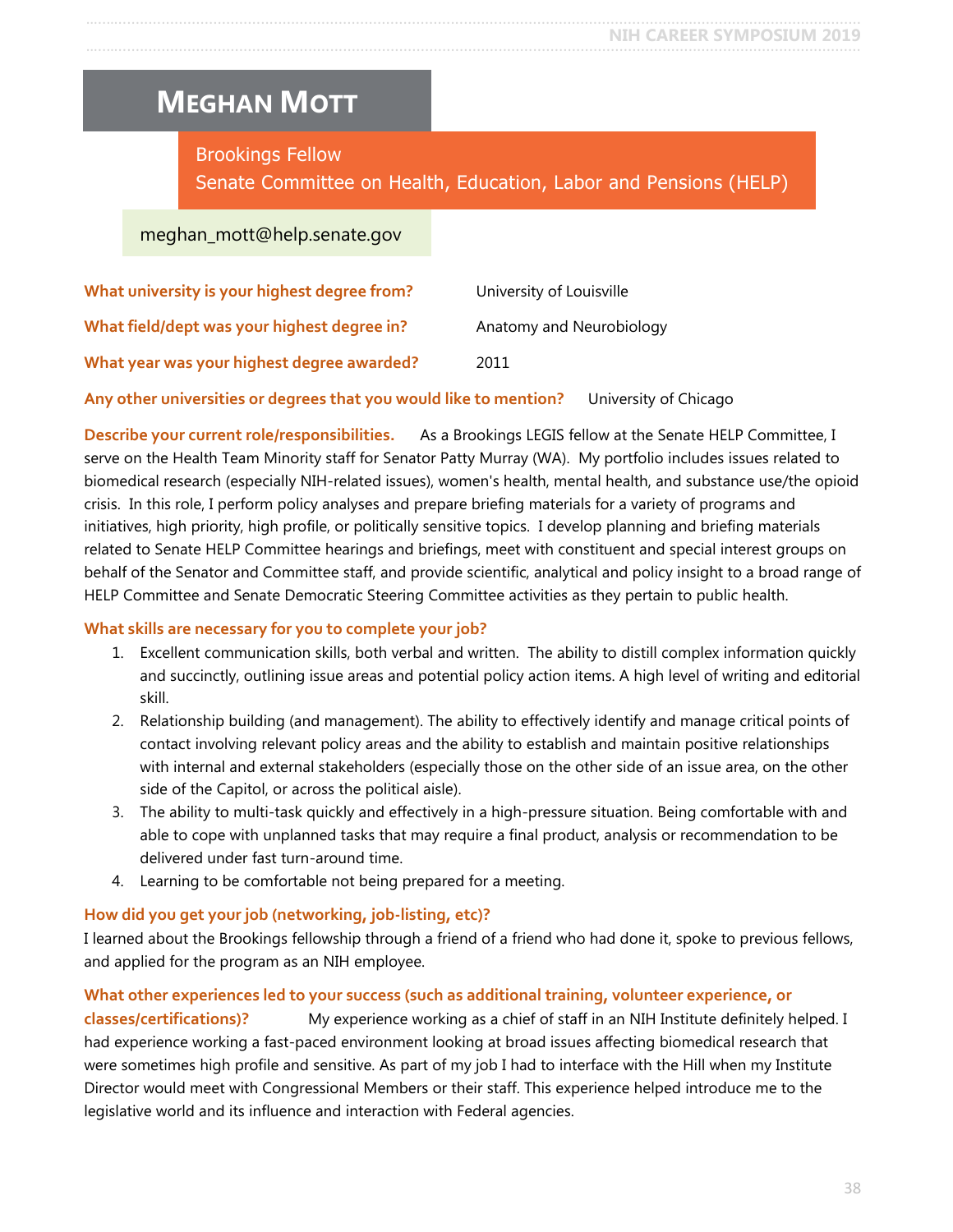# MEGHAN MOTT

Brookings Fellow
Senate Committee on Health, Education, Labor and Pensions (HELP)

meghan_mott@help.senate.gov

**What university is your highest degree from?** University of Louisville

**What field/dept was your highest degree in?** Anatomy and Neurobiology

**What year was your highest degree awarded?** 2011

**Any other universities or degrees that you would like to mention?** University of Chicago

**Describe your current role/responsibilities.** As a Brookings LEGIS fellow at the Senate HELP Committee, I serve on the Health Team Minority staff for Senator Patty Murray (WA). My portfolio includes issues related to biomedical research (especially NIH-related issues), women's health, mental health, and substance use/the opioid crisis. In this role, I perform policy analyses and prepare briefing materials for a variety of programs and initiatives, high priority, high profile, or politically sensitive topics. I develop planning and briefing materials related to Senate HELP Committee hearings and briefings, meet with constituent and special interest groups on behalf of the Senator and Committee staff, and provide scientific, analytical and policy insight to a broad range of HELP Committee and Senate Democratic Steering Committee activities as they pertain to public health.

**What skills are necessary for you to complete your job?**

1. Excellent communication skills, both verbal and written. The ability to distill complex information quickly and succinctly, outlining issue areas and potential policy action items. A high level of writing and editorial skill.
2. Relationship building (and management). The ability to effectively identify and manage critical points of contact involving relevant policy areas and the ability to establish and maintain positive relationships with internal and external stakeholders (especially those on the other side of an issue area, on the other side of the Capitol, or across the political aisle).
3. The ability to multi-task quickly and effectively in a high-pressure situation. Being comfortable with and able to cope with unplanned tasks that may require a final product, analysis or recommendation to be delivered under fast turn-around time.
4. Learning to be comfortable not being prepared for a meeting.

**How did you get your job (networking, job-listing, etc)?**
I learned about the Brookings fellowship through a friend of a friend who had done it, spoke to previous fellows, and applied for the program as an NIH employee.

**What other experiences led to your success (such as additional training, volunteer experience, or classes/certifications)?** My experience working as a chief of staff in an NIH Institute definitely helped. I had experience working a fast-paced environment looking at broad issues affecting biomedical research that were sometimes high profile and sensitive. As part of my job I had to interface with the Hill when my Institute Director would meet with Congressional Members or their staff. This experience helped introduce me to the legislative world and its influence and interaction with Federal agencies.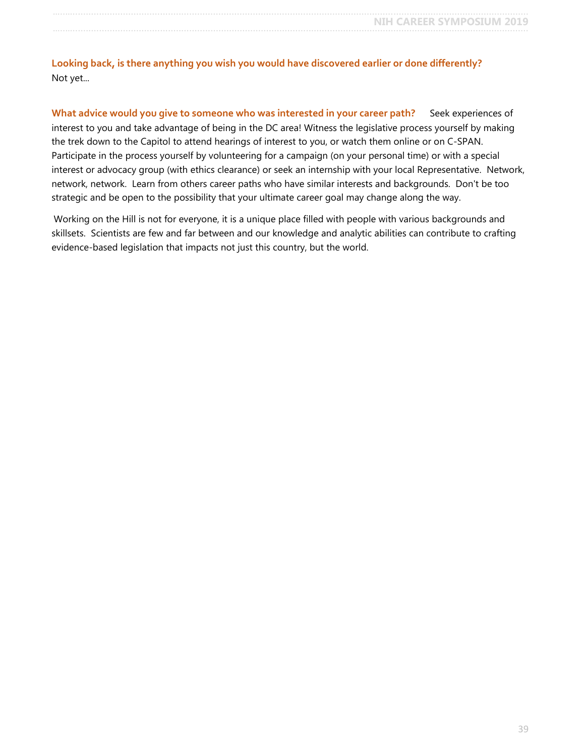**Looking back, is there anything you wish you would have discovered earlier or done differently?**
Not yet...

**What advice would you give to someone who was interested in your career path?** Seek experiences of interest to you and take advantage of being in the DC area! Witness the legislative process yourself by making the trek down to the Capitol to attend hearings of interest to you, or watch them online or on C-SPAN. Participate in the process yourself by volunteering for a campaign (on your personal time) or with a special interest or advocacy group (with ethics clearance) or seek an internship with your local Representative. Network, network, network. Learn from others career paths who have similar interests and backgrounds. Don't be too strategic and be open to the possibility that your ultimate career goal may change along the way.

Working on the Hill is not for everyone, it is a unique place filled with people with various backgrounds and skillsets. Scientists are few and far between and our knowledge and analytic abilities can contribute to crafting evidence-based legislation that impacts not just this country, but the world.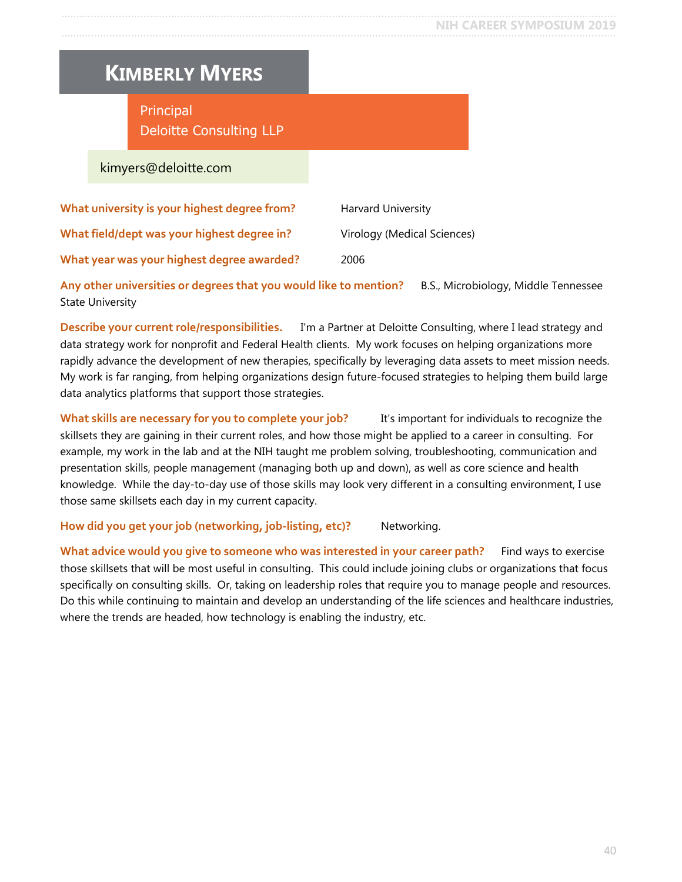# KIMBERLY MYERS

Principal
Deloitte Consulting LLP

kimyers@deloitte.com

**What university is your highest degree from?** Harvard University

**What field/dept was your highest degree in?** Virology (Medical Sciences)

**What year was your highest degree awarded?** 2006

**Any other universities or degrees that you would like to mention?** B.S., Microbiology, Middle Tennessee State University

**Describe your current role/responsibilities.** I'm a Partner at Deloitte Consulting, where I lead strategy and data strategy work for nonprofit and Federal Health clients. My work focuses on helping organizations more rapidly advance the development of new therapies, specifically by leveraging data assets to meet mission needs. My work is far ranging, from helping organizations design future-focused strategies to helping them build large data analytics platforms that support those strategies.

**What skills are necessary for you to complete your job?** It's important for individuals to recognize the skillsets they are gaining in their current roles, and how those might be applied to a career in consulting. For example, my work in the lab and at the NIH taught me problem solving, troubleshooting, communication and presentation skills, people management (managing both up and down), as well as core science and health knowledge. While the day-to-day use of those skills may look very different in a consulting environment, I use those same skillsets each day in my current capacity.

**How did you get your job (networking, job-listing, etc)?** Networking.

**What advice would you give to someone who was interested in your career path?** Find ways to exercise those skillsets that will be most useful in consulting. This could include joining clubs or organizations that focus specifically on consulting skills. Or, taking on leadership roles that require you to manage people and resources. Do this while continuing to maintain and develop an understanding of the life sciences and healthcare industries, where the trends are headed, how technology is enabling the industry, etc.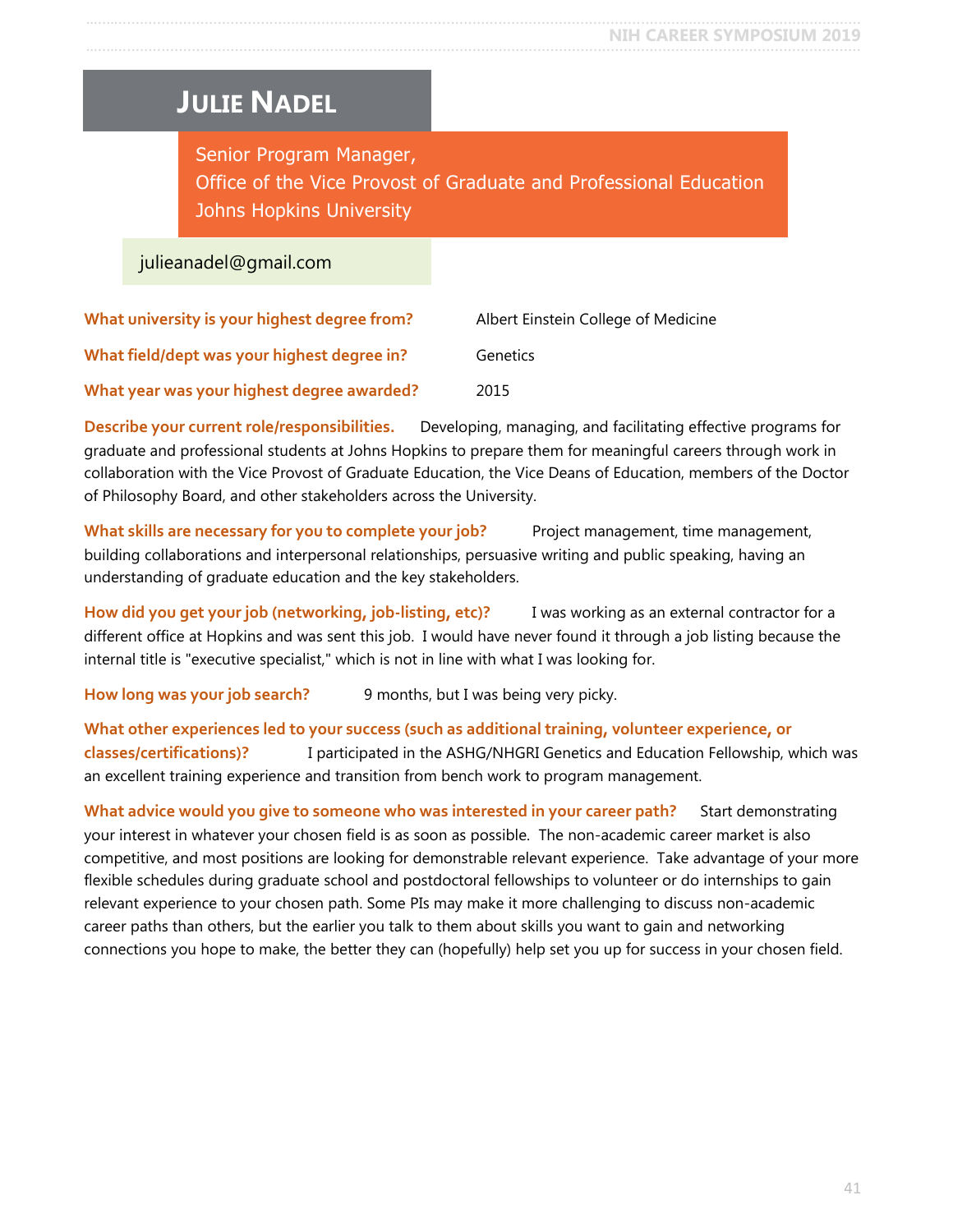# Julie Nadel

Senior Program Manager,
Office of the Vice Provost of Graduate and Professional Education
Johns Hopkins University

julieanadel@gmail.com

**What university is your highest degree from?** Albert Einstein College of Medicine

**What field/dept was your highest degree in?** Genetics

**What year was your highest degree awarded?** 2015

**Describe your current role/responsibilities.** Developing, managing, and facilitating effective programs for graduate and professional students at Johns Hopkins to prepare them for meaningful careers through work in collaboration with the Vice Provost of Graduate Education, the Vice Deans of Education, members of the Doctor of Philosophy Board, and other stakeholders across the University.

**What skills are necessary for you to complete your job?** Project management, time management, building collaborations and interpersonal relationships, persuasive writing and public speaking, having an understanding of graduate education and the key stakeholders.

**How did you get your job (networking, job-listing, etc)?** I was working as an external contractor for a different office at Hopkins and was sent this job. I would have never found it through a job listing because the internal title is "executive specialist," which is not in line with what I was looking for.

**How long was your job search?** 9 months, but I was being very picky.

**What other experiences led to your success (such as additional training, volunteer experience, or classes/certifications)?** I participated in the ASHG/NHGRI Genetics and Education Fellowship, which was an excellent training experience and transition from bench work to program management.

**What advice would you give to someone who was interested in your career path?** Start demonstrating your interest in whatever your chosen field is as soon as possible. The non-academic career market is also competitive, and most positions are looking for demonstrable relevant experience. Take advantage of your more flexible schedules during graduate school and postdoctoral fellowships to volunteer or do internships to gain relevant experience to your chosen path. Some PIs may make it more challenging to discuss non-academic career paths than others, but the earlier you talk to them about skills you want to gain and networking connections you hope to make, the better they can (hopefully) help set you up for success in your chosen field.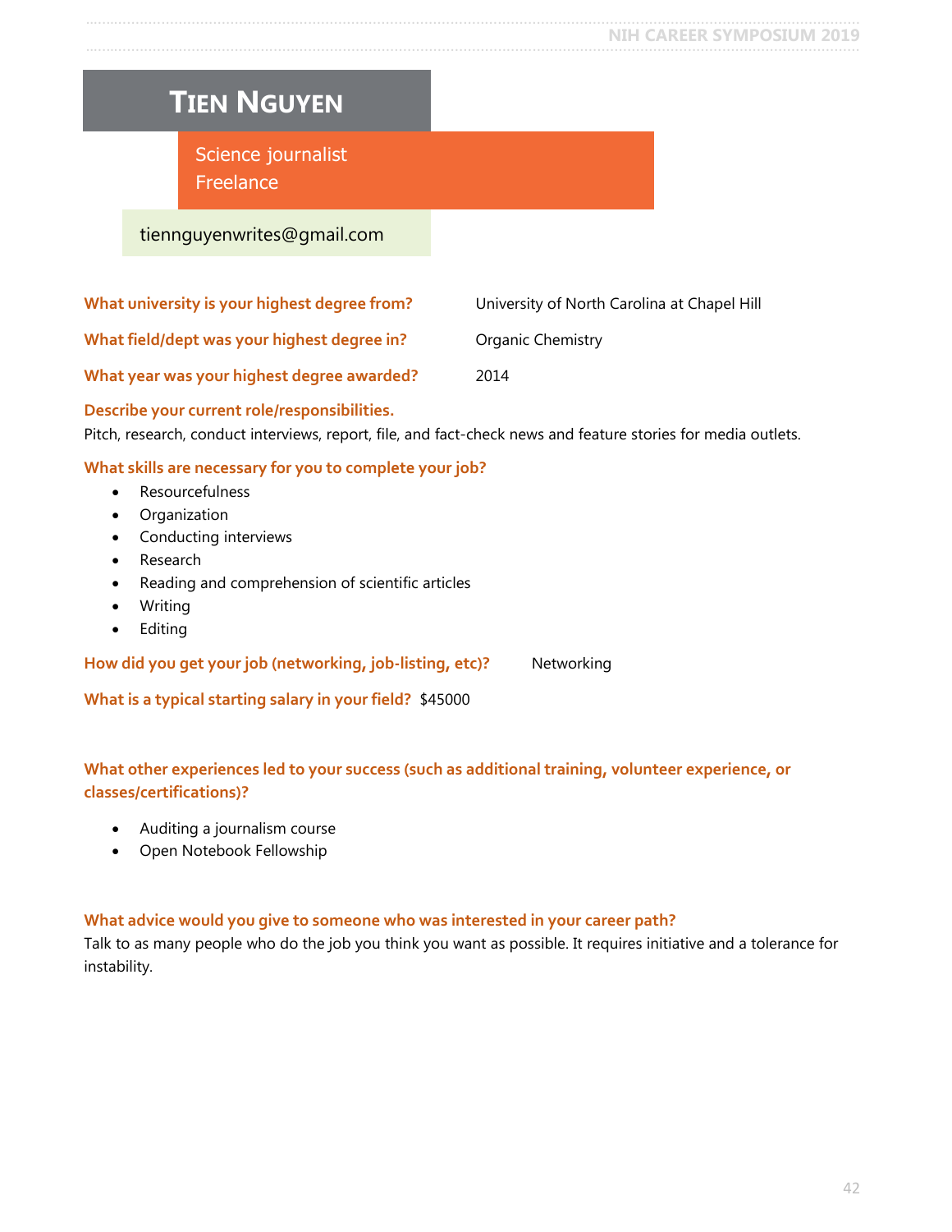# Tien Nguyen

Science journalist
Freelance

tiennguyenwrites@gmail.com

**What university is your highest degree from?** University of North Carolina at Chapel Hill

**What field/dept was your highest degree in?** Organic Chemistry

**What year was your highest degree awarded?** 2014

**Describe your current role/responsibilities.**
Pitch, research, conduct interviews, report, file, and fact-check news and feature stories for media outlets.

**What skills are necessary for you to complete your job?**

- Resourcefulness
- Organization
- Conducting interviews
- Research
- Reading and comprehension of scientific articles
- Writing
- Editing

**How did you get your job (networking, job-listing, etc)?** Networking

**What is a typical starting salary in your field?** $45000

**What other experiences led to your success (such as additional training, volunteer experience, or classes/certifications)?**

- Auditing a journalism course
- Open Notebook Fellowship

**What advice would you give to someone who was interested in your career path?**
Talk to as many people who do the job you think you want as possible. It requires initiative and a tolerance for instability.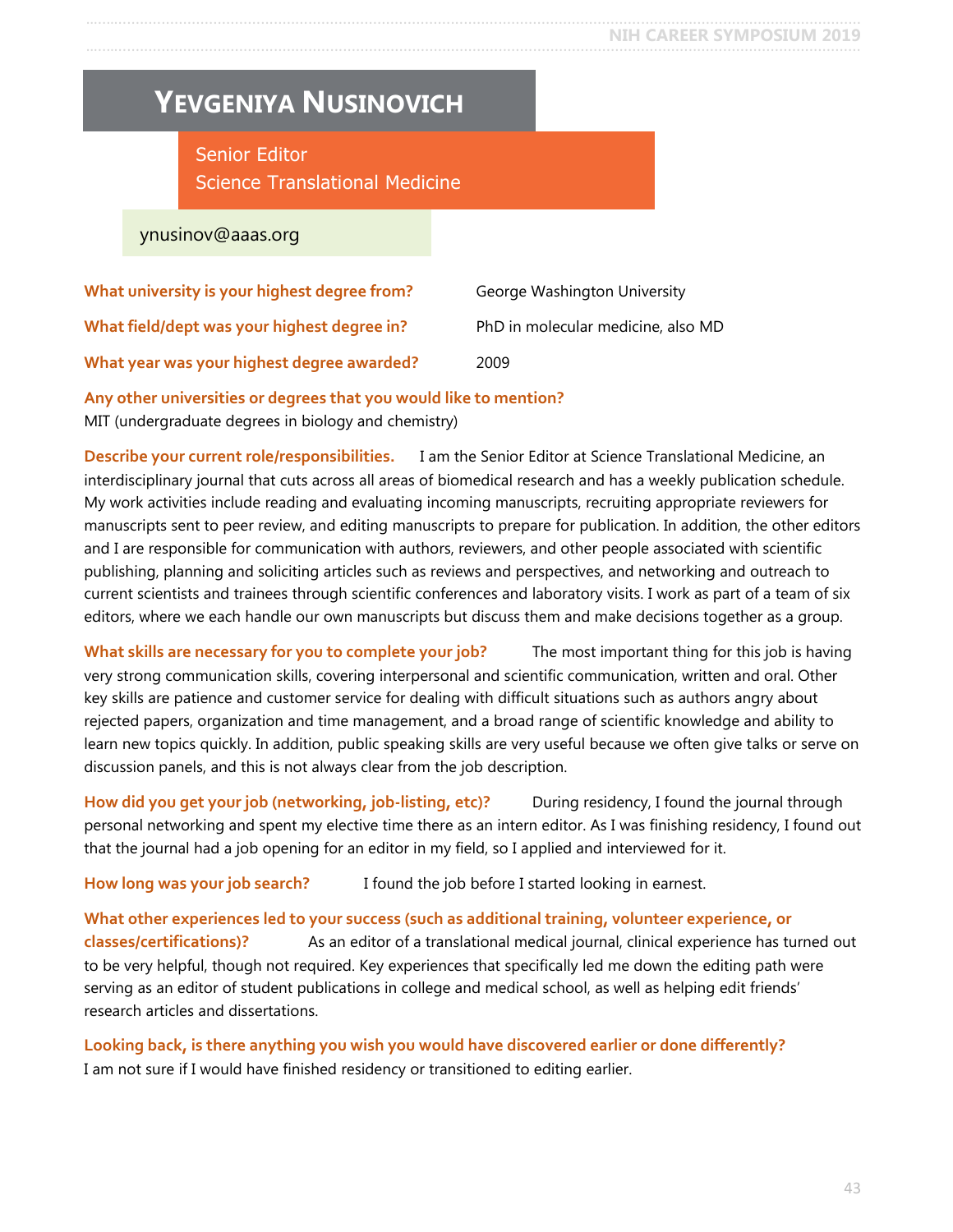# Yevgeniya Nusinovich

Senior Editor
Science Translational Medicine

ynusinov@aaas.org

**What university is your highest degree from?** George Washington University

**What field/dept was your highest degree in?** PhD in molecular medicine, also MD

**What year was your highest degree awarded?** 2009

**Any other universities or degrees that you would like to mention?**
MIT (undergraduate degrees in biology and chemistry)

**Describe your current role/responsibilities.** I am the Senior Editor at Science Translational Medicine, an interdisciplinary journal that cuts across all areas of biomedical research and has a weekly publication schedule. My work activities include reading and evaluating incoming manuscripts, recruiting appropriate reviewers for manuscripts sent to peer review, and editing manuscripts to prepare for publication. In addition, the other editors and I are responsible for communication with authors, reviewers, and other people associated with scientific publishing, planning and soliciting articles such as reviews and perspectives, and networking and outreach to current scientists and trainees through scientific conferences and laboratory visits. I work as part of a team of six editors, where we each handle our own manuscripts but discuss them and make decisions together as a group.

**What skills are necessary for you to complete your job?** The most important thing for this job is having very strong communication skills, covering interpersonal and scientific communication, written and oral. Other key skills are patience and customer service for dealing with difficult situations such as authors angry about rejected papers, organization and time management, and a broad range of scientific knowledge and ability to learn new topics quickly. In addition, public speaking skills are very useful because we often give talks or serve on discussion panels, and this is not always clear from the job description.

**How did you get your job (networking, job-listing, etc)?** During residency, I found the journal through personal networking and spent my elective time there as an intern editor. As I was finishing residency, I found out that the journal had a job opening for an editor in my field, so I applied and interviewed for it.

**How long was your job search?** I found the job before I started looking in earnest.

**What other experiences led to your success (such as additional training, volunteer experience, or classes/certifications)?** As an editor of a translational medical journal, clinical experience has turned out to be very helpful, though not required. Key experiences that specifically led me down the editing path were serving as an editor of student publications in college and medical school, as well as helping edit friends' research articles and dissertations.

**Looking back, is there anything you wish you would have discovered earlier or done differently?**
I am not sure if I would have finished residency or transitioned to editing earlier.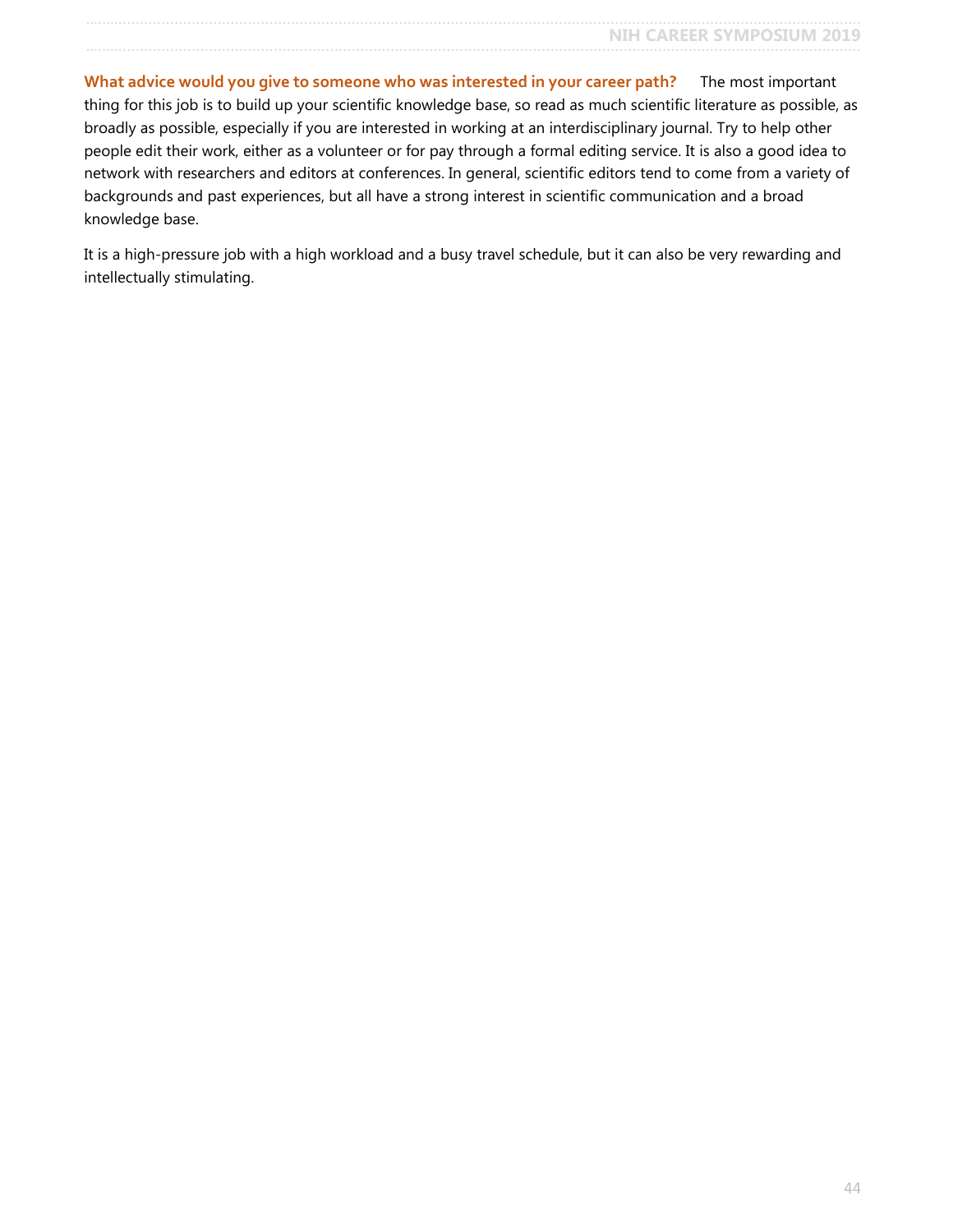**What advice would you give to someone who was interested in your career path?** The most important thing for this job is to build up your scientific knowledge base, so read as much scientific literature as possible, as broadly as possible, especially if you are interested in working at an interdisciplinary journal. Try to help other people edit their work, either as a volunteer or for pay through a formal editing service. It is also a good idea to network with researchers and editors at conferences. In general, scientific editors tend to come from a variety of backgrounds and past experiences, but all have a strong interest in scientific communication and a broad knowledge base.

It is a high-pressure job with a high workload and a busy travel schedule, but it can also be very rewarding and intellectually stimulating.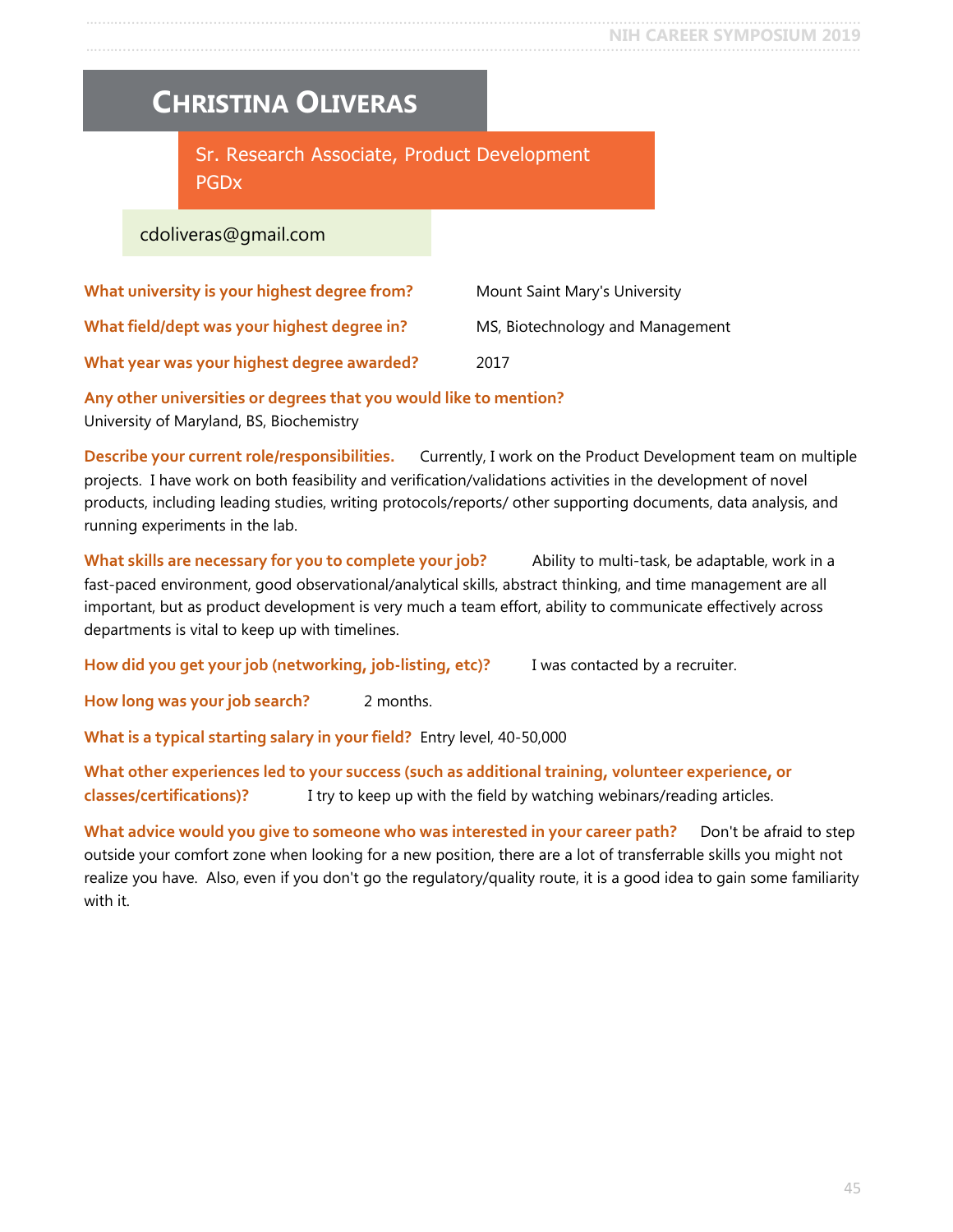# Christina Oliveras

Sr. Research Associate, Product Development
PGDx

cdoliveras@gmail.com

**What university is your highest degree from?** Mount Saint Mary's University

**What field/dept was your highest degree in?** MS, Biotechnology and Management

**What year was your highest degree awarded?** 2017

**Any other universities or degrees that you would like to mention?**
University of Maryland, BS, Biochemistry

**Describe your current role/responsibilities.** Currently, I work on the Product Development team on multiple projects. I have work on both feasibility and verification/validations activities in the development of novel products, including leading studies, writing protocols/reports/ other supporting documents, data analysis, and running experiments in the lab.

**What skills are necessary for you to complete your job?** Ability to multi-task, be adaptable, work in a fast-paced environment, good observational/analytical skills, abstract thinking, and time management are all important, but as product development is very much a team effort, ability to communicate effectively across departments is vital to keep up with timelines.

**How did you get your job (networking, job-listing, etc)?** I was contacted by a recruiter.

**How long was your job search?** 2 months.

**What is a typical starting salary in your field?** Entry level, 40-50,000

**What other experiences led to your success (such as additional training, volunteer experience, or classes/certifications)?** I try to keep up with the field by watching webinars/reading articles.

**What advice would you give to someone who was interested in your career path?** Don't be afraid to step outside your comfort zone when looking for a new position, there are a lot of transferrable skills you might not realize you have. Also, even if you don't go the regulatory/quality route, it is a good idea to gain some familiarity with it.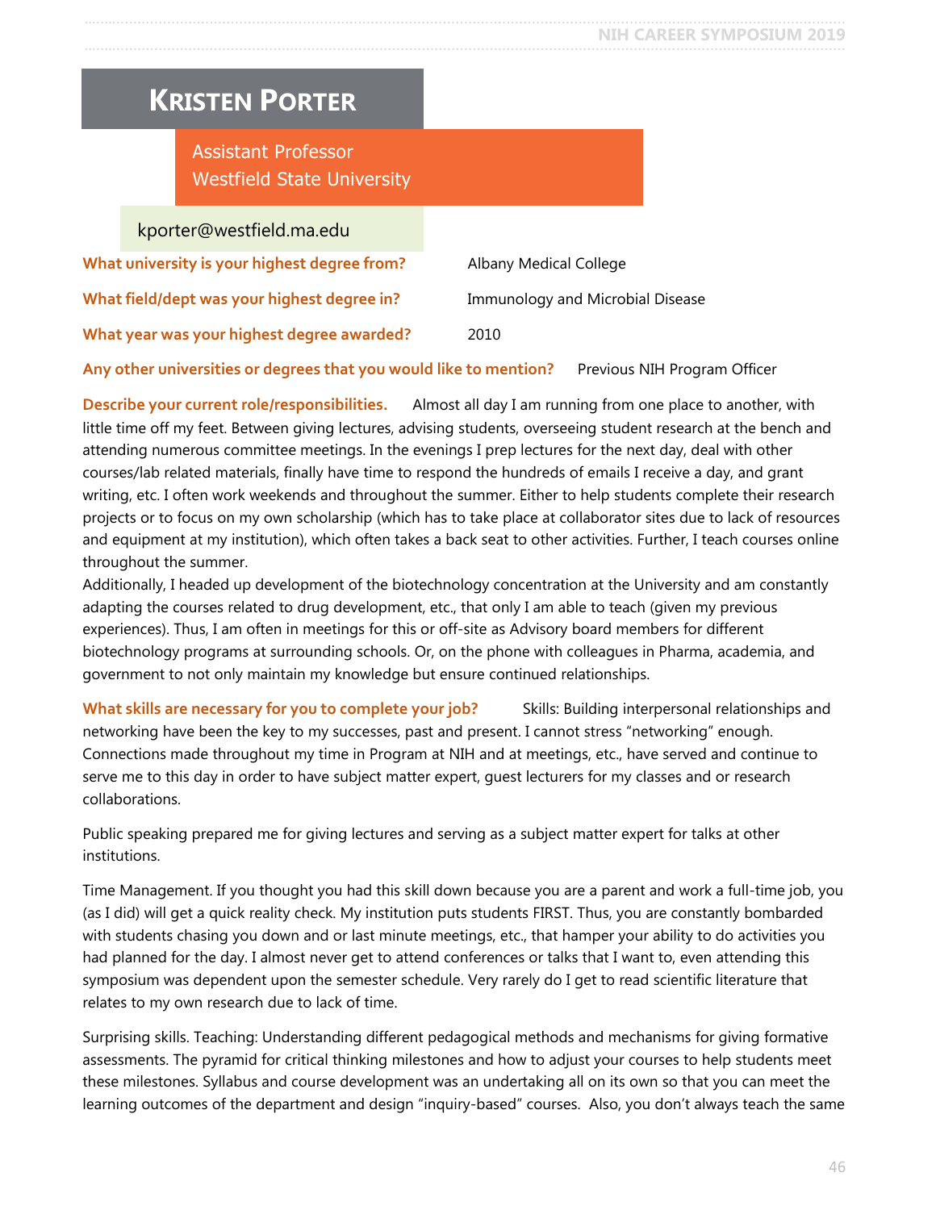# Kristen Porter

Assistant Professor
Westfield State University

kporter@westfield.ma.edu

**What university is your highest degree from?** Albany Medical College

**What field/dept was your highest degree in?** Immunology and Microbial Disease

**What year was your highest degree awarded?** 2010

**Any other universities or degrees that you would like to mention?** Previous NIH Program Officer

**Describe your current role/responsibilities.** Almost all day I am running from one place to another, with little time off my feet. Between giving lectures, advising students, overseeing student research at the bench and attending numerous committee meetings. In the evenings I prep lectures for the next day, deal with other courses/lab related materials, finally have time to respond the hundreds of emails I receive a day, and grant writing, etc. I often work weekends and throughout the summer. Either to help students complete their research projects or to focus on my own scholarship (which has to take place at collaborator sites due to lack of resources and equipment at my institution), which often takes a back seat to other activities. Further, I teach courses online throughout the summer.
Additionally, I headed up development of the biotechnology concentration at the University and am constantly adapting the courses related to drug development, etc., that only I am able to teach (given my previous experiences). Thus, I am often in meetings for this or off-site as Advisory board members for different biotechnology programs at surrounding schools. Or, on the phone with colleagues in Pharma, academia, and government to not only maintain my knowledge but ensure continued relationships.

**What skills are necessary for you to complete your job?** Skills: Building interpersonal relationships and networking have been the key to my successes, past and present. I cannot stress "networking" enough. Connections made throughout my time in Program at NIH and at meetings, etc., have served and continue to serve me to this day in order to have subject matter expert, guest lecturers for my classes and or research collaborations.

Public speaking prepared me for giving lectures and serving as a subject matter expert for talks at other institutions.

Time Management. If you thought you had this skill down because you are a parent and work a full-time job, you (as I did) will get a quick reality check. My institution puts students FIRST. Thus, you are constantly bombarded with students chasing you down and or last minute meetings, etc., that hamper your ability to do activities you had planned for the day. I almost never get to attend conferences or talks that I want to, even attending this symposium was dependent upon the semester schedule. Very rarely do I get to read scientific literature that relates to my own research due to lack of time.

Surprising skills. Teaching: Understanding different pedagogical methods and mechanisms for giving formative assessments. The pyramid for critical thinking milestones and how to adjust your courses to help students meet these milestones. Syllabus and course development was an undertaking all on its own so that you can meet the learning outcomes of the department and design "inquiry-based" courses. Also, you don't always teach the same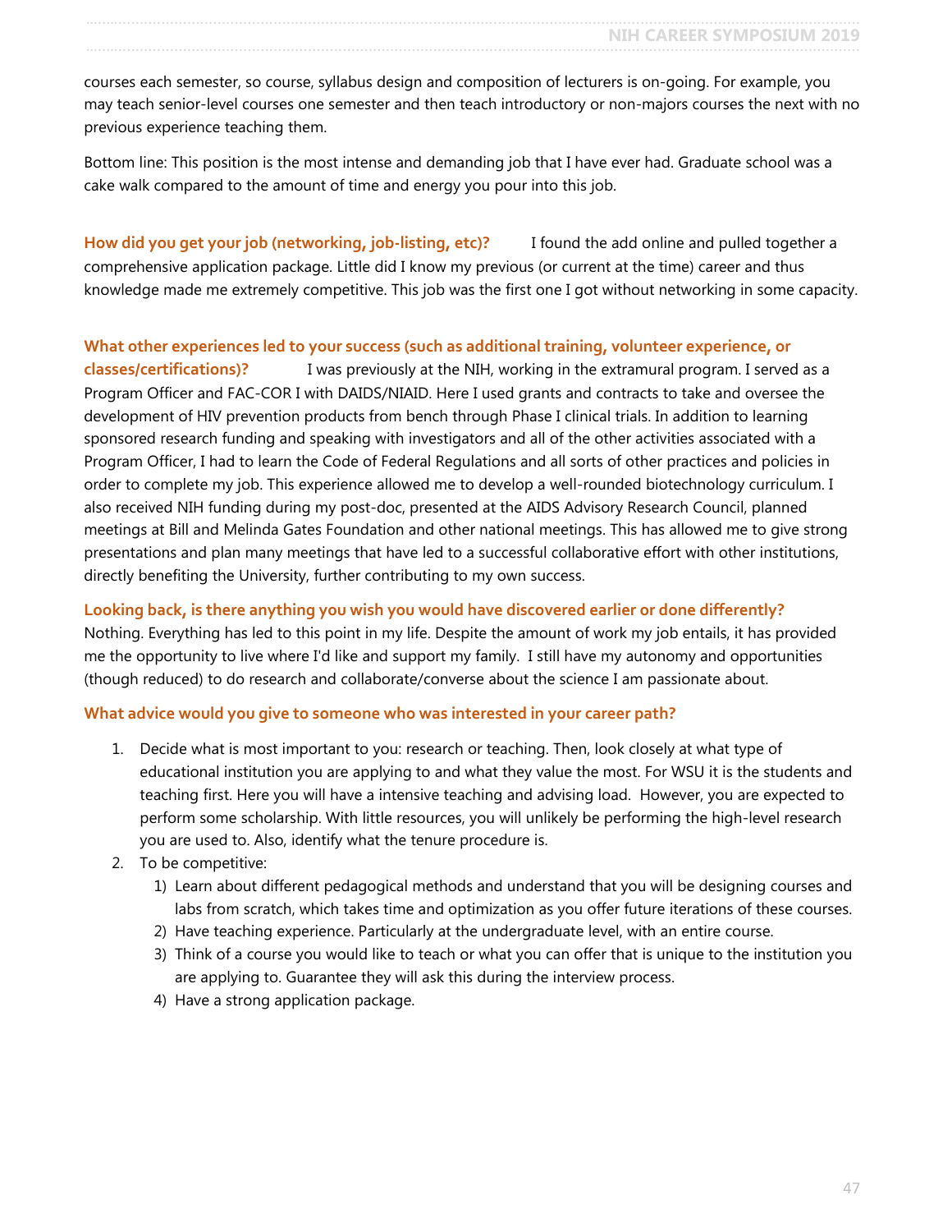courses each semester, so course, syllabus design and composition of lecturers is on-going. For example, you may teach senior-level courses one semester and then teach introductory or non-majors courses the next with no previous experience teaching them.

Bottom line: This position is the most intense and demanding job that I have ever had. Graduate school was a cake walk compared to the amount of time and energy you pour into this job.

**How did you get your job (networking, job-listing, etc)?** I found the add online and pulled together a comprehensive application package. Little did I know my previous (or current at the time) career and thus knowledge made me extremely competitive. This job was the first one I got without networking in some capacity.

**What other experiences led to your success (such as additional training, volunteer experience, or classes/certifications)?** I was previously at the NIH, working in the extramural program. I served as a Program Officer and FAC-COR I with DAIDS/NIAID. Here I used grants and contracts to take and oversee the development of HIV prevention products from bench through Phase I clinical trials. In addition to learning sponsored research funding and speaking with investigators and all of the other activities associated with a Program Officer, I had to learn the Code of Federal Regulations and all sorts of other practices and policies in order to complete my job. This experience allowed me to develop a well-rounded biotechnology curriculum. I also received NIH funding during my post-doc, presented at the AIDS Advisory Research Council, planned meetings at Bill and Melinda Gates Foundation and other national meetings. This has allowed me to give strong presentations and plan many meetings that have led to a successful collaborative effort with other institutions, directly benefiting the University, further contributing to my own success.

**Looking back, is there anything you wish you would have discovered earlier or done differently?**
Nothing. Everything has led to this point in my life. Despite the amount of work my job entails, it has provided me the opportunity to live where I'd like and support my family. I still have my autonomy and opportunities (though reduced) to do research and collaborate/converse about the science I am passionate about.

**What advice would you give to someone who was interested in your career path?**

1. Decide what is most important to you: research or teaching. Then, look closely at what type of educational institution you are applying to and what they value the most. For WSU it is the students and teaching first. Here you will have a intensive teaching and advising load. However, you are expected to perform some scholarship. With little resources, you will unlikely be performing the high-level research you are used to. Also, identify what the tenure procedure is.
2. To be competitive:
   1) Learn about different pedagogical methods and understand that you will be designing courses and labs from scratch, which takes time and optimization as you offer future iterations of these courses.
   2) Have teaching experience. Particularly at the undergraduate level, with an entire course.
   3) Think of a course you would like to teach or what you can offer that is unique to the institution you are applying to. Guarantee they will ask this during the interview process.
   4) Have a strong application package.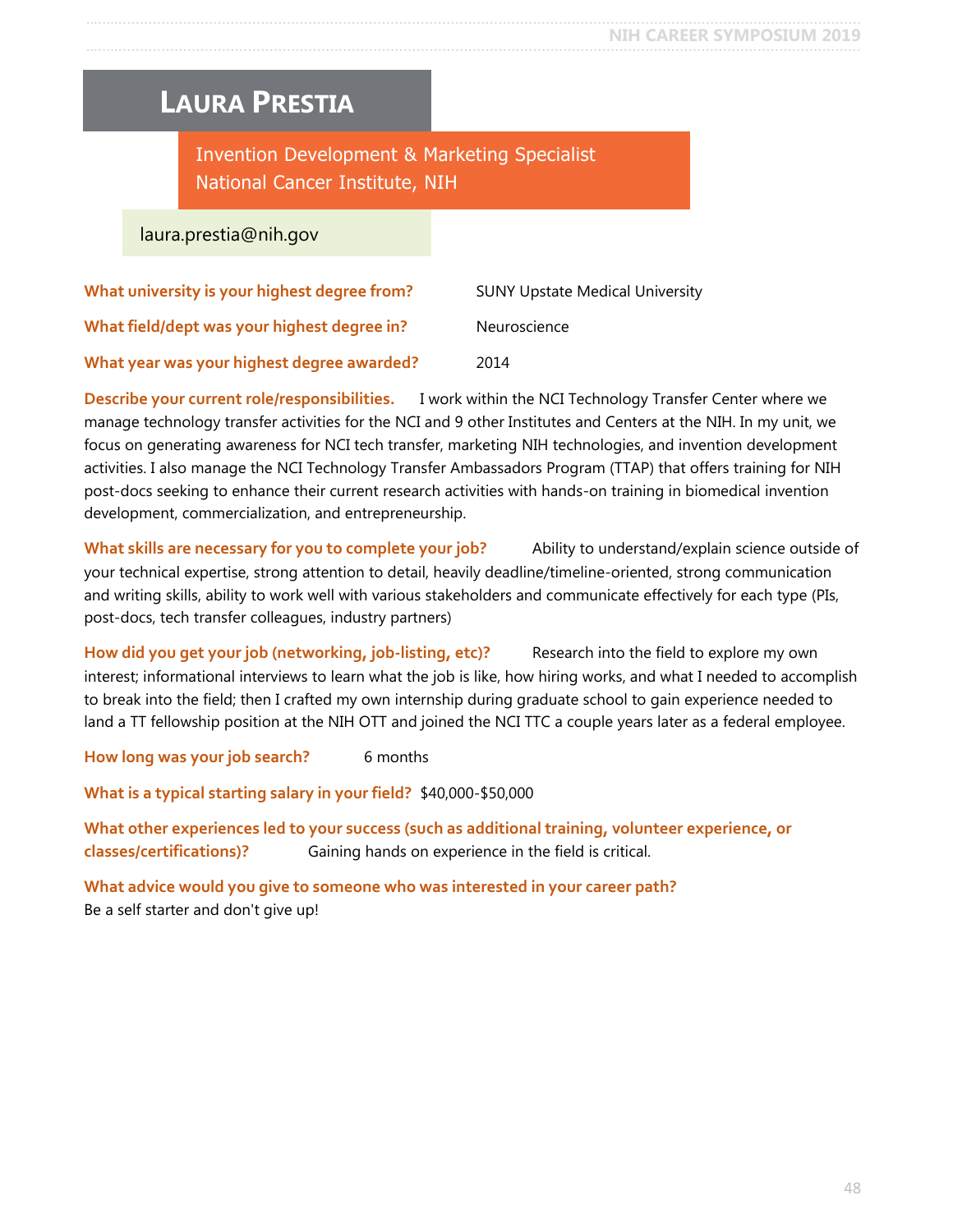# LAURA PRESTIA

Invention Development & Marketing Specialist
National Cancer Institute, NIH

laura.prestia@nih.gov

**What university is your highest degree from?** SUNY Upstate Medical University

**What field/dept was your highest degree in?** Neuroscience

**What year was your highest degree awarded?** 2014

**Describe your current role/responsibilities.** I work within the NCI Technology Transfer Center where we manage technology transfer activities for the NCI and 9 other Institutes and Centers at the NIH. In my unit, we focus on generating awareness for NCI tech transfer, marketing NIH technologies, and invention development activities. I also manage the NCI Technology Transfer Ambassadors Program (TTAP) that offers training for NIH post-docs seeking to enhance their current research activities with hands-on training in biomedical invention development, commercialization, and entrepreneurship.

**What skills are necessary for you to complete your job?** Ability to understand/explain science outside of your technical expertise, strong attention to detail, heavily deadline/timeline-oriented, strong communication and writing skills, ability to work well with various stakeholders and communicate effectively for each type (PIs, post-docs, tech transfer colleagues, industry partners)

**How did you get your job (networking, job-listing, etc)?** Research into the field to explore my own interest; informational interviews to learn what the job is like, how hiring works, and what I needed to accomplish to break into the field; then I crafted my own internship during graduate school to gain experience needed to land a TT fellowship position at the NIH OTT and joined the NCI TTC a couple years later as a federal employee.

**How long was your job search?** 6 months

**What is a typical starting salary in your field?** $40,000-$50,000

**What other experiences led to your success (such as additional training, volunteer experience, or classes/certifications)?** Gaining hands on experience in the field is critical.

**What advice would you give to someone who was interested in your career path?**
Be a self starter and don't give up!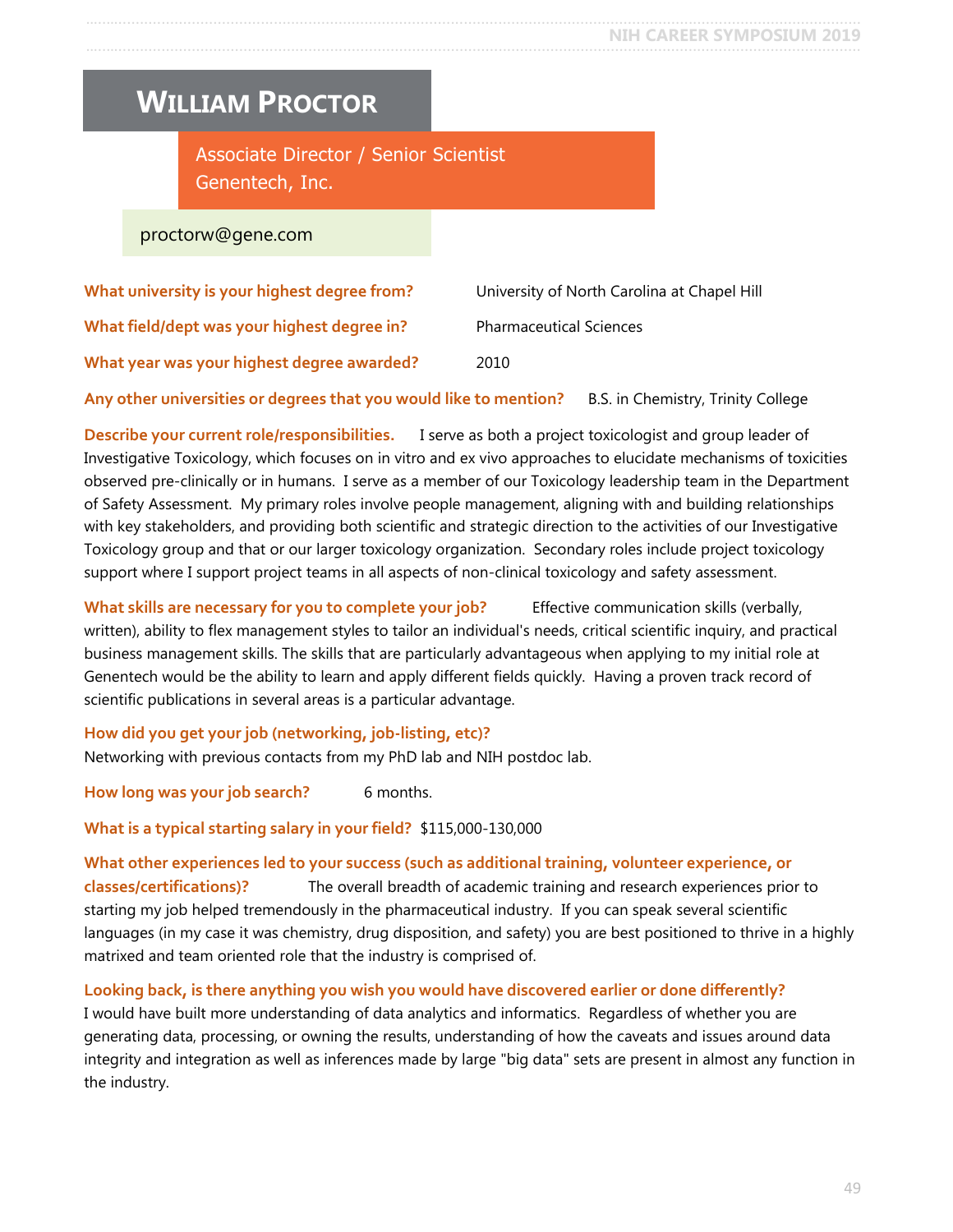# William Proctor

Associate Director / Senior Scientist
Genentech, Inc.

proctorw@gene.com

**What university is your highest degree from?** University of North Carolina at Chapel Hill

**What field/dept was your highest degree in?** Pharmaceutical Sciences

**What year was your highest degree awarded?** 2010

**Any other universities or degrees that you would like to mention?** B.S. in Chemistry, Trinity College

**Describe your current role/responsibilities.** I serve as both a project toxicologist and group leader of Investigative Toxicology, which focuses on in vitro and ex vivo approaches to elucidate mechanisms of toxicities observed pre-clinically or in humans. I serve as a member of our Toxicology leadership team in the Department of Safety Assessment. My primary roles involve people management, aligning with and building relationships with key stakeholders, and providing both scientific and strategic direction to the activities of our Investigative Toxicology group and that or our larger toxicology organization. Secondary roles include project toxicology support where I support project teams in all aspects of non-clinical toxicology and safety assessment.

**What skills are necessary for you to complete your job?** Effective communication skills (verbally, written), ability to flex management styles to tailor an individual's needs, critical scientific inquiry, and practical business management skills. The skills that are particularly advantageous when applying to my initial role at Genentech would be the ability to learn and apply different fields quickly. Having a proven track record of scientific publications in several areas is a particular advantage.

**How did you get your job (networking, job-listing, etc)?**
Networking with previous contacts from my PhD lab and NIH postdoc lab.

**How long was your job search?** 6 months.

**What is a typical starting salary in your field?** $115,000-130,000

**What other experiences led to your success (such as additional training, volunteer experience, or classes/certifications)?** The overall breadth of academic training and research experiences prior to starting my job helped tremendously in the pharmaceutical industry. If you can speak several scientific languages (in my case it was chemistry, drug disposition, and safety) you are best positioned to thrive in a highly matrixed and team oriented role that the industry is comprised of.

**Looking back, is there anything you wish you would have discovered earlier or done differently?**
I would have built more understanding of data analytics and informatics. Regardless of whether you are generating data, processing, or owning the results, understanding of how the caveats and issues around data integrity and integration as well as inferences made by large "big data" sets are present in almost any function in the industry.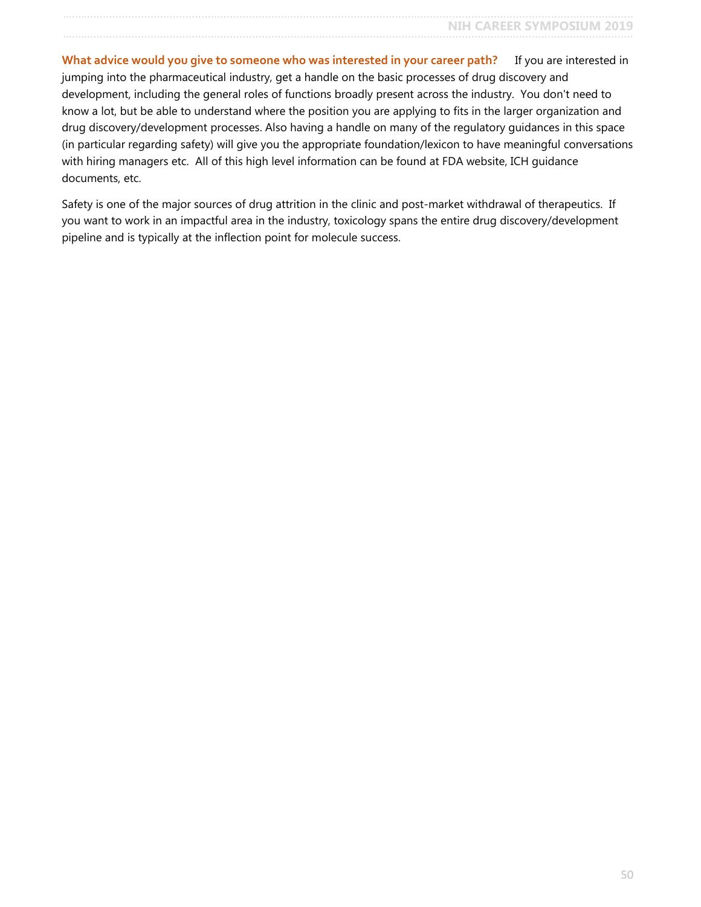**What advice would you give to someone who was interested in your career path?** If you are interested in jumping into the pharmaceutical industry, get a handle on the basic processes of drug discovery and development, including the general roles of functions broadly present across the industry. You don't need to know a lot, but be able to understand where the position you are applying to fits in the larger organization and drug discovery/development processes. Also having a handle on many of the regulatory guidances in this space (in particular regarding safety) will give you the appropriate foundation/lexicon to have meaningful conversations with hiring managers etc. All of this high level information can be found at FDA website, ICH guidance documents, etc.

Safety is one of the major sources of drug attrition in the clinic and post-market withdrawal of therapeutics. If you want to work in an impactful area in the industry, toxicology spans the entire drug discovery/development pipeline and is typically at the inflection point for molecule success.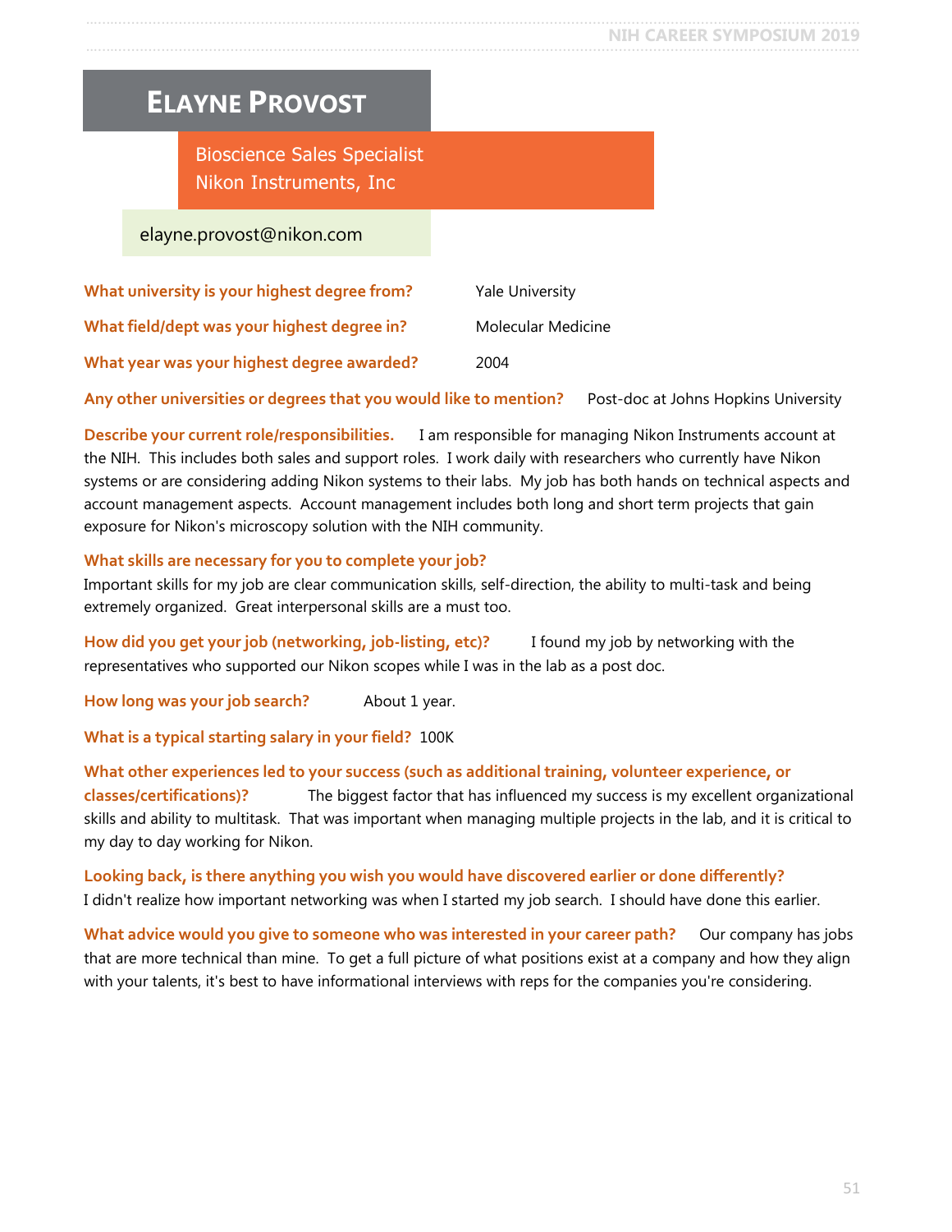# Elayne Provost

**Bioscience Sales Specialist**
**Nikon Instruments, Inc**

elayne.provost@nikon.com

**What university is your highest degree from?** Yale University

**What field/dept was your highest degree in?** Molecular Medicine

**What year was your highest degree awarded?** 2004

**Any other universities or degrees that you would like to mention?** Post-doc at Johns Hopkins University

**Describe your current role/responsibilities.** I am responsible for managing Nikon Instruments account at the NIH. This includes both sales and support roles. I work daily with researchers who currently have Nikon systems or are considering adding Nikon systems to their labs. My job has both hands on technical aspects and account management aspects. Account management includes both long and short term projects that gain exposure for Nikon's microscopy solution with the NIH community.

**What skills are necessary for you to complete your job?**
Important skills for my job are clear communication skills, self-direction, the ability to multi-task and being extremely organized. Great interpersonal skills are a must too.

**How did you get your job (networking, job-listing, etc)?** I found my job by networking with the representatives who supported our Nikon scopes while I was in the lab as a post doc.

**How long was your job search?** About 1 year.

**What is a typical starting salary in your field?** 100K

**What other experiences led to your success (such as additional training, volunteer experience, or classes/certifications)?** The biggest factor that has influenced my success is my excellent organizational skills and ability to multitask. That was important when managing multiple projects in the lab, and it is critical to my day to day working for Nikon.

**Looking back, is there anything you wish you would have discovered earlier or done differently?**
I didn't realize how important networking was when I started my job search. I should have done this earlier.

**What advice would you give to someone who was interested in your career path?** Our company has jobs that are more technical than mine. To get a full picture of what positions exist at a company and how they align with your talents, it's best to have informational interviews with reps for the companies you're considering.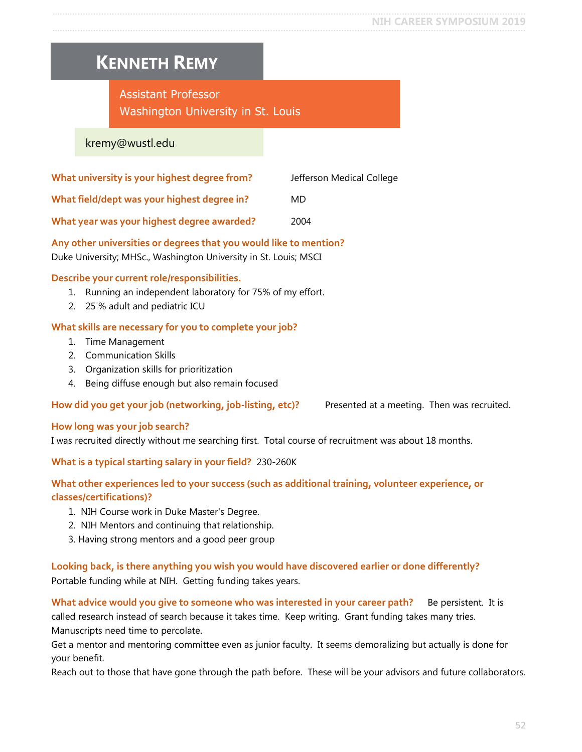# Kenneth Remy

Assistant Professor
Washington University in St. Louis

kremy@wustl.edu

**What university is your highest degree from?** Jefferson Medical College

**What field/dept was your highest degree in?** MD

**What year was your highest degree awarded?** 2004

**Any other universities or degrees that you would like to mention?**
Duke University; MHSc., Washington University in St. Louis; MSCI

**Describe your current role/responsibilities.**

1. Running an independent laboratory for 75% of my effort.
2. 25 % adult and pediatric ICU

**What skills are necessary for you to complete your job?**

1. Time Management
2. Communication Skills
3. Organization skills for prioritization
4. Being diffuse enough but also remain focused

**How did you get your job (networking, job-listing, etc)?** Presented at a meeting. Then was recruited.

**How long was your job search?**
I was recruited directly without me searching first. Total course of recruitment was about 18 months.

**What is a typical starting salary in your field?** 230-260K

**What other experiences led to your success (such as additional training, volunteer experience, or classes/certifications)?**

1. NIH Course work in Duke Master's Degree.
2. NIH Mentors and continuing that relationship.
3. Having strong mentors and a good peer group

**Looking back, is there anything you wish you would have discovered earlier or done differently?**
Portable funding while at NIH. Getting funding takes years.

**What advice would you give to someone who was interested in your career path?** Be persistent. It is called research instead of search because it takes time. Keep writing. Grant funding takes many tries. Manuscripts need time to percolate.
Get a mentor and mentoring committee even as junior faculty. It seems demoralizing but actually is done for your benefit.
Reach out to those that have gone through the path before. These will be your advisors and future collaborators.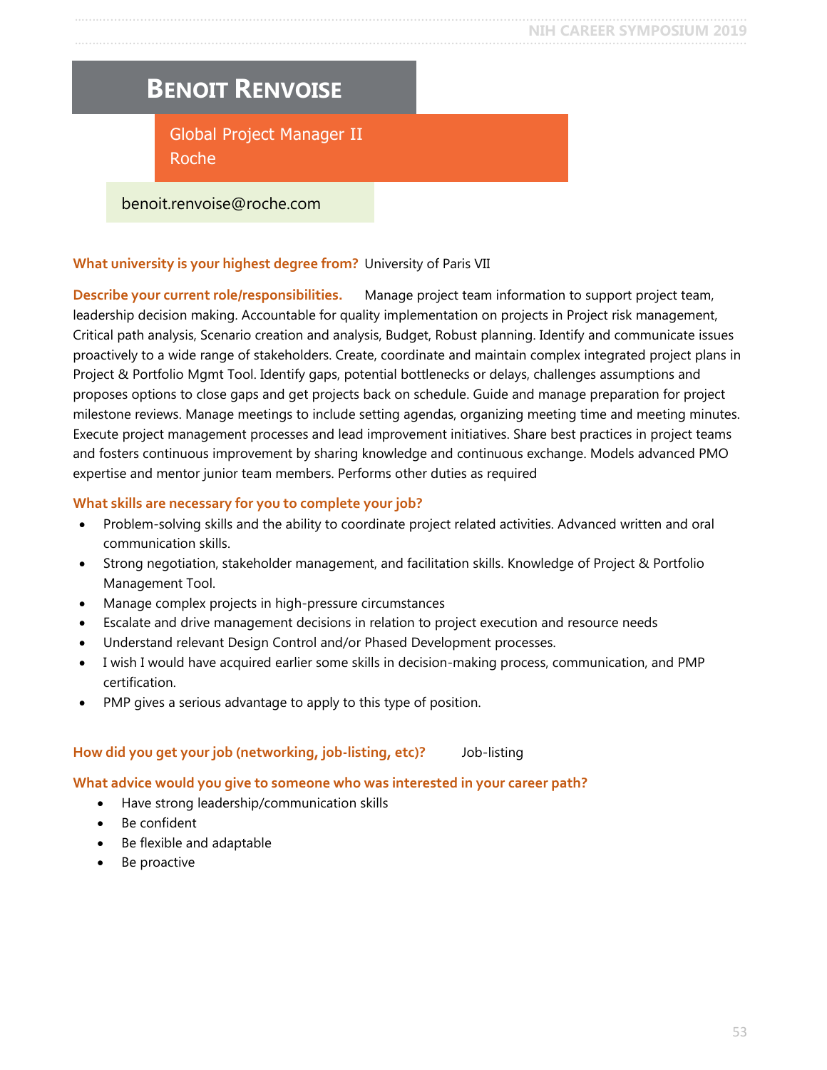# Benoit Renvoise

Global Project Manager II
Roche

benoit.renvoise@roche.com

**What university is your highest degree from?** University of Paris VII

**Describe your current role/responsibilities.** Manage project team information to support project team, leadership decision making. Accountable for quality implementation on projects in Project risk management, Critical path analysis, Scenario creation and analysis, Budget, Robust planning. Identify and communicate issues proactively to a wide range of stakeholders. Create, coordinate and maintain complex integrated project plans in Project & Portfolio Mgmt Tool. Identify gaps, potential bottlenecks or delays, challenges assumptions and proposes options to close gaps and get projects back on schedule. Guide and manage preparation for project milestone reviews. Manage meetings to include setting agendas, organizing meeting time and meeting minutes. Execute project management processes and lead improvement initiatives. Share best practices in project teams and fosters continuous improvement by sharing knowledge and continuous exchange. Models advanced PMO expertise and mentor junior team members. Performs other duties as required

**What skills are necessary for you to complete your job?**

- Problem-solving skills and the ability to coordinate project related activities. Advanced written and oral communication skills.
- Strong negotiation, stakeholder management, and facilitation skills. Knowledge of Project & Portfolio Management Tool.
- Manage complex projects in high-pressure circumstances
- Escalate and drive management decisions in relation to project execution and resource needs
- Understand relevant Design Control and/or Phased Development processes.
- I wish I would have acquired earlier some skills in decision-making process, communication, and PMP certification.
- PMP gives a serious advantage to apply to this type of position.

**How did you get your job (networking, job-listing, etc)?** Job-listing

**What advice would you give to someone who was interested in your career path?**

- Have strong leadership/communication skills
- Be confident
- Be flexible and adaptable
- Be proactive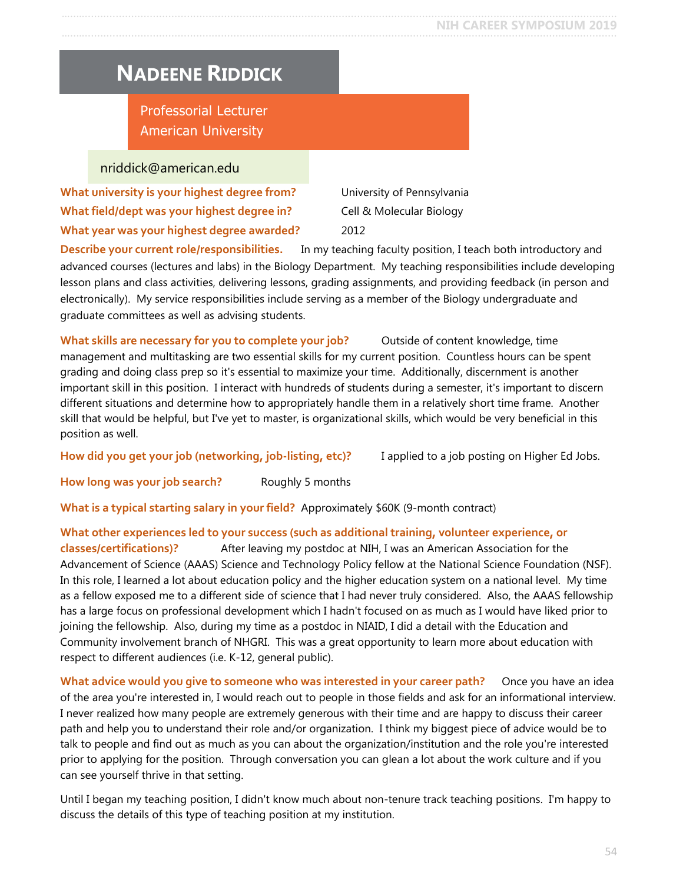# Nadeene Riddick

Professorial Lecturer
American University

nriddick@american.edu

**What university is your highest degree from?** University of Pennsylvania

**What field/dept was your highest degree in?** Cell & Molecular Biology

**What year was your highest degree awarded?** 2012

**Describe your current role/responsibilities.** In my teaching faculty position, I teach both introductory and advanced courses (lectures and labs) in the Biology Department. My teaching responsibilities include developing lesson plans and class activities, delivering lessons, grading assignments, and providing feedback (in person and electronically). My service responsibilities include serving as a member of the Biology undergraduate and graduate committees as well as advising students.

**What skills are necessary for you to complete your job?** Outside of content knowledge, time management and multitasking are two essential skills for my current position. Countless hours can be spent grading and doing class prep so it's essential to maximize your time. Additionally, discernment is another important skill in this position. I interact with hundreds of students during a semester, it's important to discern different situations and determine how to appropriately handle them in a relatively short time frame. Another skill that would be helpful, but I've yet to master, is organizational skills, which would be very beneficial in this position as well.

**How did you get your job (networking, job-listing, etc)?** I applied to a job posting on Higher Ed Jobs.

**How long was your job search?** Roughly 5 months

**What is a typical starting salary in your field?** Approximately $60K (9-month contract)

**What other experiences led to your success (such as additional training, volunteer experience, or classes/certifications)?** After leaving my postdoc at NIH, I was an American Association for the Advancement of Science (AAAS) Science and Technology Policy fellow at the National Science Foundation (NSF). In this role, I learned a lot about education policy and the higher education system on a national level. My time as a fellow exposed me to a different side of science that I had never truly considered. Also, the AAAS fellowship has a large focus on professional development which I hadn't focused on as much as I would have liked prior to joining the fellowship. Also, during my time as a postdoc in NIAID, I did a detail with the Education and Community involvement branch of NHGRI. This was a great opportunity to learn more about education with respect to different audiences (i.e. K-12, general public).

**What advice would you give to someone who was interested in your career path?** Once you have an idea of the area you're interested in, I would reach out to people in those fields and ask for an informational interview. I never realized how many people are extremely generous with their time and are happy to discuss their career path and help you to understand their role and/or organization. I think my biggest piece of advice would be to talk to people and find out as much as you can about the organization/institution and the role you're interested prior to applying for the position. Through conversation you can glean a lot about the work culture and if you can see yourself thrive in that setting.

Until I began my teaching position, I didn't know much about non-tenure track teaching positions. I'm happy to discuss the details of this type of teaching position at my institution.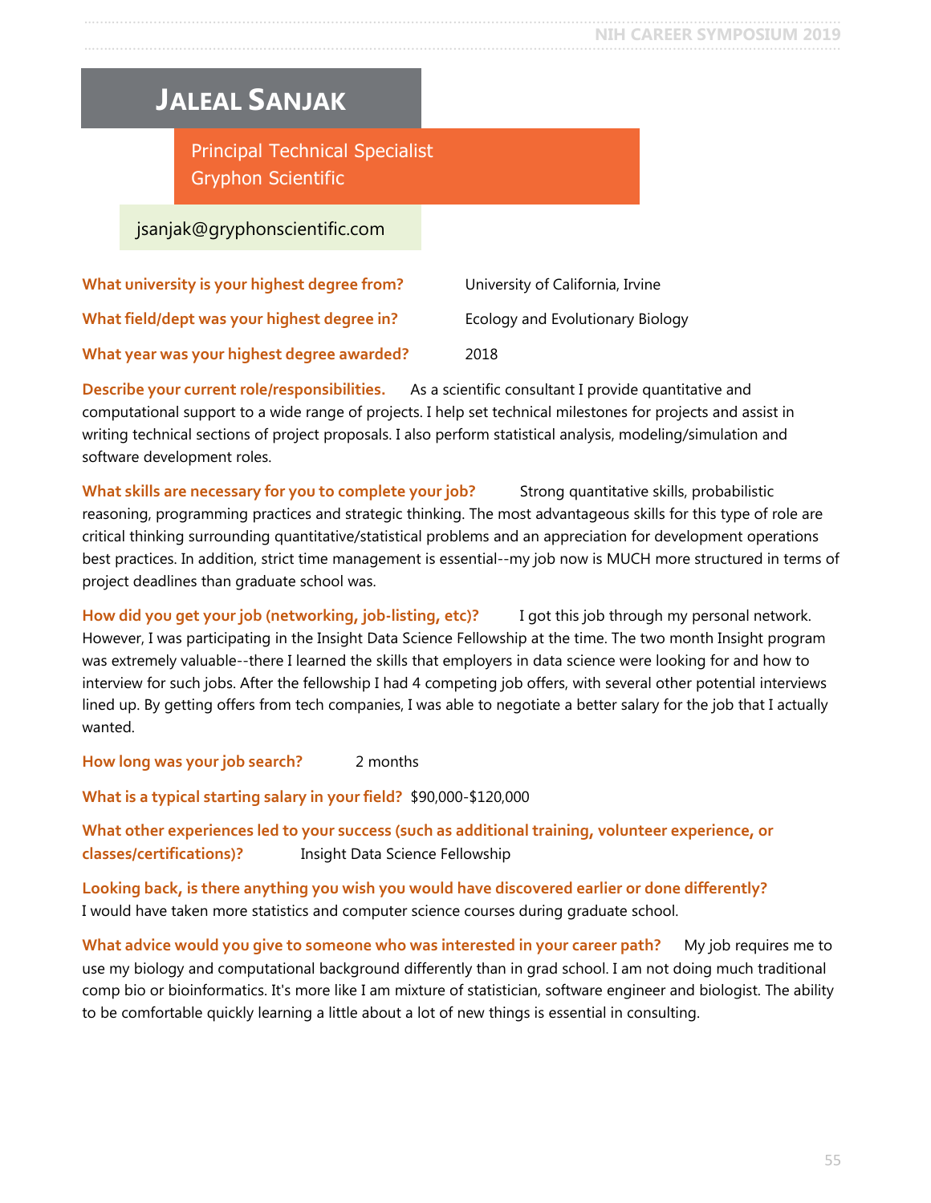# Jaleal Sanjak

Principal Technical Specialist
Gryphon Scientific

jsanjak@gryphonscientific.com

**What university is your highest degree from?** University of California, Irvine

**What field/dept was your highest degree in?** Ecology and Evolutionary Biology

**What year was your highest degree awarded?** 2018

**Describe your current role/responsibilities.** As a scientific consultant I provide quantitative and computational support to a wide range of projects. I help set technical milestones for projects and assist in writing technical sections of project proposals. I also perform statistical analysis, modeling/simulation and software development roles.

**What skills are necessary for you to complete your job?** Strong quantitative skills, probabilistic reasoning, programming practices and strategic thinking. The most advantageous skills for this type of role are critical thinking surrounding quantitative/statistical problems and an appreciation for development operations best practices. In addition, strict time management is essential--my job now is MUCH more structured in terms of project deadlines than graduate school was.

**How did you get your job (networking, job-listing, etc)?** I got this job through my personal network. However, I was participating in the Insight Data Science Fellowship at the time. The two month Insight program was extremely valuable--there I learned the skills that employers in data science were looking for and how to interview for such jobs. After the fellowship I had 4 competing job offers, with several other potential interviews lined up. By getting offers from tech companies, I was able to negotiate a better salary for the job that I actually wanted.

**How long was your job search?** 2 months

**What is a typical starting salary in your field?** $90,000-$120,000

**What other experiences led to your success (such as additional training, volunteer experience, or classes/certifications)?** Insight Data Science Fellowship

**Looking back, is there anything you wish you would have discovered earlier or done differently?**
I would have taken more statistics and computer science courses during graduate school.

**What advice would you give to someone who was interested in your career path?** My job requires me to use my biology and computational background differently than in grad school. I am not doing much traditional comp bio or bioinformatics. It's more like I am mixture of statistician, software engineer and biologist. The ability to be comfortable quickly learning a little about a lot of new things is essential in consulting.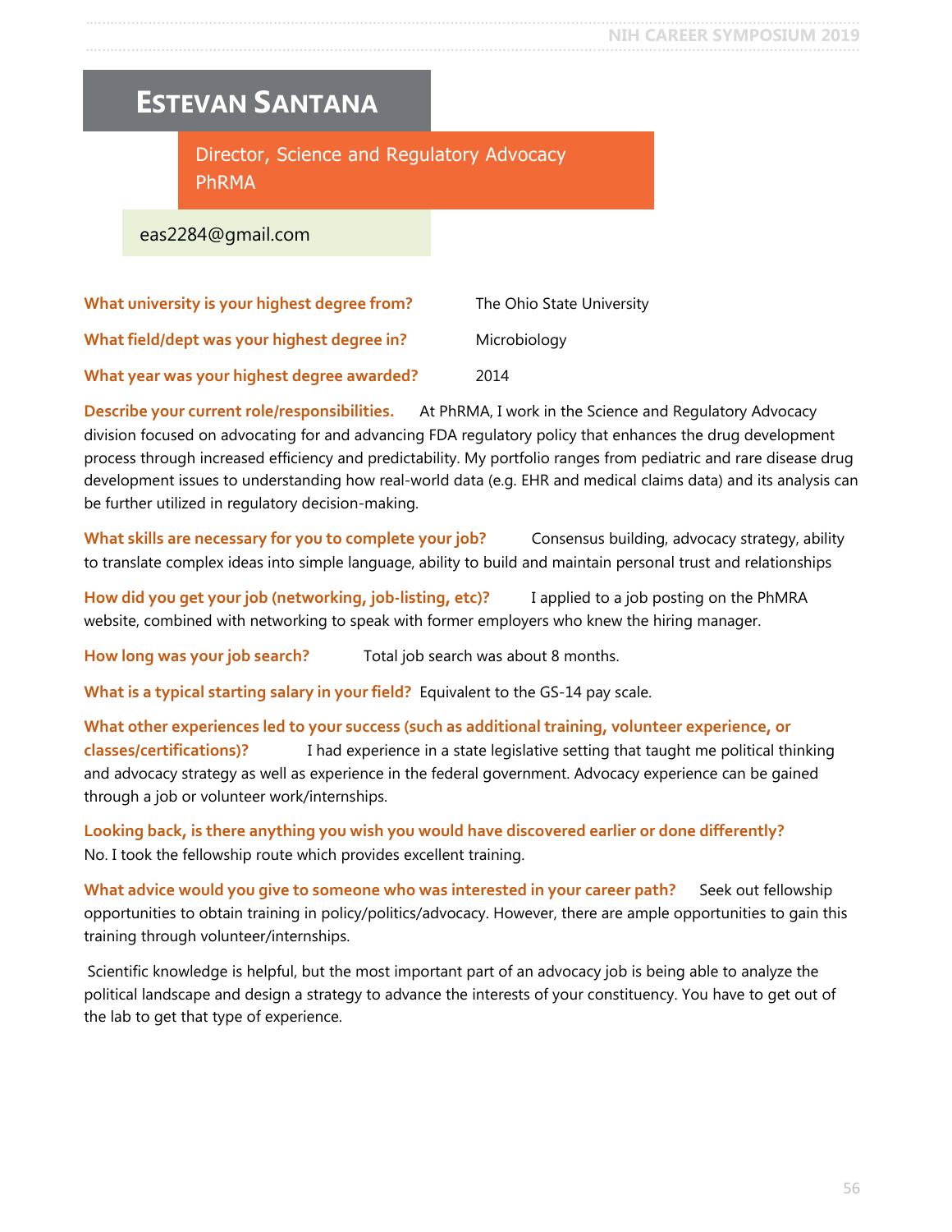# Estevan Santana

Director, Science and Regulatory Advocacy
PhRMA

eas2284@gmail.com

**What university is your highest degree from?** The Ohio State University

**What field/dept was your highest degree in?** Microbiology

**What year was your highest degree awarded?** 2014

**Describe your current role/responsibilities.** At PhRMA, I work in the Science and Regulatory Advocacy division focused on advocating for and advancing FDA regulatory policy that enhances the drug development process through increased efficiency and predictability. My portfolio ranges from pediatric and rare disease drug development issues to understanding how real-world data (e.g. EHR and medical claims data) and its analysis can be further utilized in regulatory decision-making.

**What skills are necessary for you to complete your job?** Consensus building, advocacy strategy, ability to translate complex ideas into simple language, ability to build and maintain personal trust and relationships

**How did you get your job (networking, job-listing, etc)?** I applied to a job posting on the PhMRA website, combined with networking to speak with former employers who knew the hiring manager.

**How long was your job search?** Total job search was about 8 months.

**What is a typical starting salary in your field?** Equivalent to the GS-14 pay scale.

**What other experiences led to your success (such as additional training, volunteer experience, or classes/certifications)?** I had experience in a state legislative setting that taught me political thinking and advocacy strategy as well as experience in the federal government. Advocacy experience can be gained through a job or volunteer work/internships.

**Looking back, is there anything you wish you would have discovered earlier or done differently?**
No. I took the fellowship route which provides excellent training.

**What advice would you give to someone who was interested in your career path?** Seek out fellowship opportunities to obtain training in policy/politics/advocacy. However, there are ample opportunities to gain this training through volunteer/internships.

Scientific knowledge is helpful, but the most important part of an advocacy job is being able to analyze the political landscape and design a strategy to advance the interests of your constituency. You have to get out of the lab to get that type of experience.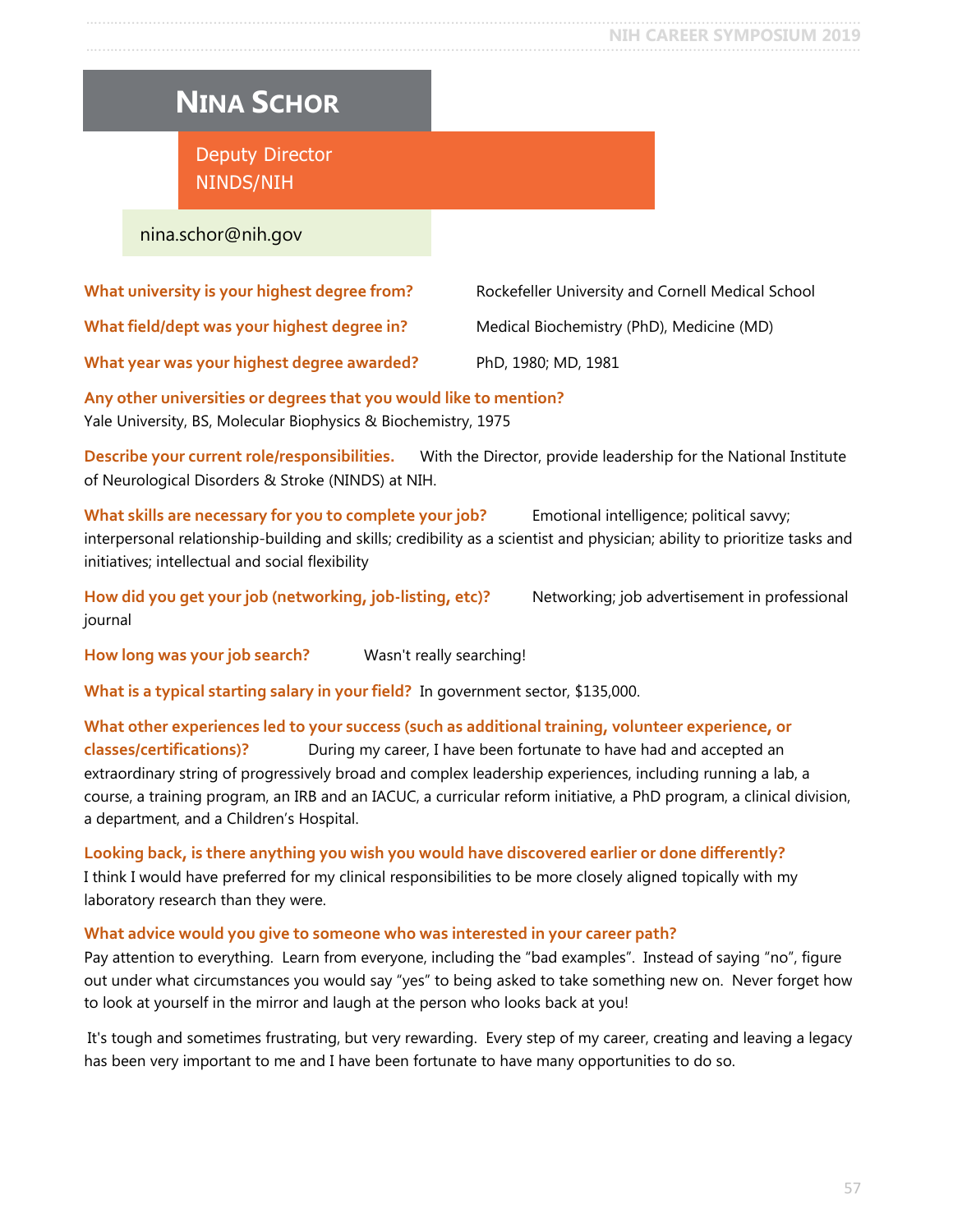# Nina Schor

Deputy Director
NINDS/NIH

nina.schor@nih.gov

**What university is your highest degree from?** Rockefeller University and Cornell Medical School

**What field/dept was your highest degree in?** Medical Biochemistry (PhD), Medicine (MD)

**What year was your highest degree awarded?** PhD, 1980; MD, 1981

**Any other universities or degrees that you would like to mention?**
Yale University, BS, Molecular Biophysics & Biochemistry, 1975

**Describe your current role/responsibilities.** With the Director, provide leadership for the National Institute of Neurological Disorders & Stroke (NINDS) at NIH.

**What skills are necessary for you to complete your job?** Emotional intelligence; political savvy; interpersonal relationship-building and skills; credibility as a scientist and physician; ability to prioritize tasks and initiatives; intellectual and social flexibility

**How did you get your job (networking, job-listing, etc)?** Networking; job advertisement in professional journal

**How long was your job search?** Wasn't really searching!

**What is a typical starting salary in your field?** In government sector, $135,000.

**What other experiences led to your success (such as additional training, volunteer experience, or classes/certifications)?** During my career, I have been fortunate to have had and accepted an extraordinary string of progressively broad and complex leadership experiences, including running a lab, a course, a training program, an IRB and an IACUC, a curricular reform initiative, a PhD program, a clinical division, a department, and a Children's Hospital.

**Looking back, is there anything you wish you would have discovered earlier or done differently?**
I think I would have preferred for my clinical responsibilities to be more closely aligned topically with my laboratory research than they were.

**What advice would you give to someone who was interested in your career path?**
Pay attention to everything. Learn from everyone, including the "bad examples". Instead of saying "no", figure out under what circumstances you would say "yes" to being asked to take something new on. Never forget how to look at yourself in the mirror and laugh at the person who looks back at you!

It's tough and sometimes frustrating, but very rewarding. Every step of my career, creating and leaving a legacy has been very important to me and I have been fortunate to have many opportunities to do so.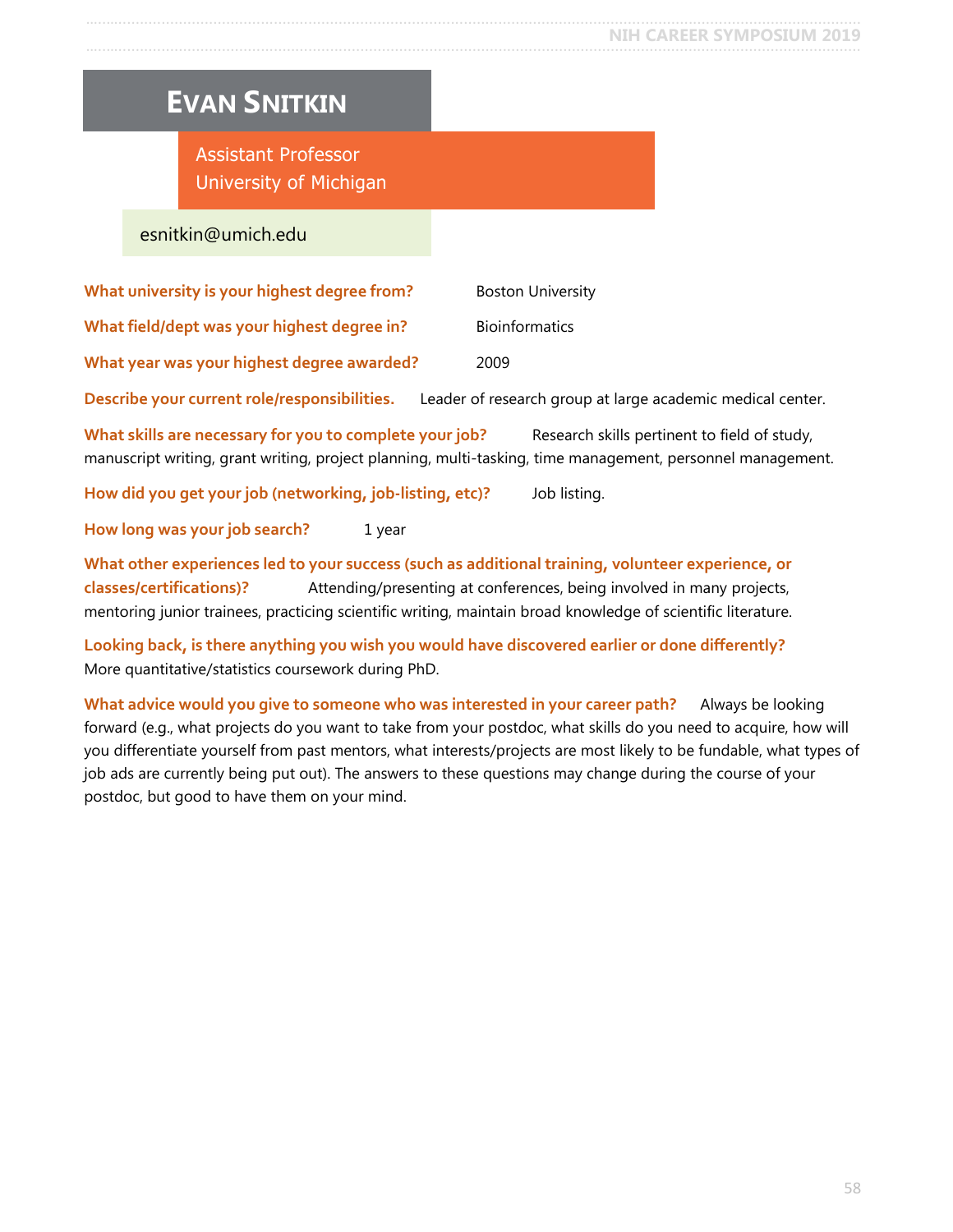# Evan Snitkin

Assistant Professor
University of Michigan

esnitkin@umich.edu

**What university is your highest degree from?** Boston University

**What field/dept was your highest degree in?** Bioinformatics

**What year was your highest degree awarded?** 2009

**Describe your current role/responsibilities.** Leader of research group at large academic medical center.

**What skills are necessary for you to complete your job?** Research skills pertinent to field of study, manuscript writing, grant writing, project planning, multi-tasking, time management, personnel management.

**How did you get your job (networking, job-listing, etc)?** Job listing.

**How long was your job search?** 1 year

**What other experiences led to your success (such as additional training, volunteer experience, or classes/certifications)?** Attending/presenting at conferences, being involved in many projects, mentoring junior trainees, practicing scientific writing, maintain broad knowledge of scientific literature.

**Looking back, is there anything you wish you would have discovered earlier or done differently?** More quantitative/statistics coursework during PhD.

**What advice would you give to someone who was interested in your career path?** Always be looking forward (e.g., what projects do you want to take from your postdoc, what skills do you need to acquire, how will you differentiate yourself from past mentors, what interests/projects are most likely to be fundable, what types of job ads are currently being put out). The answers to these questions may change during the course of your postdoc, but good to have them on your mind.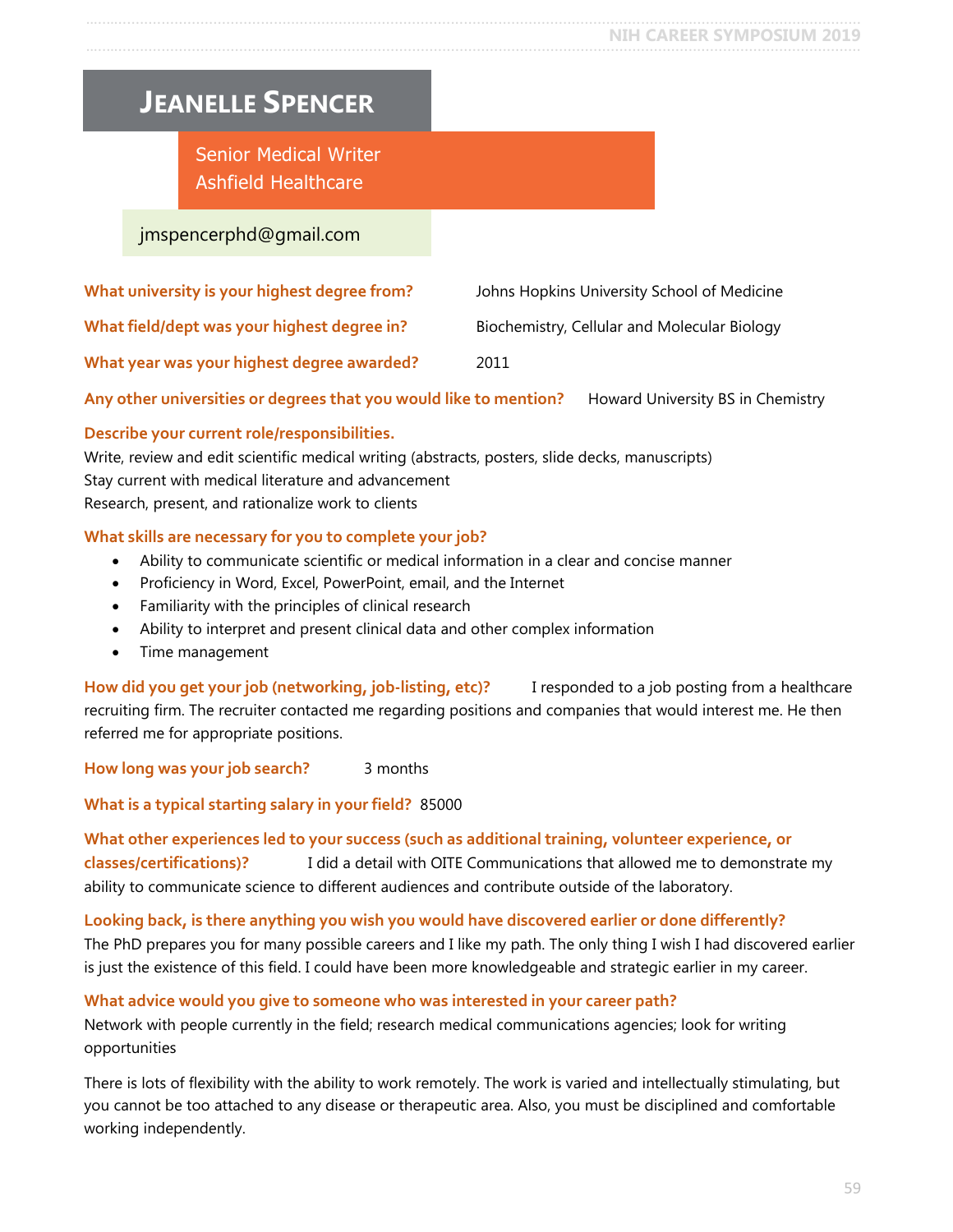# Jeanelle Spencer

Senior Medical Writer
Ashfield Healthcare

jmspencerphd@gmail.com

**What university is your highest degree from?** Johns Hopkins University School of Medicine

**What field/dept was your highest degree in?** Biochemistry, Cellular and Molecular Biology

**What year was your highest degree awarded?** 2011

**Any other universities or degrees that you would like to mention?** Howard University BS in Chemistry

**Describe your current role/responsibilities.**

Write, review and edit scientific medical writing (abstracts, posters, slide decks, manuscripts)
Stay current with medical literature and advancement
Research, present, and rationalize work to clients

**What skills are necessary for you to complete your job?**

- Ability to communicate scientific or medical information in a clear and concise manner
- Proficiency in Word, Excel, PowerPoint, email, and the Internet
- Familiarity with the principles of clinical research
- Ability to interpret and present clinical data and other complex information
- Time management

**How did you get your job (networking, job-listing, etc)?** I responded to a job posting from a healthcare recruiting firm. The recruiter contacted me regarding positions and companies that would interest me. He then referred me for appropriate positions.

**How long was your job search?** 3 months

**What is a typical starting salary in your field?** 85000

**What other experiences led to your success (such as additional training, volunteer experience, or classes/certifications)?** I did a detail with OITE Communications that allowed me to demonstrate my ability to communicate science to different audiences and contribute outside of the laboratory.

**Looking back, is there anything you wish you would have discovered earlier or done differently?**

The PhD prepares you for many possible careers and I like my path. The only thing I wish I had discovered earlier is just the existence of this field. I could have been more knowledgeable and strategic earlier in my career.

**What advice would you give to someone who was interested in your career path?**

Network with people currently in the field; research medical communications agencies; look for writing opportunities

There is lots of flexibility with the ability to work remotely. The work is varied and intellectually stimulating, but you cannot be too attached to any disease or therapeutic area. Also, you must be disciplined and comfortable working independently.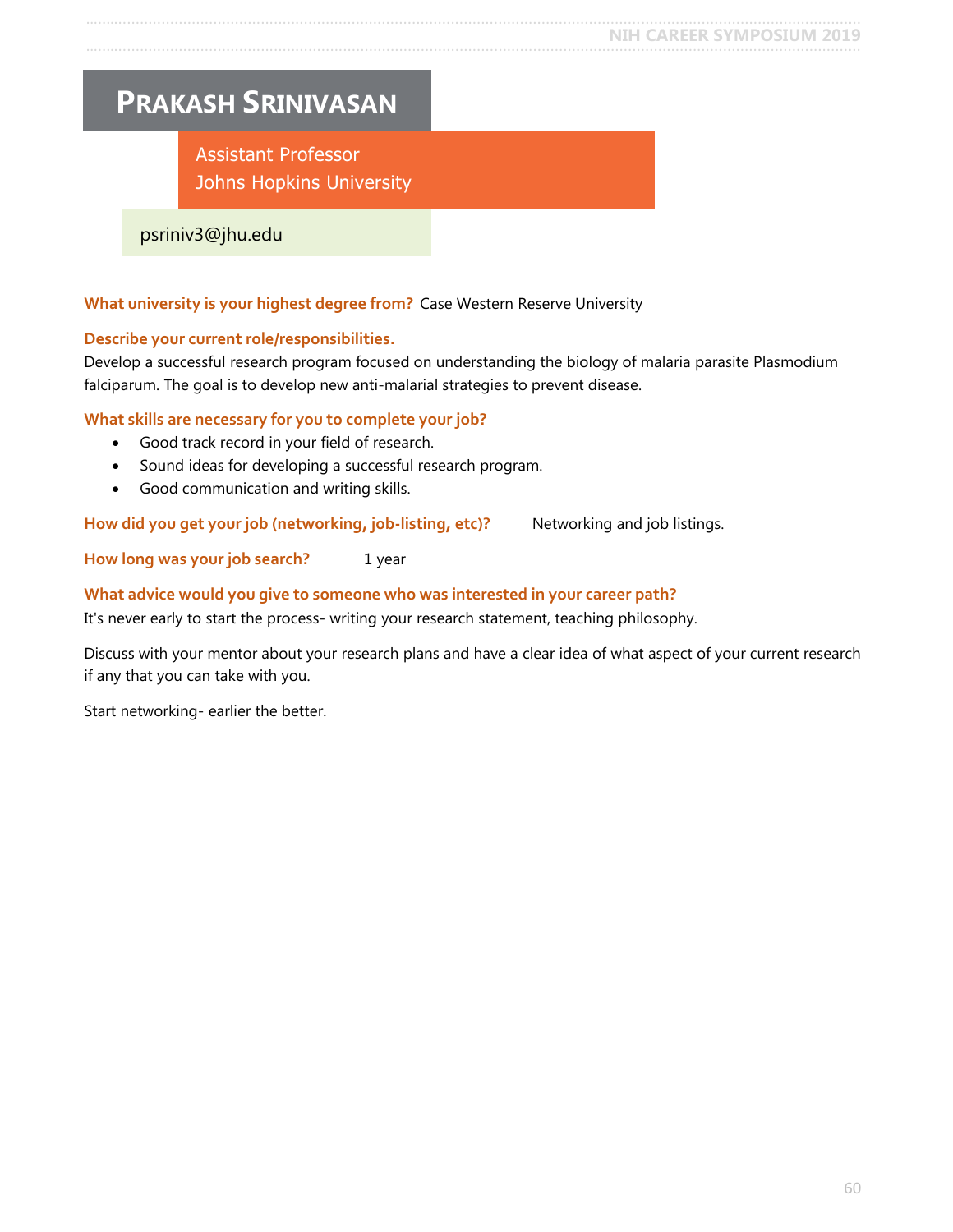# Prakash Srinivasan

Assistant Professor
Johns Hopkins University

psriniv3@jhu.edu

**What university is your highest degree from?** Case Western Reserve University

**Describe your current role/responsibilities.**

Develop a successful research program focused on understanding the biology of malaria parasite Plasmodium falciparum. The goal is to develop new anti-malarial strategies to prevent disease.

**What skills are necessary for you to complete your job?**

- Good track record in your field of research.
- Sound ideas for developing a successful research program.
- Good communication and writing skills.

**How did you get your job (networking, job-listing, etc)?** Networking and job listings.

**How long was your job search?** 1 year

**What advice would you give to someone who was interested in your career path?**

It's never early to start the process- writing your research statement, teaching philosophy.

Discuss with your mentor about your research plans and have a clear idea of what aspect of your current research if any that you can take with you.

Start networking- earlier the better.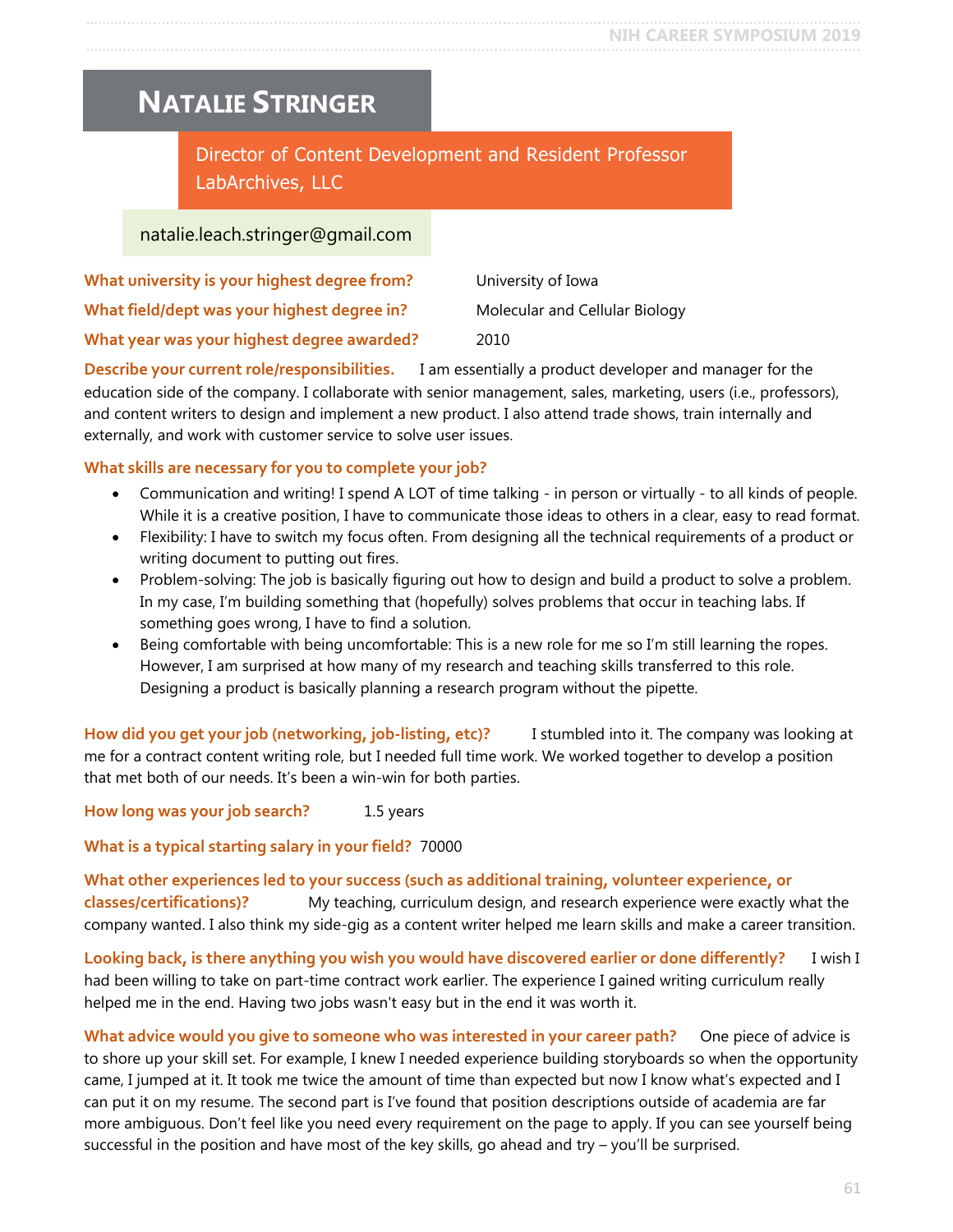# Natalie Stringer

Director of Content Development and Resident Professor
LabArchives, LLC

natalie.leach.stringer@gmail.com

**What university is your highest degree from?** University of Iowa

**What field/dept was your highest degree in?** Molecular and Cellular Biology

**What year was your highest degree awarded?** 2010

**Describe your current role/responsibilities.** I am essentially a product developer and manager for the education side of the company. I collaborate with senior management, sales, marketing, users (i.e., professors), and content writers to design and implement a new product. I also attend trade shows, train internally and externally, and work with customer service to solve user issues.

**What skills are necessary for you to complete your job?**

- Communication and writing! I spend A LOT of time talking - in person or virtually - to all kinds of people. While it is a creative position, I have to communicate those ideas to others in a clear, easy to read format.
- Flexibility: I have to switch my focus often. From designing all the technical requirements of a product or writing document to putting out fires.
- Problem-solving: The job is basically figuring out how to design and build a product to solve a problem. In my case, I'm building something that (hopefully) solves problems that occur in teaching labs. If something goes wrong, I have to find a solution.
- Being comfortable with being uncomfortable: This is a new role for me so I'm still learning the ropes. However, I am surprised at how many of my research and teaching skills transferred to this role. Designing a product is basically planning a research program without the pipette.

**How did you get your job (networking, job-listing, etc)?** I stumbled into it. The company was looking at me for a contract content writing role, but I needed full time work. We worked together to develop a position that met both of our needs. It's been a win-win for both parties.

**How long was your job search?** 1.5 years

**What is a typical starting salary in your field?** 70000

**What other experiences led to your success (such as additional training, volunteer experience, or classes/certifications)?** My teaching, curriculum design, and research experience were exactly what the company wanted. I also think my side-gig as a content writer helped me learn skills and make a career transition.

**Looking back, is there anything you wish you would have discovered earlier or done differently?** I wish I had been willing to take on part-time contract work earlier. The experience I gained writing curriculum really helped me in the end. Having two jobs wasn't easy but in the end it was worth it.

**What advice would you give to someone who was interested in your career path?** One piece of advice is to shore up your skill set. For example, I knew I needed experience building storyboards so when the opportunity came, I jumped at it. It took me twice the amount of time than expected but now I know what's expected and I can put it on my resume. The second part is I've found that position descriptions outside of academia are far more ambiguous. Don't feel like you need every requirement on the page to apply. If you can see yourself being successful in the position and have most of the key skills, go ahead and try – you'll be surprised.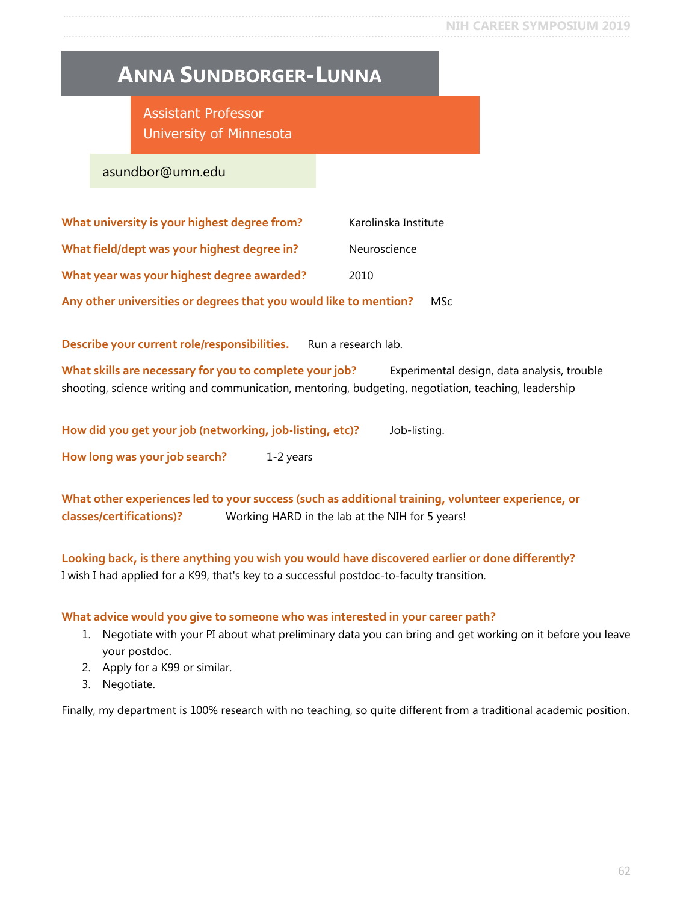# Anna Sundborger-Lunna

Assistant Professor
University of Minnesota

asundbor@umn.edu

**What university is your highest degree from?** Karolinska Institute

**What field/dept was your highest degree in?** Neuroscience

**What year was your highest degree awarded?** 2010

**Any other universities or degrees that you would like to mention?** MSc

**Describe your current role/responsibilities.** Run a research lab.

**What skills are necessary for you to complete your job?** Experimental design, data analysis, trouble shooting, science writing and communication, mentoring, budgeting, negotiation, teaching, leadership

**How did you get your job (networking, job-listing, etc)?** Job-listing.

**How long was your job search?** 1-2 years

**What other experiences led to your success (such as additional training, volunteer experience, or classes/certifications)?** Working HARD in the lab at the NIH for 5 years!

**Looking back, is there anything you wish you would have discovered earlier or done differently?**
I wish I had applied for a K99, that's key to a successful postdoc-to-faculty transition.

**What advice would you give to someone who was interested in your career path?**

1. Negotiate with your PI about what preliminary data you can bring and get working on it before you leave your postdoc.
2. Apply for a K99 or similar.
3. Negotiate.

Finally, my department is 100% research with no teaching, so quite different from a traditional academic position.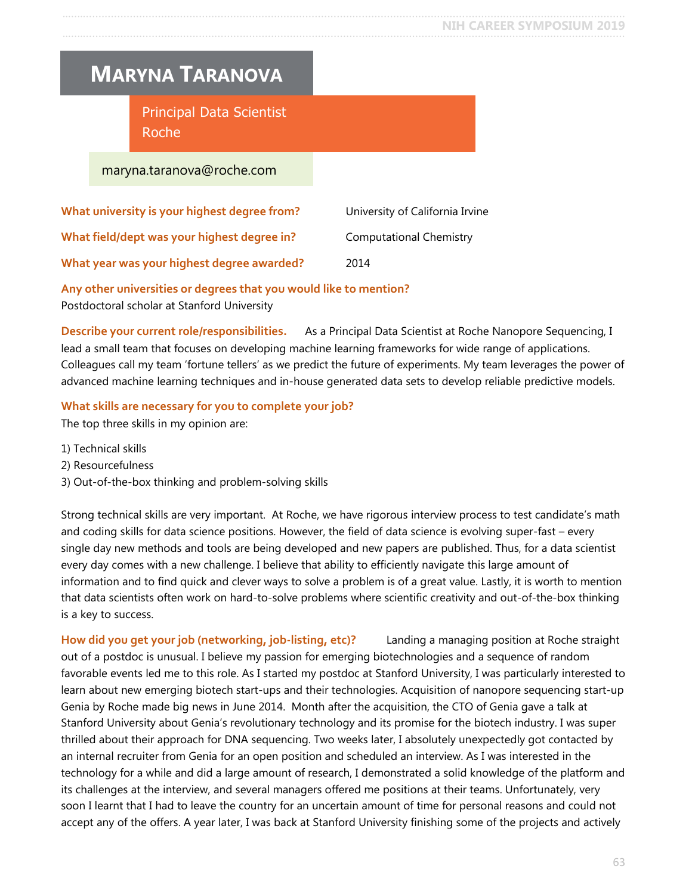# Maryna Taranova

Principal Data Scientist
Roche

maryna.taranova@roche.com

**What university is your highest degree from?** University of California Irvine

**What field/dept was your highest degree in?** Computational Chemistry

**What year was your highest degree awarded?** 2014

**Any other universities or degrees that you would like to mention?**
Postdoctoral scholar at Stanford University

**Describe your current role/responsibilities.** As a Principal Data Scientist at Roche Nanopore Sequencing, I lead a small team that focuses on developing machine learning frameworks for wide range of applications. Colleagues call my team 'fortune tellers' as we predict the future of experiments. My team leverages the power of advanced machine learning techniques and in-house generated data sets to develop reliable predictive models.

**What skills are necessary for you to complete your job?**
The top three skills in my opinion are:

1) Technical skills
2) Resourcefulness
3) Out-of-the-box thinking and problem-solving skills

Strong technical skills are very important. At Roche, we have rigorous interview process to test candidate's math and coding skills for data science positions. However, the field of data science is evolving super-fast – every single day new methods and tools are being developed and new papers are published. Thus, for a data scientist every day comes with a new challenge. I believe that ability to efficiently navigate this large amount of information and to find quick and clever ways to solve a problem is of a great value. Lastly, it is worth to mention that data scientists often work on hard-to-solve problems where scientific creativity and out-of-the-box thinking is a key to success.

**How did you get your job (networking, job-listing, etc)?** Landing a managing position at Roche straight out of a postdoc is unusual. I believe my passion for emerging biotechnologies and a sequence of random favorable events led me to this role. As I started my postdoc at Stanford University, I was particularly interested to learn about new emerging biotech start-ups and their technologies. Acquisition of nanopore sequencing start-up Genia by Roche made big news in June 2014. Month after the acquisition, the CTO of Genia gave a talk at Stanford University about Genia's revolutionary technology and its promise for the biotech industry. I was super thrilled about their approach for DNA sequencing. Two weeks later, I absolutely unexpectedly got contacted by an internal recruiter from Genia for an open position and scheduled an interview. As I was interested in the technology for a while and did a large amount of research, I demonstrated a solid knowledge of the platform and its challenges at the interview, and several managers offered me positions at their teams. Unfortunately, very soon I learnt that I had to leave the country for an uncertain amount of time for personal reasons and could not accept any of the offers. A year later, I was back at Stanford University finishing some of the projects and actively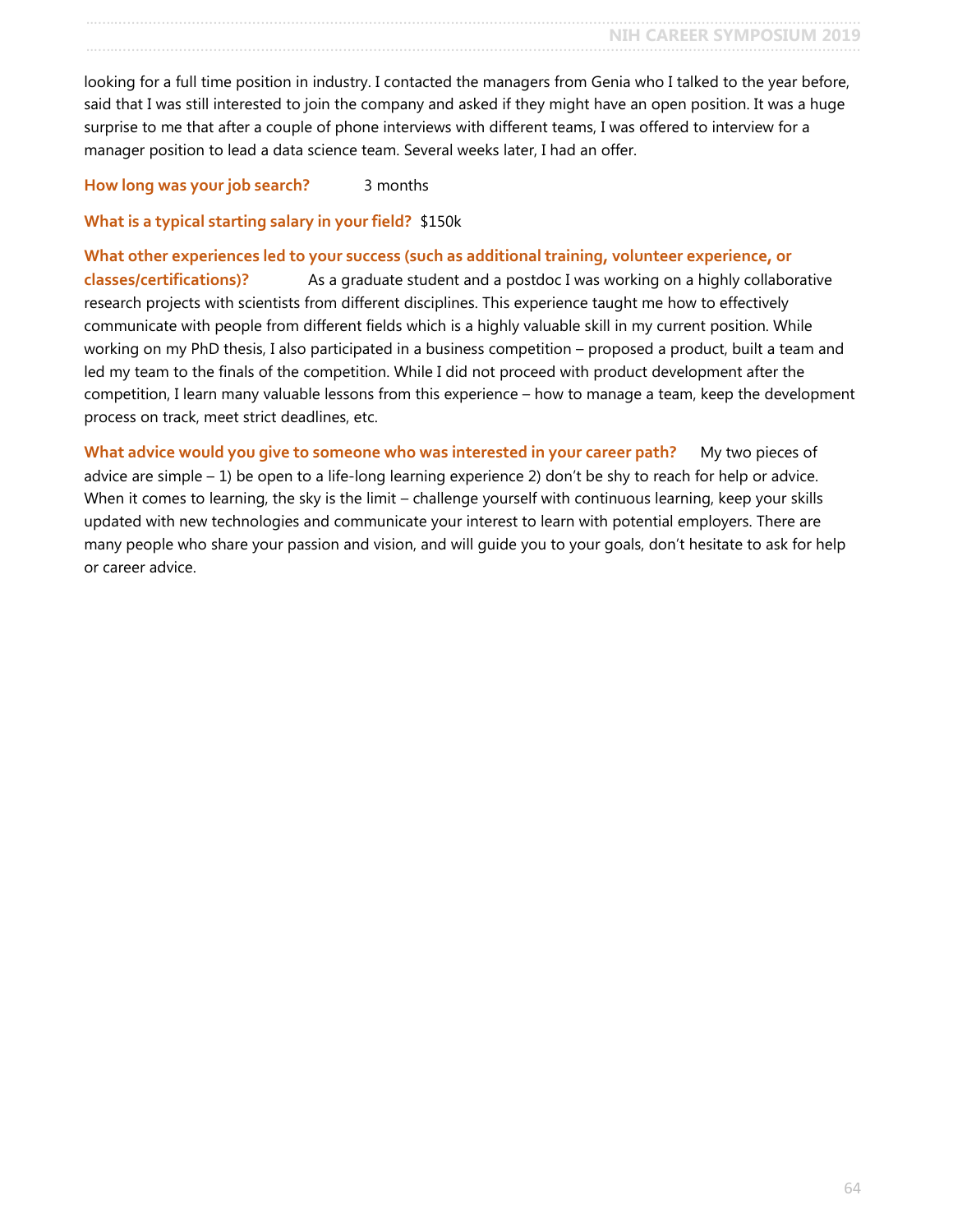looking for a full time position in industry. I contacted the managers from Genia who I talked to the year before, said that I was still interested to join the company and asked if they might have an open position. It was a huge surprise to me that after a couple of phone interviews with different teams, I was offered to interview for a manager position to lead a data science team. Several weeks later, I had an offer.

**How long was your job search?** 3 months

**What is a typical starting salary in your field?** $150k

**What other experiences led to your success (such as additional training, volunteer experience, or classes/certifications)?** As a graduate student and a postdoc I was working on a highly collaborative research projects with scientists from different disciplines. This experience taught me how to effectively communicate with people from different fields which is a highly valuable skill in my current position. While working on my PhD thesis, I also participated in a business competition – proposed a product, built a team and led my team to the finals of the competition. While I did not proceed with product development after the competition, I learn many valuable lessons from this experience – how to manage a team, keep the development process on track, meet strict deadlines, etc.

**What advice would you give to someone who was interested in your career path?** My two pieces of advice are simple – 1) be open to a life-long learning experience 2) don't be shy to reach for help or advice. When it comes to learning, the sky is the limit – challenge yourself with continuous learning, keep your skills updated with new technologies and communicate your interest to learn with potential employers. There are many people who share your passion and vision, and will guide you to your goals, don't hesitate to ask for help or career advice.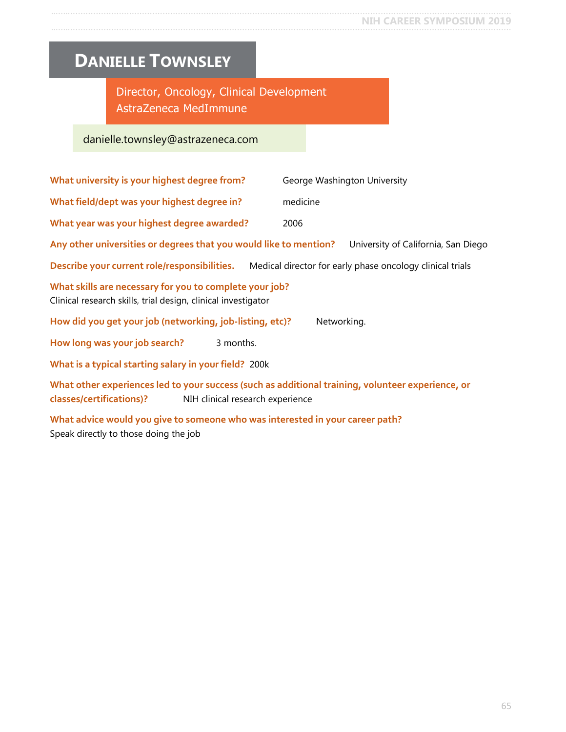# DANIELLE TOWNSLEY

Director, Oncology, Clinical Development
AstraZeneca MedImmune

danielle.townsley@astrazeneca.com

**What university is your highest degree from?** George Washington University

**What field/dept was your highest degree in?** medicine

**What year was your highest degree awarded?** 2006

**Any other universities or degrees that you would like to mention?** University of California, San Diego

**Describe your current role/responsibilities.** Medical director for early phase oncology clinical trials

**What skills are necessary for you to complete your job?**
Clinical research skills, trial design, clinical investigator

**How did you get your job (networking, job-listing, etc)?** Networking.

**How long was your job search?** 3 months.

**What is a typical starting salary in your field?** 200k

**What other experiences led to your success (such as additional training, volunteer experience, or classes/certifications)?** NIH clinical research experience

**What advice would you give to someone who was interested in your career path?**
Speak directly to those doing the job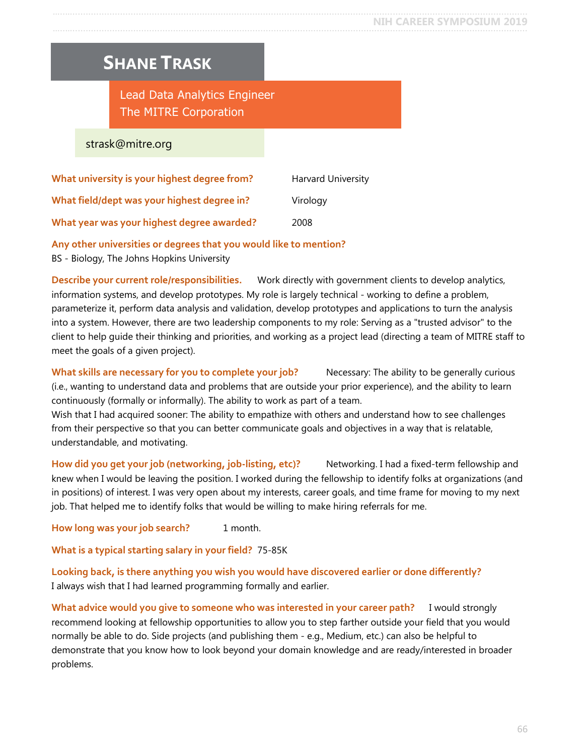# Shane Trask

Lead Data Analytics Engineer
The MITRE Corporation

strask@mitre.org

**What university is your highest degree from?** Harvard University

**What field/dept was your highest degree in?** Virology

**What year was your highest degree awarded?** 2008

**Any other universities or degrees that you would like to mention?**
BS - Biology, The Johns Hopkins University

**Describe your current role/responsibilities.** Work directly with government clients to develop analytics, information systems, and develop prototypes. My role is largely technical - working to define a problem, parameterize it, perform data analysis and validation, develop prototypes and applications to turn the analysis into a system. However, there are two leadership components to my role: Serving as a "trusted advisor" to the client to help guide their thinking and priorities, and working as a project lead (directing a team of MITRE staff to meet the goals of a given project).

**What skills are necessary for you to complete your job?** Necessary: The ability to be generally curious (i.e., wanting to understand data and problems that are outside your prior experience), and the ability to learn continuously (formally or informally). The ability to work as part of a team.
Wish that I had acquired sooner: The ability to empathize with others and understand how to see challenges from their perspective so that you can better communicate goals and objectives in a way that is relatable, understandable, and motivating.

**How did you get your job (networking, job-listing, etc)?** Networking. I had a fixed-term fellowship and knew when I would be leaving the position. I worked during the fellowship to identify folks at organizations (and in positions) of interest. I was very open about my interests, career goals, and time frame for moving to my next job. That helped me to identify folks that would be willing to make hiring referrals for me.

**How long was your job search?** 1 month.

**What is a typical starting salary in your field?** 75-85K

**Looking back, is there anything you wish you would have discovered earlier or done differently?**
I always wish that I had learned programming formally and earlier.

**What advice would you give to someone who was interested in your career path?** I would strongly recommend looking at fellowship opportunities to allow you to step farther outside your field that you would normally be able to do. Side projects (and publishing them - e.g., Medium, etc.) can also be helpful to demonstrate that you know how to look beyond your domain knowledge and are ready/interested in broader problems.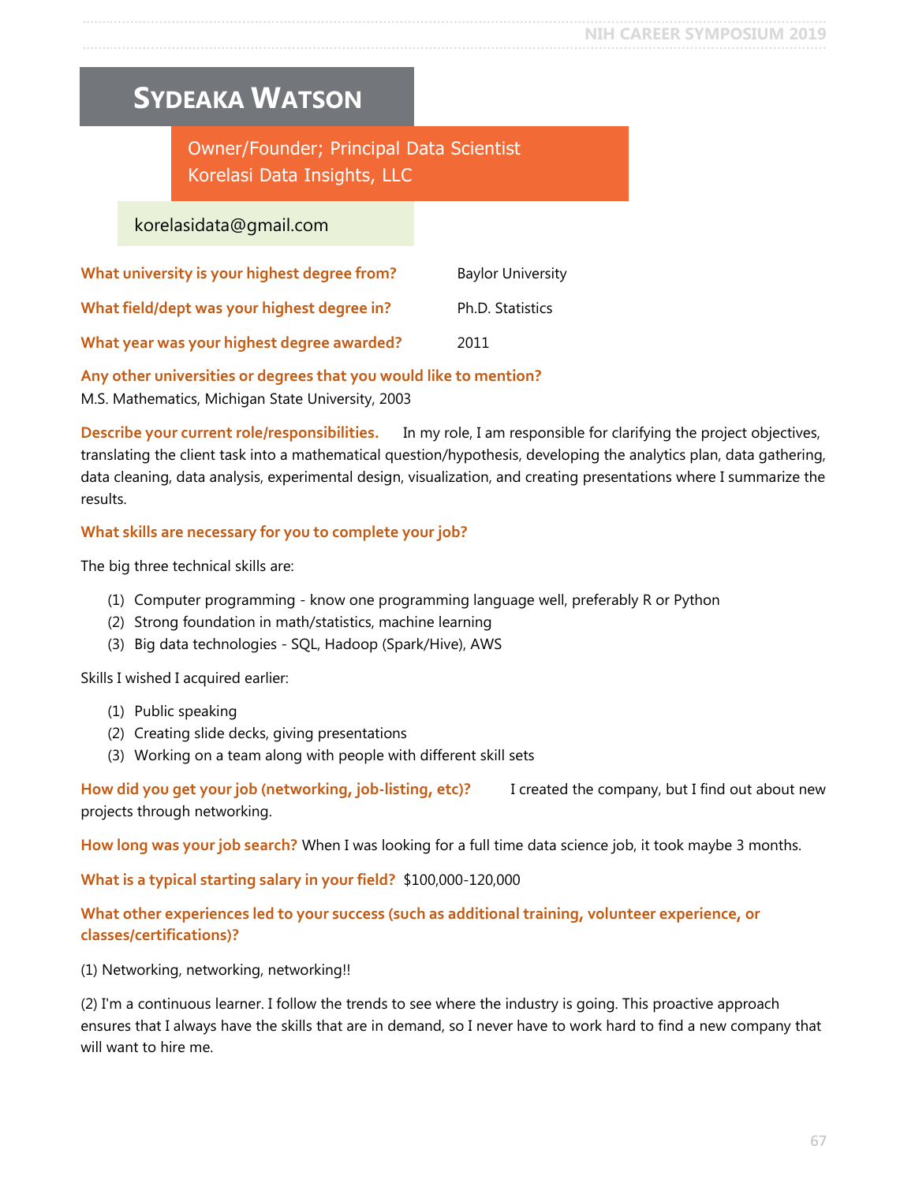# Sydeaka Watson

Owner/Founder; Principal Data Scientist
Korelasi Data Insights, LLC

korelasidata@gmail.com

**What university is your highest degree from?** Baylor University

**What field/dept was your highest degree in?** Ph.D. Statistics

**What year was your highest degree awarded?** 2011

**Any other universities or degrees that you would like to mention?**
M.S. Mathematics, Michigan State University, 2003

**Describe your current role/responsibilities.** In my role, I am responsible for clarifying the project objectives, translating the client task into a mathematical question/hypothesis, developing the analytics plan, data gathering, data cleaning, data analysis, experimental design, visualization, and creating presentations where I summarize the results.

**What skills are necessary for you to complete your job?**

The big three technical skills are:

(1) Computer programming - know one programming language well, preferably R or Python
(2) Strong foundation in math/statistics, machine learning
(3) Big data technologies - SQL, Hadoop (Spark/Hive), AWS

Skills I wished I acquired earlier:

(1) Public speaking
(2) Creating slide decks, giving presentations
(3) Working on a team along with people with different skill sets

**How did you get your job (networking, job-listing, etc)?** I created the company, but I find out about new projects through networking.

**How long was your job search?** When I was looking for a full time data science job, it took maybe 3 months.

**What is a typical starting salary in your field?** $100,000-120,000

**What other experiences led to your success (such as additional training, volunteer experience, or classes/certifications)?**

(1) Networking, networking, networking!!

(2) I'm a continuous learner. I follow the trends to see where the industry is going. This proactive approach ensures that I always have the skills that are in demand, so I never have to work hard to find a new company that will want to hire me.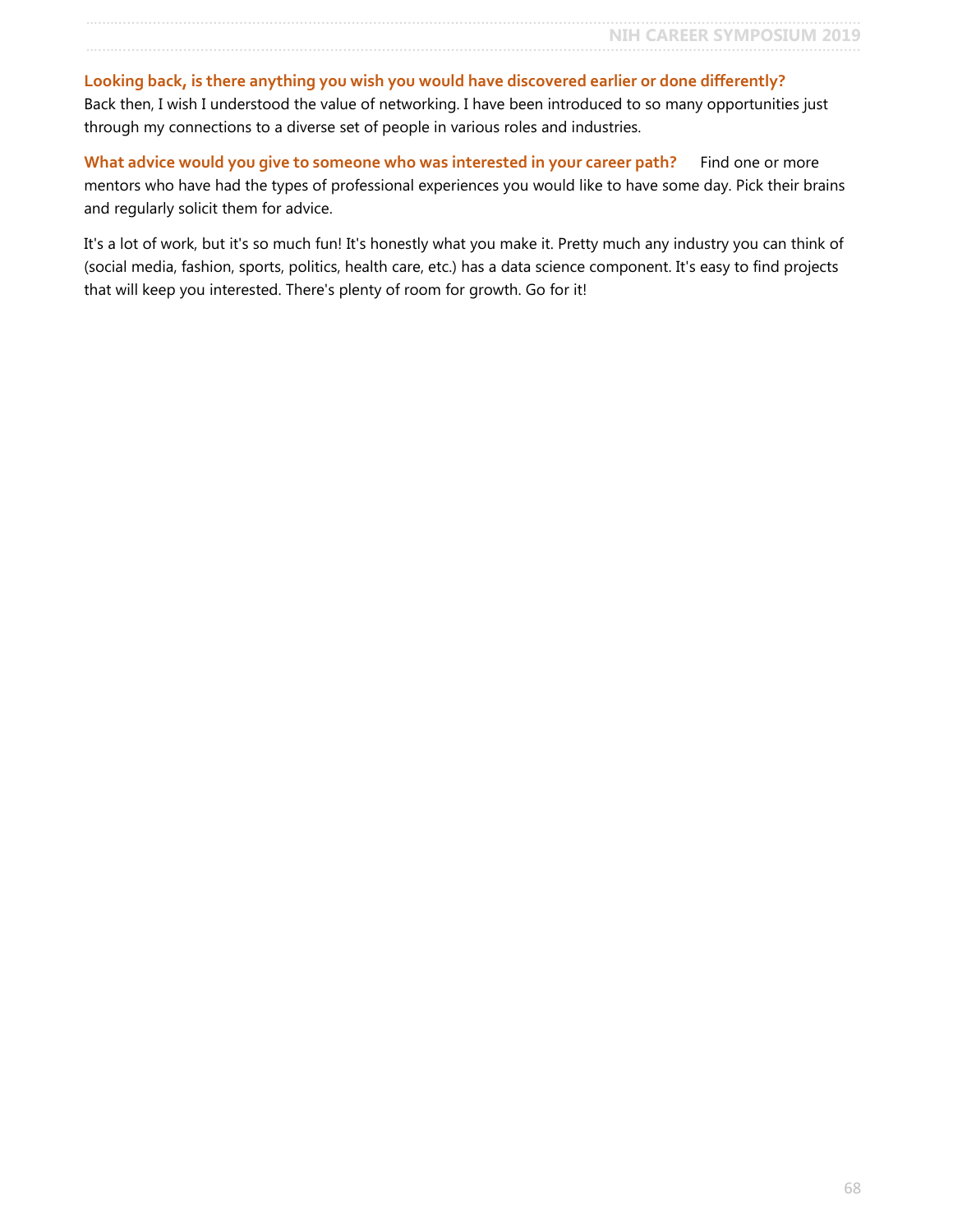**Looking back, is there anything you wish you would have discovered earlier or done differently?**
Back then, I wish I understood the value of networking. I have been introduced to so many opportunities just through my connections to a diverse set of people in various roles and industries.

**What advice would you give to someone who was interested in your career path?** Find one or more mentors who have had the types of professional experiences you would like to have some day. Pick their brains and regularly solicit them for advice.

It's a lot of work, but it's so much fun! It's honestly what you make it. Pretty much any industry you can think of (social media, fashion, sports, politics, health care, etc.) has a data science component. It's easy to find projects that will keep you interested. There's plenty of room for growth. Go for it!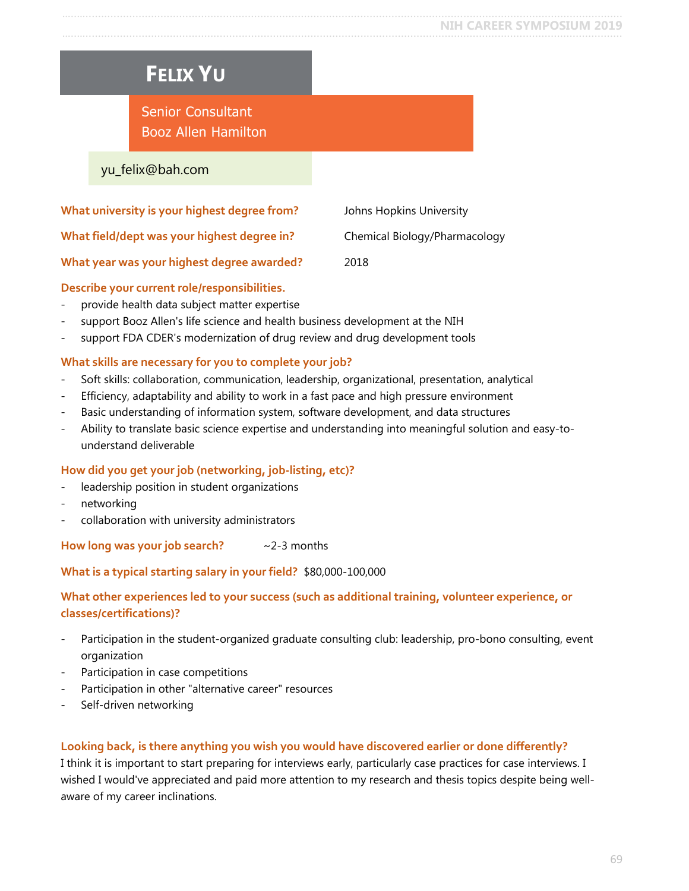# Felix Yu

Senior Consultant
Booz Allen Hamilton

yu_felix@bah.com

**What university is your highest degree from?** Johns Hopkins University

**What field/dept was your highest degree in?** Chemical Biology/Pharmacology

**What year was your highest degree awarded?** 2018

**Describe your current role/responsibilities.**

- provide health data subject matter expertise
- support Booz Allen's life science and health business development at the NIH
- support FDA CDER's modernization of drug review and drug development tools

**What skills are necessary for you to complete your job?**

- Soft skills: collaboration, communication, leadership, organizational, presentation, analytical
- Efficiency, adaptability and ability to work in a fast pace and high pressure environment
- Basic understanding of information system, software development, and data structures
- Ability to translate basic science expertise and understanding into meaningful solution and easy-to-understand deliverable

**How did you get your job (networking, job-listing, etc)?**

- leadership position in student organizations
- networking
- collaboration with university administrators

**How long was your job search?** ~2-3 months

**What is a typical starting salary in your field?** $80,000-100,000

**What other experiences led to your success (such as additional training, volunteer experience, or classes/certifications)?**

- Participation in the student-organized graduate consulting club: leadership, pro-bono consulting, event organization
- Participation in case competitions
- Participation in other "alternative career" resources
- Self-driven networking

**Looking back, is there anything you wish you would have discovered earlier or done differently?**

I think it is important to start preparing for interviews early, particularly case practices for case interviews. I wished I would've appreciated and paid more attention to my research and thesis topics despite being well-aware of my career inclinations.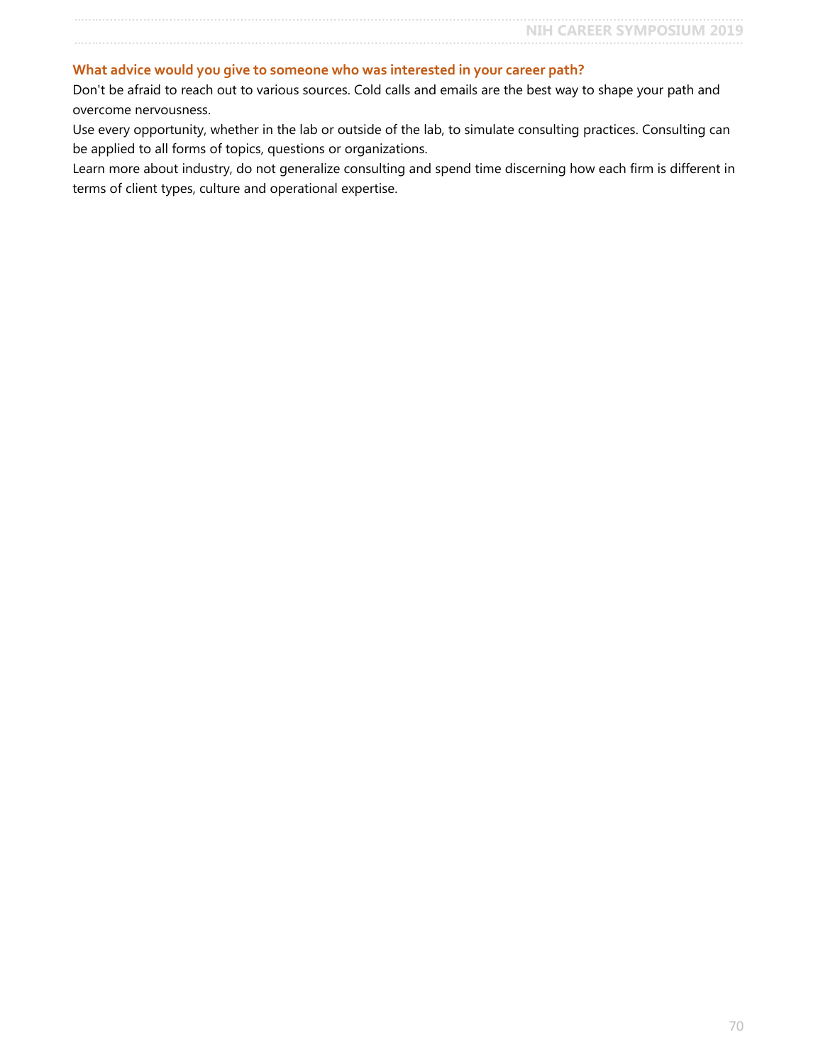### What advice would you give to someone who was interested in your career path?

Don't be afraid to reach out to various sources. Cold calls and emails are the best way to shape your path and overcome nervousness.

Use every opportunity, whether in the lab or outside of the lab, to simulate consulting practices. Consulting can be applied to all forms of topics, questions or organizations.

Learn more about industry, do not generalize consulting and spend time discerning how each firm is different in terms of client types, culture and operational expertise.